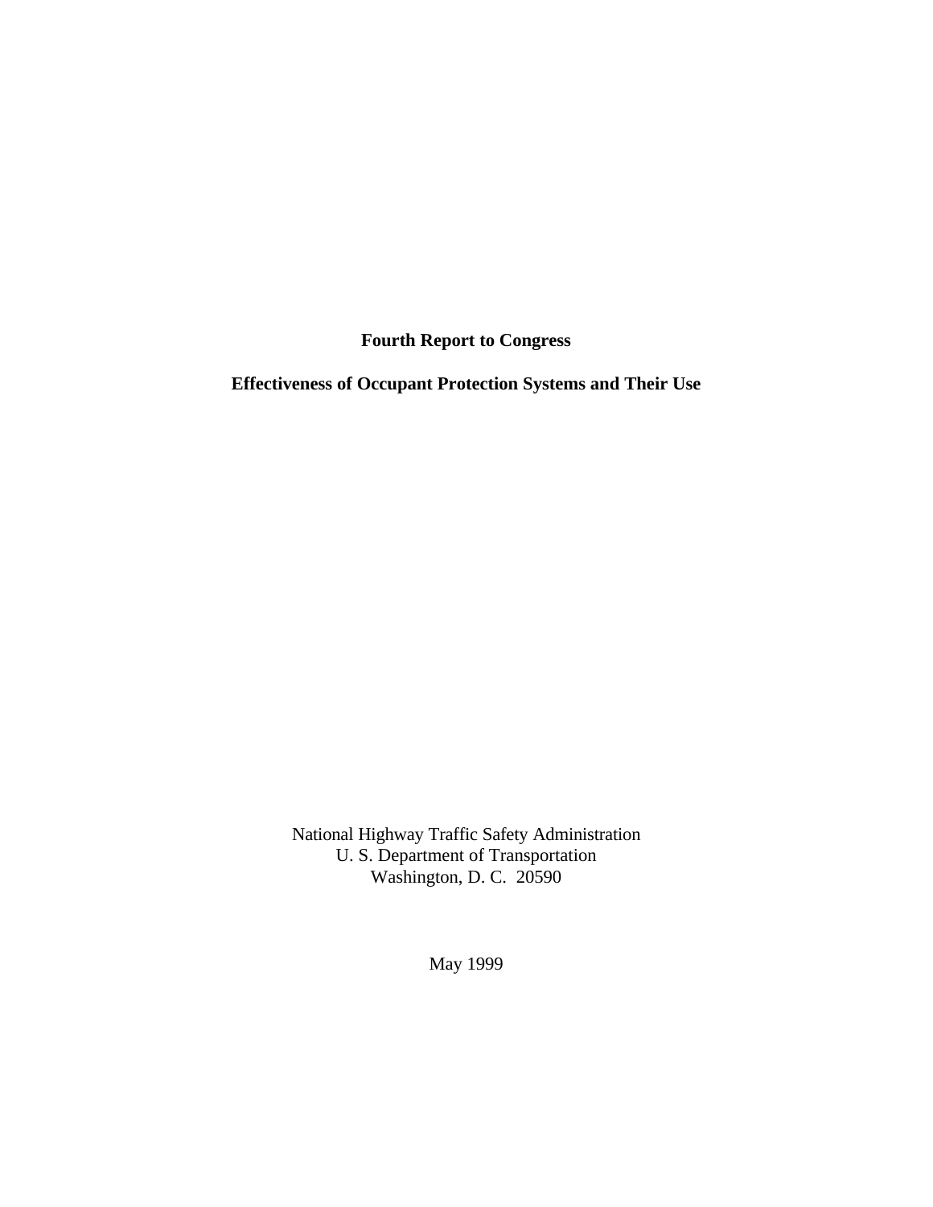# Fourth Report to Congress

## Effectiveness of Occupant Protection Systems and Their Use

National Highway Traffic Safety Administration
U. S. Department of Transportation
Washington, D. C. 20590

May 1999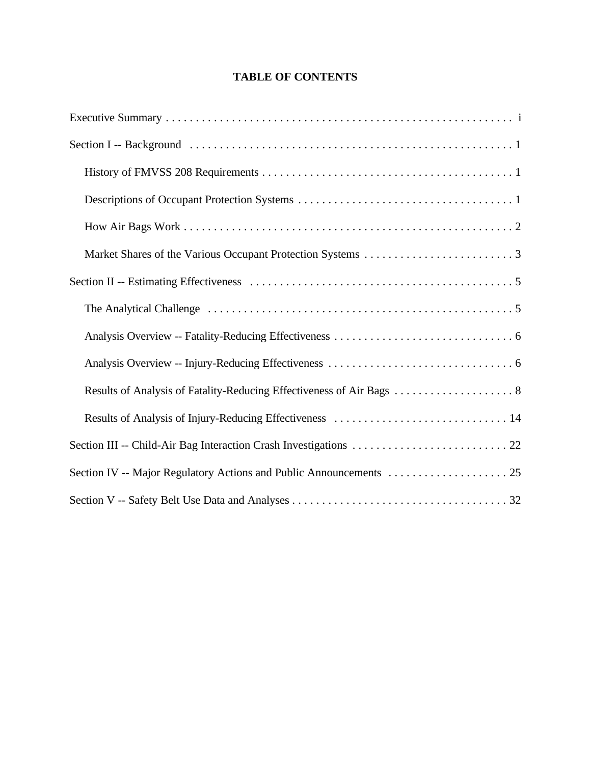# TABLE OF CONTENTS

Executive Summary . . . . . . . . . . . . . . . . . . . . . . . . . . . . . . . . . . . . . . . . . . . . . . . . . . . . . . . . . i

Section I -- Background . . . . . . . . . . . . . . . . . . . . . . . . . . . . . . . . . . . . . . . . . . . . . . . . . . . . . . 1

- History of FMVSS 208 Requirements . . . . . . . . . . . . . . . . . . . . . . . . . . . . . . . . . . . . . . . . . . 1
- Descriptions of Occupant Protection Systems . . . . . . . . . . . . . . . . . . . . . . . . . . . . . . . . . . . . 1
- How Air Bags Work . . . . . . . . . . . . . . . . . . . . . . . . . . . . . . . . . . . . . . . . . . . . . . . . . . . . . . . 2
- Market Shares of the Various Occupant Protection Systems . . . . . . . . . . . . . . . . . . . . . . . . . 3

Section II -- Estimating Effectiveness . . . . . . . . . . . . . . . . . . . . . . . . . . . . . . . . . . . . . . . . . . . . 5

- The Analytical Challenge . . . . . . . . . . . . . . . . . . . . . . . . . . . . . . . . . . . . . . . . . . . . . . . . . . . 5
- Analysis Overview -- Fatality-Reducing Effectiveness . . . . . . . . . . . . . . . . . . . . . . . . . . . . . . 6
- Analysis Overview -- Injury-Reducing Effectiveness . . . . . . . . . . . . . . . . . . . . . . . . . . . . . . . 6
- Results of Analysis of Fatality-Reducing Effectiveness of Air Bags . . . . . . . . . . . . . . . . . . . . 8
- Results of Analysis of Injury-Reducing Effectiveness . . . . . . . . . . . . . . . . . . . . . . . . . . . . . 14

Section III -- Child-Air Bag Interaction Crash Investigations . . . . . . . . . . . . . . . . . . . . . . . . . . 22

Section IV -- Major Regulatory Actions and Public Announcements . . . . . . . . . . . . . . . . . . . . 25

Section V -- Safety Belt Use Data and Analyses . . . . . . . . . . . . . . . . . . . . . . . . . . . . . . . . . . . . 32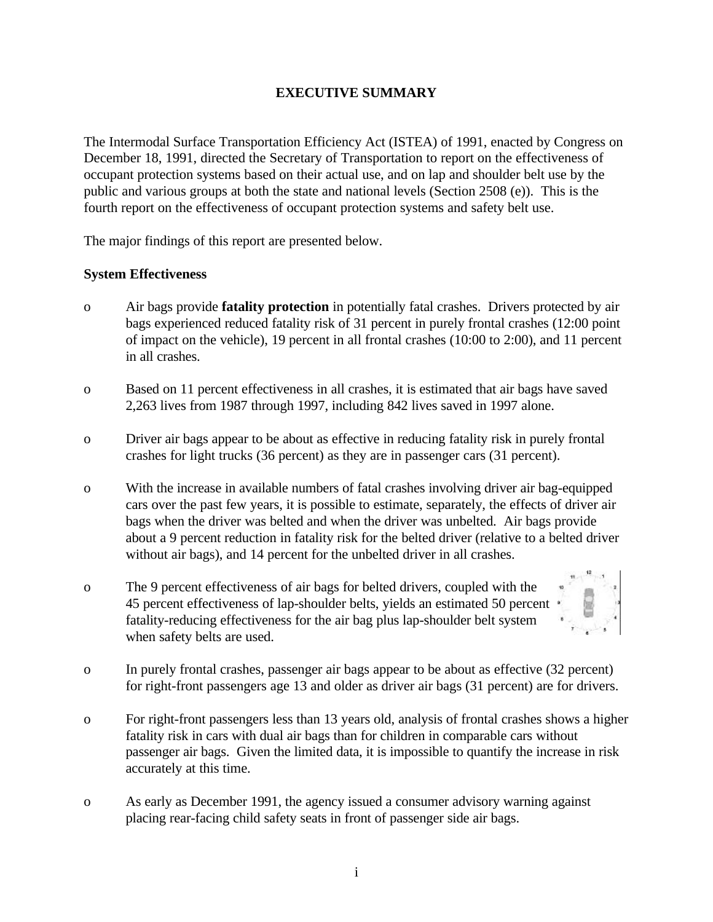## EXECUTIVE SUMMARY

The Intermodal Surface Transportation Efficiency Act (ISTEA) of 1991, enacted by Congress on December 18, 1991, directed the Secretary of Transportation to report on the effectiveness of occupant protection systems based on their actual use, and on lap and shoulder belt use by the public and various groups at both the state and national levels (Section 2508 (e)). This is the fourth report on the effectiveness of occupant protection systems and safety belt use.

The major findings of this report are presented below.

### System Effectiveness

- Air bags provide **fatality protection** in potentially fatal crashes. Drivers protected by air bags experienced reduced fatality risk of 31 percent in purely frontal crashes (12:00 point of impact on the vehicle), 19 percent in all frontal crashes (10:00 to 2:00), and 11 percent in all crashes.

- Based on 11 percent effectiveness in all crashes, it is estimated that air bags have saved 2,263 lives from 1987 through 1997, including 842 lives saved in 1997 alone.

- Driver air bags appear to be about as effective in reducing fatality risk in purely frontal crashes for light trucks (36 percent) as they are in passenger cars (31 percent).

- With the increase in available numbers of fatal crashes involving driver air bag-equipped cars over the past few years, it is possible to estimate, separately, the effects of driver air bags when the driver was belted and when the driver was unbelted. Air bags provide about a 9 percent reduction in fatality risk for the belted driver (relative to a belted driver without air bags), and 14 percent for the unbelted driver in all crashes.

- The 9 percent effectiveness of air bags for belted drivers, coupled with the 45 percent effectiveness of lap-shoulder belts, yields an estimated 50 percent fatality-reducing effectiveness for the air bag plus lap-shoulder belt system when safety belts are used.

- In purely frontal crashes, passenger air bags appear to be about as effective (32 percent) for right-front passengers age 13 and older as driver air bags (31 percent) are for drivers.

- For right-front passengers less than 13 years old, analysis of frontal crashes shows a higher fatality risk in cars with dual air bags than for children in comparable cars without passenger air bags. Given the limited data, it is impossible to quantify the increase in risk accurately at this time.

- As early as December 1991, the agency issued a consumer advisory warning against placing rear-facing child safety seats in front of passenger side air bags.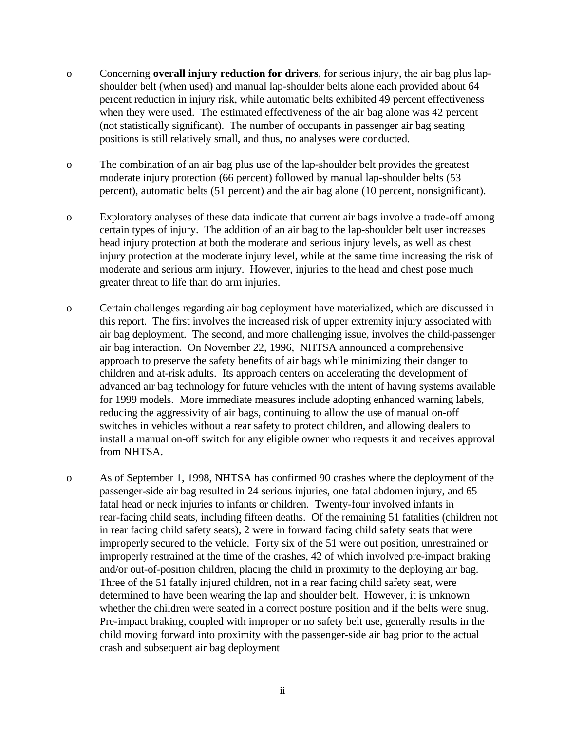- Concerning **overall injury reduction for drivers**, for serious injury, the air bag plus lap-shoulder belt (when used) and manual lap-shoulder belts alone each provided about 64 percent reduction in injury risk, while automatic belts exhibited 49 percent effectiveness when they were used. The estimated effectiveness of the air bag alone was 42 percent (not statistically significant). The number of occupants in passenger air bag seating positions is still relatively small, and thus, no analyses were conducted.

- The combination of an air bag plus use of the lap-shoulder belt provides the greatest moderate injury protection (66 percent) followed by manual lap-shoulder belts (53 percent), automatic belts (51 percent) and the air bag alone (10 percent, nonsignificant).

- Exploratory analyses of these data indicate that current air bags involve a trade-off among certain types of injury. The addition of an air bag to the lap-shoulder belt user increases head injury protection at both the moderate and serious injury levels, as well as chest injury protection at the moderate injury level, while at the same time increasing the risk of moderate and serious arm injury. However, injuries to the head and chest pose much greater threat to life than do arm injuries.

- Certain challenges regarding air bag deployment have materialized, which are discussed in this report. The first involves the increased risk of upper extremity injury associated with air bag deployment. The second, and more challenging issue, involves the child-passenger air bag interaction. On November 22, 1996, NHTSA announced a comprehensive approach to preserve the safety benefits of air bags while minimizing their danger to children and at-risk adults. Its approach centers on accelerating the development of advanced air bag technology for future vehicles with the intent of having systems available for 1999 models. More immediate measures include adopting enhanced warning labels, reducing the aggressivity of air bags, continuing to allow the use of manual on-off switches in vehicles without a rear safety to protect children, and allowing dealers to install a manual on-off switch for any eligible owner who requests it and receives approval from NHTSA.

- As of September 1, 1998, NHTSA has confirmed 90 crashes where the deployment of the passenger-side air bag resulted in 24 serious injuries, one fatal abdomen injury, and 65 fatal head or neck injuries to infants or children. Twenty-four involved infants in rear-facing child seats, including fifteen deaths. Of the remaining 51 fatalities (children not in rear facing child safety seats), 2 were in forward facing child safety seats that were improperly secured to the vehicle. Forty six of the 51 were out position, unrestrained or improperly restrained at the time of the crashes, 42 of which involved pre-impact braking and/or out-of-position children, placing the child in proximity to the deploying air bag. Three of the 51 fatally injured children, not in a rear facing child safety seat, were determined to have been wearing the lap and shoulder belt. However, it is unknown whether the children were seated in a correct posture position and if the belts were snug. Pre-impact braking, coupled with improper or no safety belt use, generally results in the child moving forward into proximity with the passenger-side air bag prior to the actual crash and subsequent air bag deployment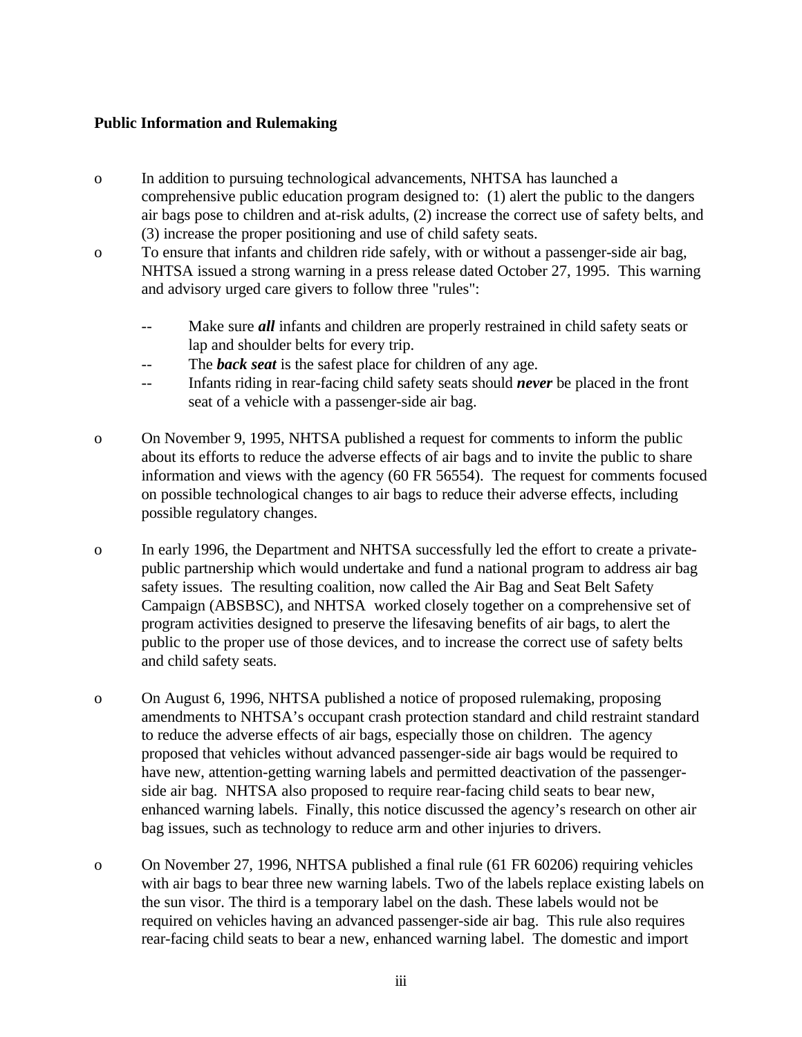**Public Information and Rulemaking**

- In addition to pursuing technological advancements, NHTSA has launched a comprehensive public education program designed to: (1) alert the public to the dangers air bags pose to children and at-risk adults, (2) increase the correct use of safety belts, and (3) increase the proper positioning and use of child safety seats.
- To ensure that infants and children ride safely, with or without a passenger-side air bag, NHTSA issued a strong warning in a press release dated October 27, 1995. This warning and advisory urged care givers to follow three "rules":
  - Make sure ***all*** infants and children are properly restrained in child safety seats or lap and shoulder belts for every trip.
  - The ***back seat*** is the safest place for children of any age.
  - Infants riding in rear-facing child safety seats should ***never*** be placed in the front seat of a vehicle with a passenger-side air bag.

- On November 9, 1995, NHTSA published a request for comments to inform the public about its efforts to reduce the adverse effects of air bags and to invite the public to share information and views with the agency (60 FR 56554). The request for comments focused on possible technological changes to air bags to reduce their adverse effects, including possible regulatory changes.

- In early 1996, the Department and NHTSA successfully led the effort to create a private-public partnership which would undertake and fund a national program to address air bag safety issues. The resulting coalition, now called the Air Bag and Seat Belt Safety Campaign (ABSBSC), and NHTSA worked closely together on a comprehensive set of program activities designed to preserve the lifesaving benefits of air bags, to alert the public to the proper use of those devices, and to increase the correct use of safety belts and child safety seats.

- On August 6, 1996, NHTSA published a notice of proposed rulemaking, proposing amendments to NHTSA's occupant crash protection standard and child restraint standard to reduce the adverse effects of air bags, especially those on children. The agency proposed that vehicles without advanced passenger-side air bags would be required to have new, attention-getting warning labels and permitted deactivation of the passenger-side air bag. NHTSA also proposed to require rear-facing child seats to bear new, enhanced warning labels. Finally, this notice discussed the agency's research on other air bag issues, such as technology to reduce arm and other injuries to drivers.

- On November 27, 1996, NHTSA published a final rule (61 FR 60206) requiring vehicles with air bags to bear three new warning labels. Two of the labels replace existing labels on the sun visor. The third is a temporary label on the dash. These labels would not be required on vehicles having an advanced passenger-side air bag. This rule also requires rear-facing child seats to bear a new, enhanced warning label. The domestic and import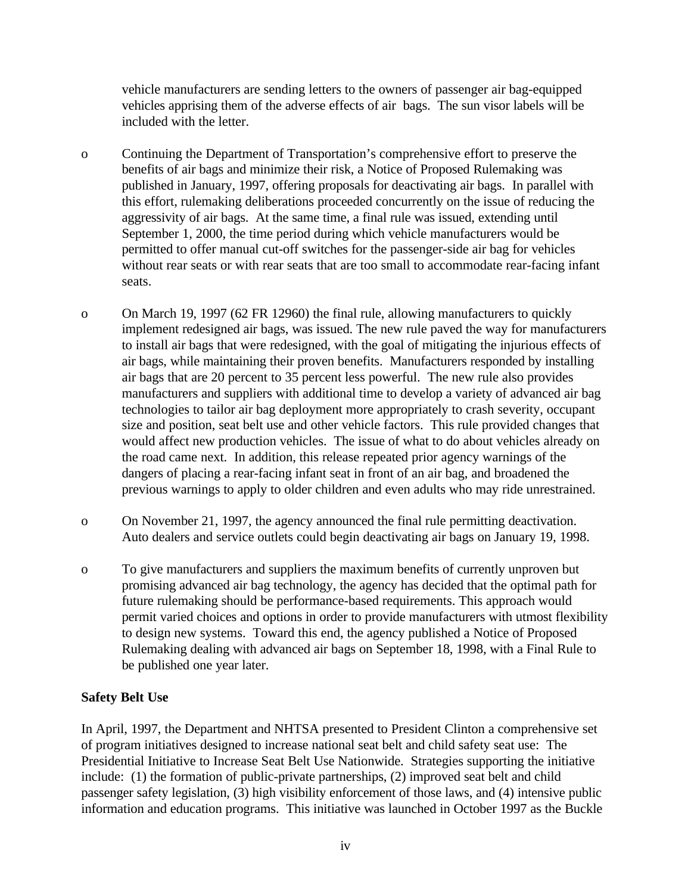vehicle manufacturers are sending letters to the owners of passenger air bag-equipped vehicles apprising them of the adverse effects of air bags. The sun visor labels will be included with the letter.

- Continuing the Department of Transportation's comprehensive effort to preserve the benefits of air bags and minimize their risk, a Notice of Proposed Rulemaking was published in January, 1997, offering proposals for deactivating air bags. In parallel with this effort, rulemaking deliberations proceeded concurrently on the issue of reducing the aggressivity of air bags. At the same time, a final rule was issued, extending until September 1, 2000, the time period during which vehicle manufacturers would be permitted to offer manual cut-off switches for the passenger-side air bag for vehicles without rear seats or with rear seats that are too small to accommodate rear-facing infant seats.

- On March 19, 1997 (62 FR 12960) the final rule, allowing manufacturers to quickly implement redesigned air bags, was issued. The new rule paved the way for manufacturers to install air bags that were redesigned, with the goal of mitigating the injurious effects of air bags, while maintaining their proven benefits. Manufacturers responded by installing air bags that are 20 percent to 35 percent less powerful. The new rule also provides manufacturers and suppliers with additional time to develop a variety of advanced air bag technologies to tailor air bag deployment more appropriately to crash severity, occupant size and position, seat belt use and other vehicle factors. This rule provided changes that would affect new production vehicles. The issue of what to do about vehicles already on the road came next. In addition, this release repeated prior agency warnings of the dangers of placing a rear-facing infant seat in front of an air bag, and broadened the previous warnings to apply to older children and even adults who may ride unrestrained.

- On November 21, 1997, the agency announced the final rule permitting deactivation. Auto dealers and service outlets could begin deactivating air bags on January 19, 1998.

- To give manufacturers and suppliers the maximum benefits of currently unproven but promising advanced air bag technology, the agency has decided that the optimal path for future rulemaking should be performance-based requirements. This approach would permit varied choices and options in order to provide manufacturers with utmost flexibility to design new systems. Toward this end, the agency published a Notice of Proposed Rulemaking dealing with advanced air bags on September 18, 1998, with a Final Rule to be published one year later.

**Safety Belt Use**

In April, 1997, the Department and NHTSA presented to President Clinton a comprehensive set of program initiatives designed to increase national seat belt and child safety seat use: The Presidential Initiative to Increase Seat Belt Use Nationwide. Strategies supporting the initiative include: (1) the formation of public-private partnerships, (2) improved seat belt and child passenger safety legislation, (3) high visibility enforcement of those laws, and (4) intensive public information and education programs. This initiative was launched in October 1997 as the Buckle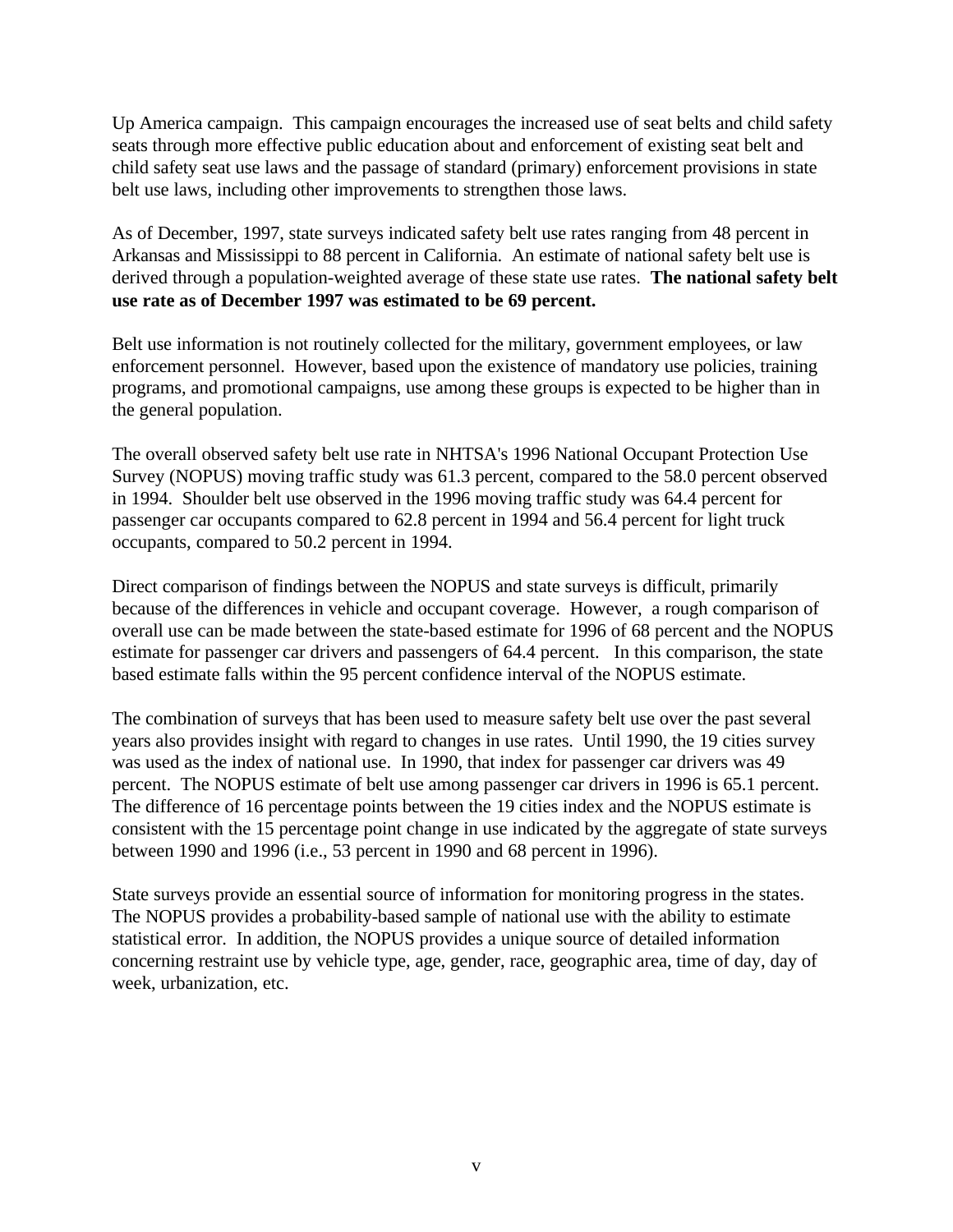Up America campaign.  This campaign encourages the increased use of seat belts and child safety seats through more effective public education about and enforcement of existing seat belt and child safety seat use laws and the passage of standard (primary) enforcement provisions in state belt use laws, including other improvements to strengthen those laws.

As of December, 1997, state surveys indicated safety belt use rates ranging from 48 percent in Arkansas and Mississippi to 88 percent in California.  An estimate of national safety belt use is derived through a population-weighted average of these state use rates.  **The national safety belt use rate as of December 1997 was estimated to be 69 percent.**

Belt use information is not routinely collected for the military, government employees, or law enforcement personnel.  However, based upon the existence of mandatory use policies, training programs, and promotional campaigns, use among these groups is expected to be higher than in the general population.

The overall observed safety belt use rate in NHTSA's 1996 National Occupant Protection Use Survey (NOPUS) moving traffic study was 61.3 percent, compared to the 58.0 percent observed in 1994.  Shoulder belt use observed in the 1996 moving traffic study was 64.4 percent for passenger car occupants compared to 62.8 percent in 1994 and 56.4 percent for light truck occupants, compared to 50.2 percent in 1994.

Direct comparison of findings between the NOPUS and state surveys is difficult, primarily because of the differences in vehicle and occupant coverage.  However,  a rough comparison of overall use can be made between the state-based estimate for 1996 of 68 percent and the NOPUS estimate for passenger car drivers and passengers of 64.4 percent.   In this comparison, the state based estimate falls within the 95 percent confidence interval of the NOPUS estimate.

The combination of surveys that has been used to measure safety belt use over the past several years also provides insight with regard to changes in use rates.  Until 1990, the 19 cities survey was used as the index of national use.  In 1990, that index for passenger car drivers was 49 percent.  The NOPUS estimate of belt use among passenger car drivers in 1996 is 65.1 percent.  The difference of 16 percentage points between the 19 cities index and the NOPUS estimate is consistent with the 15 percentage point change in use indicated by the aggregate of state surveys between 1990 and 1996 (i.e., 53 percent in 1990 and 68 percent in 1996).

State surveys provide an essential source of information for monitoring progress in the states.  The NOPUS provides a probability-based sample of national use with the ability to estimate statistical error.  In addition, the NOPUS provides a unique source of detailed information concerning restraint use by vehicle type, age, gender, race, geographic area, time of day, day of week, urbanization, etc.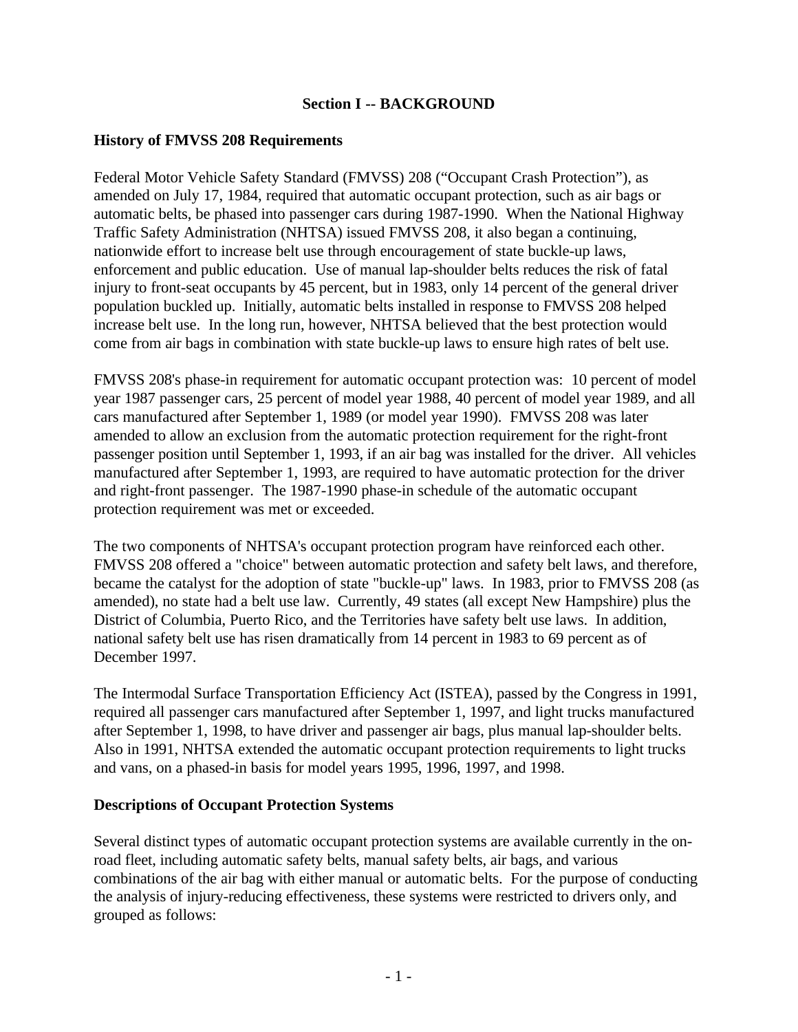## Section I -- BACKGROUND

### History of FMVSS 208 Requirements

Federal Motor Vehicle Safety Standard (FMVSS) 208 ("Occupant Crash Protection"), as amended on July 17, 1984, required that automatic occupant protection, such as air bags or automatic belts, be phased into passenger cars during 1987-1990. When the National Highway Traffic Safety Administration (NHTSA) issued FMVSS 208, it also began a continuing, nationwide effort to increase belt use through encouragement of state buckle-up laws, enforcement and public education. Use of manual lap-shoulder belts reduces the risk of fatal injury to front-seat occupants by 45 percent, but in 1983, only 14 percent of the general driver population buckled up. Initially, automatic belts installed in response to FMVSS 208 helped increase belt use. In the long run, however, NHTSA believed that the best protection would come from air bags in combination with state buckle-up laws to ensure high rates of belt use.

FMVSS 208's phase-in requirement for automatic occupant protection was: 10 percent of model year 1987 passenger cars, 25 percent of model year 1988, 40 percent of model year 1989, and all cars manufactured after September 1, 1989 (or model year 1990). FMVSS 208 was later amended to allow an exclusion from the automatic protection requirement for the right-front passenger position until September 1, 1993, if an air bag was installed for the driver. All vehicles manufactured after September 1, 1993, are required to have automatic protection for the driver and right-front passenger. The 1987-1990 phase-in schedule of the automatic occupant protection requirement was met or exceeded.

The two components of NHTSA's occupant protection program have reinforced each other. FMVSS 208 offered a "choice" between automatic protection and safety belt laws, and therefore, became the catalyst for the adoption of state "buckle-up" laws. In 1983, prior to FMVSS 208 (as amended), no state had a belt use law. Currently, 49 states (all except New Hampshire) plus the District of Columbia, Puerto Rico, and the Territories have safety belt use laws. In addition, national safety belt use has risen dramatically from 14 percent in 1983 to 69 percent as of December 1997.

The Intermodal Surface Transportation Efficiency Act (ISTEA), passed by the Congress in 1991, required all passenger cars manufactured after September 1, 1997, and light trucks manufactured after September 1, 1998, to have driver and passenger air bags, plus manual lap-shoulder belts. Also in 1991, NHTSA extended the automatic occupant protection requirements to light trucks and vans, on a phased-in basis for model years 1995, 1996, 1997, and 1998.

### Descriptions of Occupant Protection Systems

Several distinct types of automatic occupant protection systems are available currently in the on-road fleet, including automatic safety belts, manual safety belts, air bags, and various combinations of the air bag with either manual or automatic belts. For the purpose of conducting the analysis of injury-reducing effectiveness, these systems were restricted to drivers only, and grouped as follows: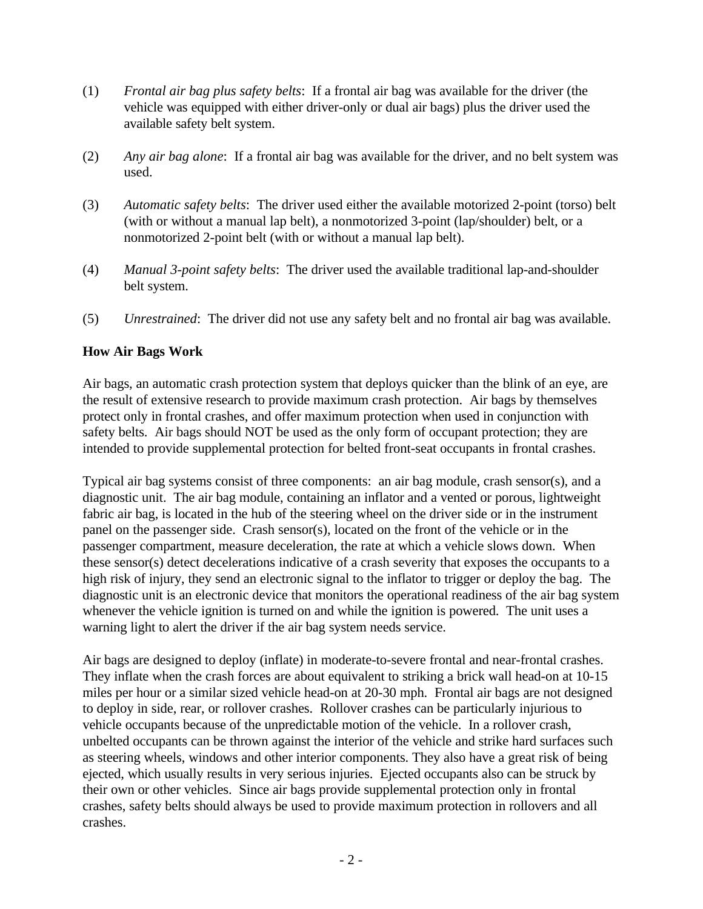(1) *Frontal air bag plus safety belts*: If a frontal air bag was available for the driver (the vehicle was equipped with either driver-only or dual air bags) plus the driver used the available safety belt system.

(2) *Any air bag alone*: If a frontal air bag was available for the driver, and no belt system was used.

(3) *Automatic safety belts*: The driver used either the available motorized 2-point (torso) belt (with or without a manual lap belt), a nonmotorized 3-point (lap/shoulder) belt, or a nonmotorized 2-point belt (with or without a manual lap belt).

(4) *Manual 3-point safety belts*: The driver used the available traditional lap-and-shoulder belt system.

(5) *Unrestrained*: The driver did not use any safety belt and no frontal air bag was available.

**How Air Bags Work**

Air bags, an automatic crash protection system that deploys quicker than the blink of an eye, are the result of extensive research to provide maximum crash protection. Air bags by themselves protect only in frontal crashes, and offer maximum protection when used in conjunction with safety belts. Air bags should NOT be used as the only form of occupant protection; they are intended to provide supplemental protection for belted front-seat occupants in frontal crashes.

Typical air bag systems consist of three components: an air bag module, crash sensor(s), and a diagnostic unit. The air bag module, containing an inflator and a vented or porous, lightweight fabric air bag, is located in the hub of the steering wheel on the driver side or in the instrument panel on the passenger side. Crash sensor(s), located on the front of the vehicle or in the passenger compartment, measure deceleration, the rate at which a vehicle slows down. When these sensor(s) detect decelerations indicative of a crash severity that exposes the occupants to a high risk of injury, they send an electronic signal to the inflator to trigger or deploy the bag. The diagnostic unit is an electronic device that monitors the operational readiness of the air bag system whenever the vehicle ignition is turned on and while the ignition is powered. The unit uses a warning light to alert the driver if the air bag system needs service.

Air bags are designed to deploy (inflate) in moderate-to-severe frontal and near-frontal crashes. They inflate when the crash forces are about equivalent to striking a brick wall head-on at 10-15 miles per hour or a similar sized vehicle head-on at 20-30 mph. Frontal air bags are not designed to deploy in side, rear, or rollover crashes. Rollover crashes can be particularly injurious to vehicle occupants because of the unpredictable motion of the vehicle. In a rollover crash, unbelted occupants can be thrown against the interior of the vehicle and strike hard surfaces such as steering wheels, windows and other interior components. They also have a great risk of being ejected, which usually results in very serious injuries. Ejected occupants also can be struck by their own or other vehicles. Since air bags provide supplemental protection only in frontal crashes, safety belts should always be used to provide maximum protection in rollovers and all crashes.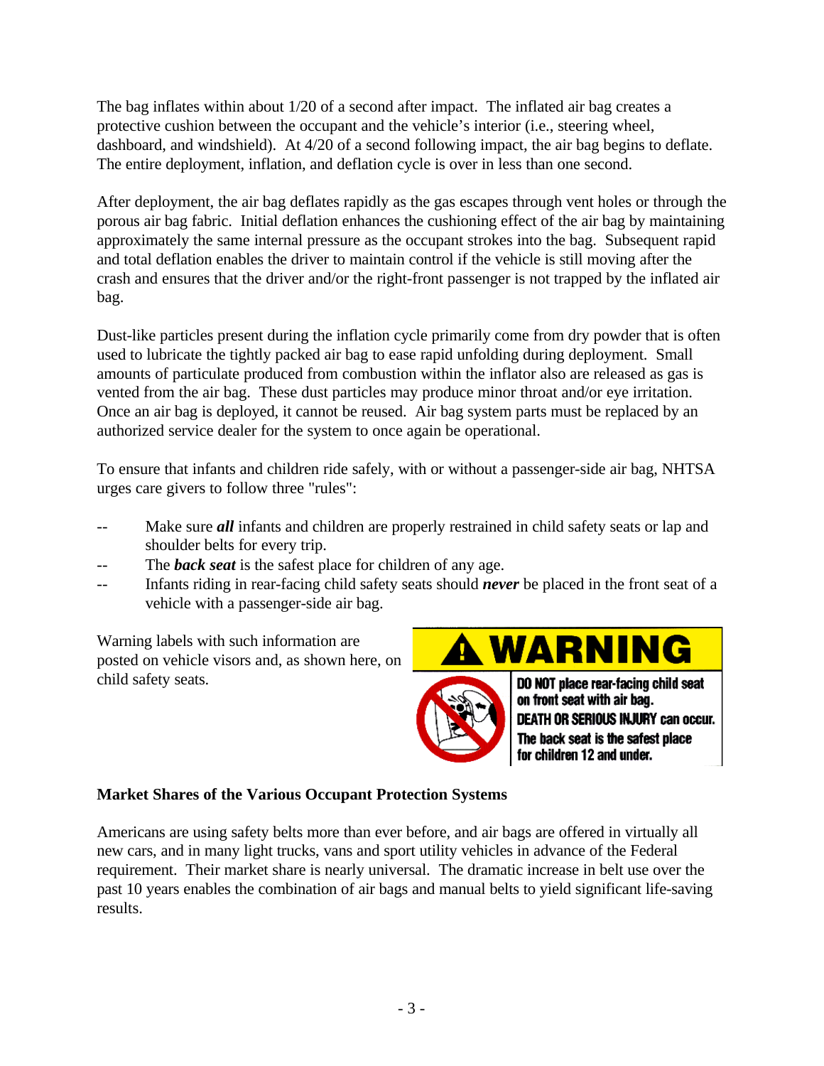The bag inflates within about 1/20 of a second after impact. The inflated air bag creates a protective cushion between the occupant and the vehicle's interior (i.e., steering wheel, dashboard, and windshield). At 4/20 of a second following impact, the air bag begins to deflate. The entire deployment, inflation, and deflation cycle is over in less than one second.

After deployment, the air bag deflates rapidly as the gas escapes through vent holes or through the porous air bag fabric. Initial deflation enhances the cushioning effect of the air bag by maintaining approximately the same internal pressure as the occupant strokes into the bag. Subsequent rapid and total deflation enables the driver to maintain control if the vehicle is still moving after the crash and ensures that the driver and/or the right-front passenger is not trapped by the inflated air bag.

Dust-like particles present during the inflation cycle primarily come from dry powder that is often used to lubricate the tightly packed air bag to ease rapid unfolding during deployment. Small amounts of particulate produced from combustion within the inflator also are released as gas is vented from the air bag. These dust particles may produce minor throat and/or eye irritation. Once an air bag is deployed, it cannot be reused. Air bag system parts must be replaced by an authorized service dealer for the system to once again be operational.

To ensure that infants and children ride safely, with or without a passenger-side air bag, NHTSA urges care givers to follow three "rules":

-- Make sure ***all*** infants and children are properly restrained in child safety seats or lap and shoulder belts for every trip.

-- The ***back seat*** is the safest place for children of any age.

-- Infants riding in rear-facing child safety seats should ***never*** be placed in the front seat of a vehicle with a passenger-side air bag.

Warning labels with such information are posted on vehicle visors and, as shown here, on child safety seats.

**WARNING**

**DO NOT place rear-facing child seat on front seat with air bag. DEATH OR SERIOUS INJURY can occur. The back seat is the safest place for children 12 and under.**

**Market Shares of the Various Occupant Protection Systems**

Americans are using safety belts more than ever before, and air bags are offered in virtually all new cars, and in many light trucks, vans and sport utility vehicles in advance of the Federal requirement. Their market share is nearly universal. The dramatic increase in belt use over the past 10 years enables the combination of air bags and manual belts to yield significant life-saving results.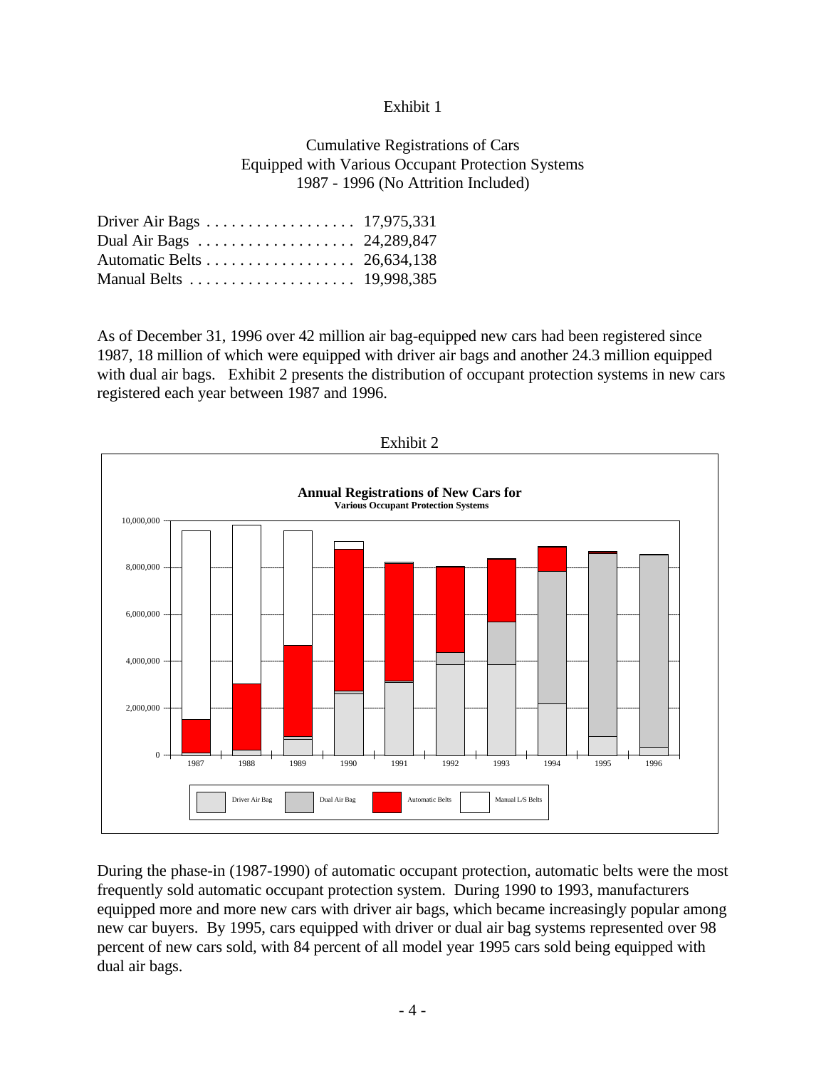Exhibit 1

Cumulative Registrations of Cars
Equipped with Various Occupant Protection Systems
1987 - 1996 (No Attrition Included)

| | |
|---|---|
| Driver Air Bags | 17,975,331 |
| Dual Air Bags | 24,289,847 |
| Automatic Belts | 26,634,138 |
| Manual Belts | 19,998,385 |

As of December 31, 1996 over 42 million air bag-equipped new cars had been registered since 1987, 18 million of which were equipped with driver air bags and another 24.3 million equipped with dual air bags. Exhibit 2 presents the distribution of occupant protection systems in new cars registered each year between 1987 and 1996.

Exhibit 2

**Annual Registrations of New Cars for**
**Various Occupant Protection Systems**

During the phase-in (1987-1990) of automatic occupant protection, automatic belts were the most frequently sold automatic occupant protection system. During 1990 to 1993, manufacturers equipped more and more new cars with driver air bags, which became increasingly popular among new car buyers. By 1995, cars equipped with driver or dual air bag systems represented over 98 percent of new cars sold, with 84 percent of all model year 1995 cars sold being equipped with dual air bags.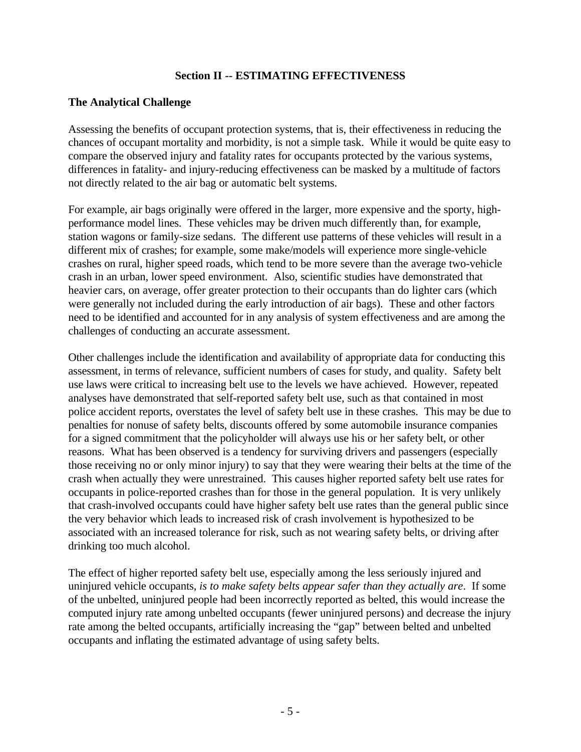## Section II -- ESTIMATING EFFECTIVENESS

### The Analytical Challenge

Assessing the benefits of occupant protection systems, that is, their effectiveness in reducing the chances of occupant mortality and morbidity, is not a simple task. While it would be quite easy to compare the observed injury and fatality rates for occupants protected by the various systems, differences in fatality- and injury-reducing effectiveness can be masked by a multitude of factors not directly related to the air bag or automatic belt systems.

For example, air bags originally were offered in the larger, more expensive and the sporty, high-performance model lines. These vehicles may be driven much differently than, for example, station wagons or family-size sedans. The different use patterns of these vehicles will result in a different mix of crashes; for example, some make/models will experience more single-vehicle crashes on rural, higher speed roads, which tend to be more severe than the average two-vehicle crash in an urban, lower speed environment. Also, scientific studies have demonstrated that heavier cars, on average, offer greater protection to their occupants than do lighter cars (which were generally not included during the early introduction of air bags). These and other factors need to be identified and accounted for in any analysis of system effectiveness and are among the challenges of conducting an accurate assessment.

Other challenges include the identification and availability of appropriate data for conducting this assessment, in terms of relevance, sufficient numbers of cases for study, and quality. Safety belt use laws were critical to increasing belt use to the levels we have achieved. However, repeated analyses have demonstrated that self-reported safety belt use, such as that contained in most police accident reports, overstates the level of safety belt use in these crashes. This may be due to penalties for nonuse of safety belts, discounts offered by some automobile insurance companies for a signed commitment that the policyholder will always use his or her safety belt, or other reasons. What has been observed is a tendency for surviving drivers and passengers (especially those receiving no or only minor injury) to say that they were wearing their belts at the time of the crash when actually they were unrestrained. This causes higher reported safety belt use rates for occupants in police-reported crashes than for those in the general population. It is very unlikely that crash-involved occupants could have higher safety belt use rates than the general public since the very behavior which leads to increased risk of crash involvement is hypothesized to be associated with an increased tolerance for risk, such as not wearing safety belts, or driving after drinking too much alcohol.

The effect of higher reported safety belt use, especially among the less seriously injured and uninjured vehicle occupants, *is to make safety belts appear safer than they actually are*. If some of the unbelted, uninjured people had been incorrectly reported as belted, this would increase the computed injury rate among unbelted occupants (fewer uninjured persons) and decrease the injury rate among the belted occupants, artificially increasing the "gap" between belted and unbelted occupants and inflating the estimated advantage of using safety belts.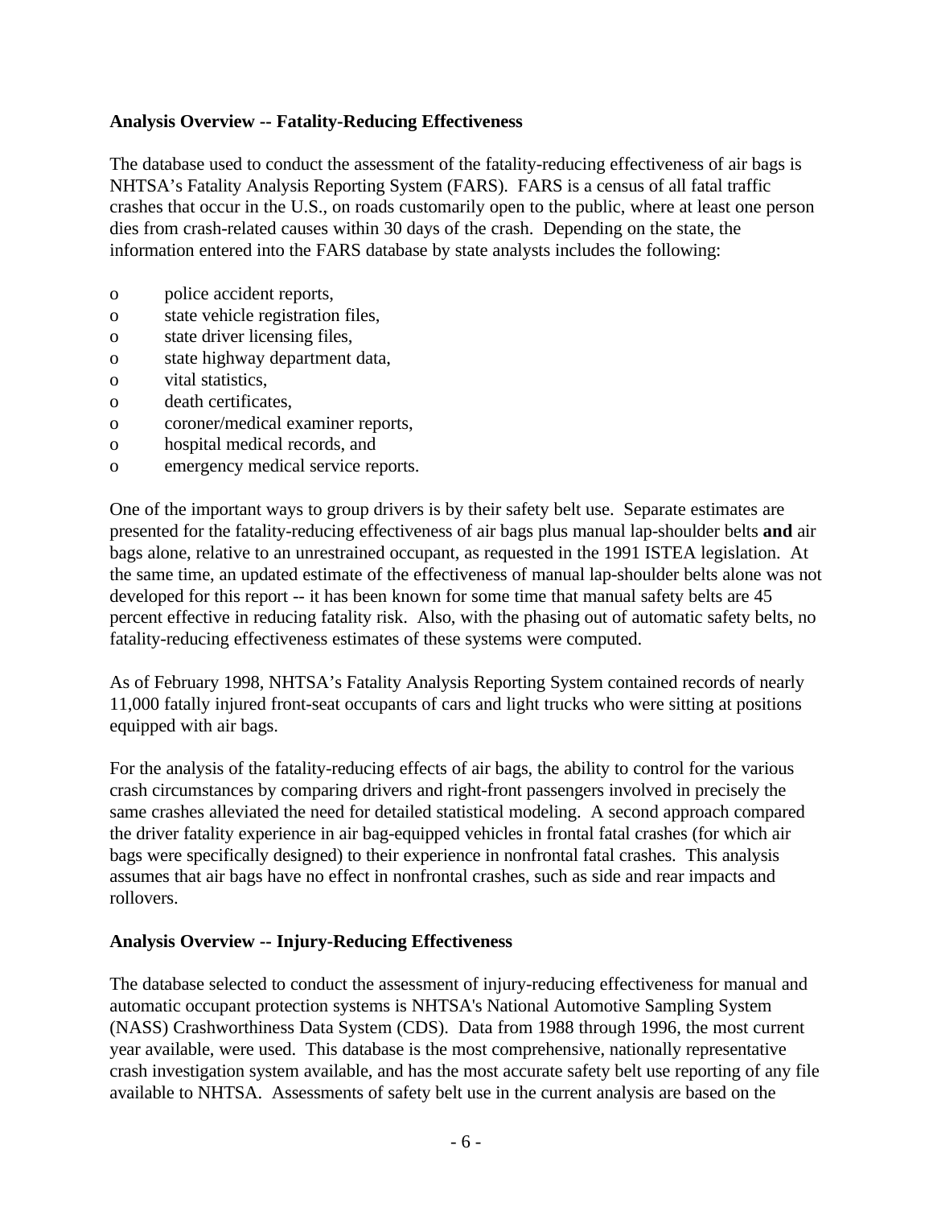**Analysis Overview -- Fatality-Reducing Effectiveness**

The database used to conduct the assessment of the fatality-reducing effectiveness of air bags is NHTSA's Fatality Analysis Reporting System (FARS). FARS is a census of all fatal traffic crashes that occur in the U.S., on roads customarily open to the public, where at least one person dies from crash-related causes within 30 days of the crash. Depending on the state, the information entered into the FARS database by state analysts includes the following:

- police accident reports,
- state vehicle registration files,
- state driver licensing files,
- state highway department data,
- vital statistics,
- death certificates,
- coroner/medical examiner reports,
- hospital medical records, and
- emergency medical service reports.

One of the important ways to group drivers is by their safety belt use. Separate estimates are presented for the fatality-reducing effectiveness of air bags plus manual lap-shoulder belts **and** air bags alone, relative to an unrestrained occupant, as requested in the 1991 ISTEA legislation. At the same time, an updated estimate of the effectiveness of manual lap-shoulder belts alone was not developed for this report -- it has been known for some time that manual safety belts are 45 percent effective in reducing fatality risk. Also, with the phasing out of automatic safety belts, no fatality-reducing effectiveness estimates of these systems were computed.

As of February 1998, NHTSA's Fatality Analysis Reporting System contained records of nearly 11,000 fatally injured front-seat occupants of cars and light trucks who were sitting at positions equipped with air bags.

For the analysis of the fatality-reducing effects of air bags, the ability to control for the various crash circumstances by comparing drivers and right-front passengers involved in precisely the same crashes alleviated the need for detailed statistical modeling. A second approach compared the driver fatality experience in air bag-equipped vehicles in frontal fatal crashes (for which air bags were specifically designed) to their experience in nonfrontal fatal crashes. This analysis assumes that air bags have no effect in nonfrontal crashes, such as side and rear impacts and rollovers.

**Analysis Overview -- Injury-Reducing Effectiveness**

The database selected to conduct the assessment of injury-reducing effectiveness for manual and automatic occupant protection systems is NHTSA's National Automotive Sampling System (NASS) Crashworthiness Data System (CDS). Data from 1988 through 1996, the most current year available, were used. This database is the most comprehensive, nationally representative crash investigation system available, and has the most accurate safety belt use reporting of any file available to NHTSA. Assessments of safety belt use in the current analysis are based on the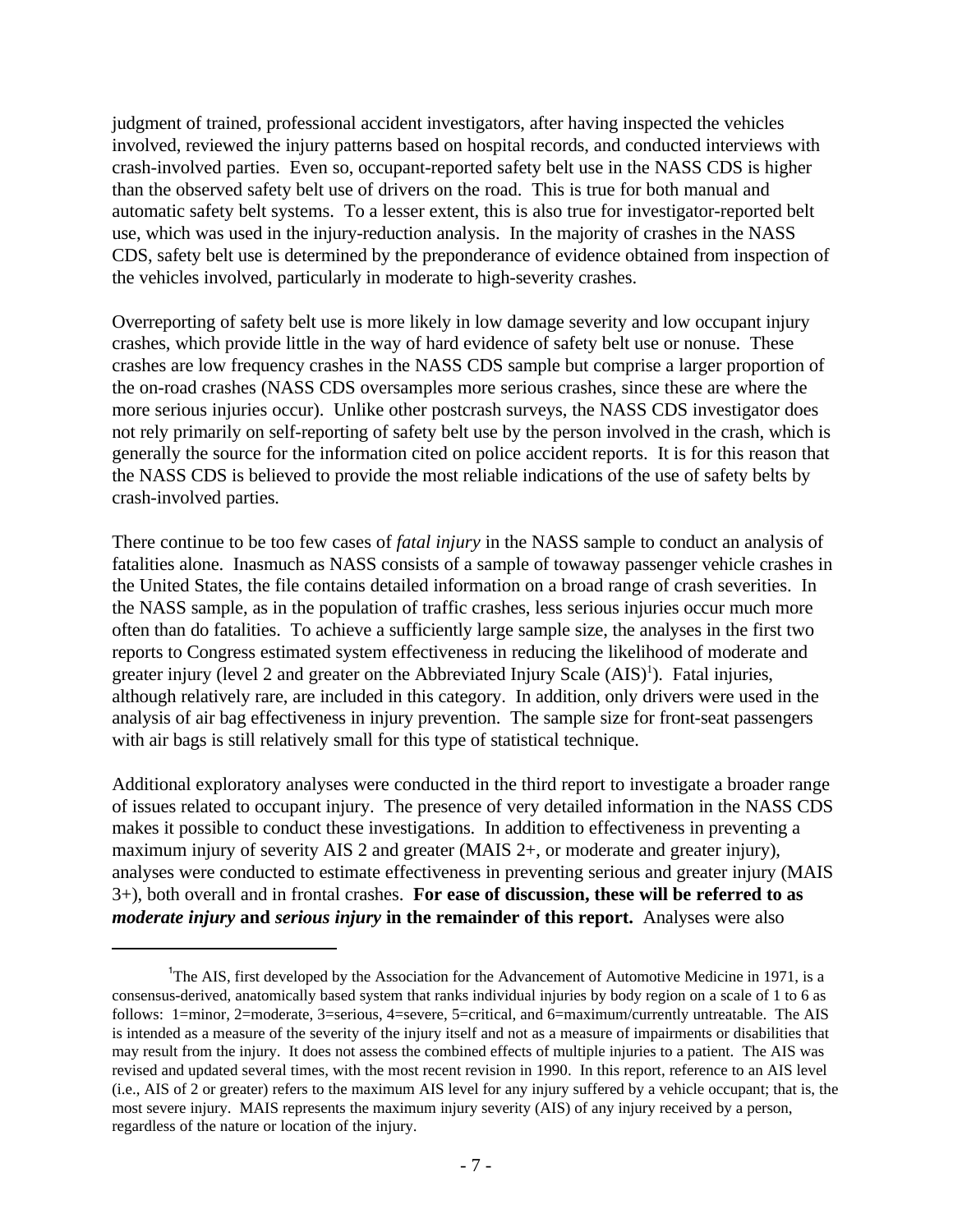judgment of trained, professional accident investigators, after having inspected the vehicles involved, reviewed the injury patterns based on hospital records, and conducted interviews with crash-involved parties. Even so, occupant-reported safety belt use in the NASS CDS is higher than the observed safety belt use of drivers on the road. This is true for both manual and automatic safety belt systems. To a lesser extent, this is also true for investigator-reported belt use, which was used in the injury-reduction analysis. In the majority of crashes in the NASS CDS, safety belt use is determined by the preponderance of evidence obtained from inspection of the vehicles involved, particularly in moderate to high-severity crashes.

Overreporting of safety belt use is more likely in low damage severity and low occupant injury crashes, which provide little in the way of hard evidence of safety belt use or nonuse. These crashes are low frequency crashes in the NASS CDS sample but comprise a larger proportion of the on-road crashes (NASS CDS oversamples more serious crashes, since these are where the more serious injuries occur). Unlike other postcrash surveys, the NASS CDS investigator does not rely primarily on self-reporting of safety belt use by the person involved in the crash, which is generally the source for the information cited on police accident reports. It is for this reason that the NASS CDS is believed to provide the most reliable indications of the use of safety belts by crash-involved parties.

There continue to be too few cases of *fatal injury* in the NASS sample to conduct an analysis of fatalities alone. Inasmuch as NASS consists of a sample of towaway passenger vehicle crashes in the United States, the file contains detailed information on a broad range of crash severities. In the NASS sample, as in the population of traffic crashes, less serious injuries occur much more often than do fatalities. To achieve a sufficiently large sample size, the analyses in the first two reports to Congress estimated system effectiveness in reducing the likelihood of moderate and greater injury (level 2 and greater on the Abbreviated Injury Scale (AIS)[1]). Fatal injuries, although relatively rare, are included in this category. In addition, only drivers were used in the analysis of air bag effectiveness in injury prevention. The sample size for front-seat passengers with air bags is still relatively small for this type of statistical technique.

Additional exploratory analyses were conducted in the third report to investigate a broader range of issues related to occupant injury. The presence of very detailed information in the NASS CDS makes it possible to conduct these investigations. In addition to effectiveness in preventing a maximum injury of severity AIS 2 and greater (MAIS 2+, or moderate and greater injury), analyses were conducted to estimate effectiveness in preventing serious and greater injury (MAIS 3+), both overall and in frontal crashes. **For ease of discussion, these will be referred to as *moderate injury* and *serious injury* in the remainder of this report.** Analyses were also

---

[1]The AIS, first developed by the Association for the Advancement of Automotive Medicine in 1971, is a consensus-derived, anatomically based system that ranks individual injuries by body region on a scale of 1 to 6 as follows: 1=minor, 2=moderate, 3=serious, 4=severe, 5=critical, and 6=maximum/currently untreatable. The AIS is intended as a measure of the severity of the injury itself and not as a measure of impairments or disabilities that may result from the injury. It does not assess the combined effects of multiple injuries to a patient. The AIS was revised and updated several times, with the most recent revision in 1990. In this report, reference to an AIS level (i.e., AIS of 2 or greater) refers to the maximum AIS level for any injury suffered by a vehicle occupant; that is, the most severe injury. MAIS represents the maximum injury severity (AIS) of any injury received by a person, regardless of the nature or location of the injury.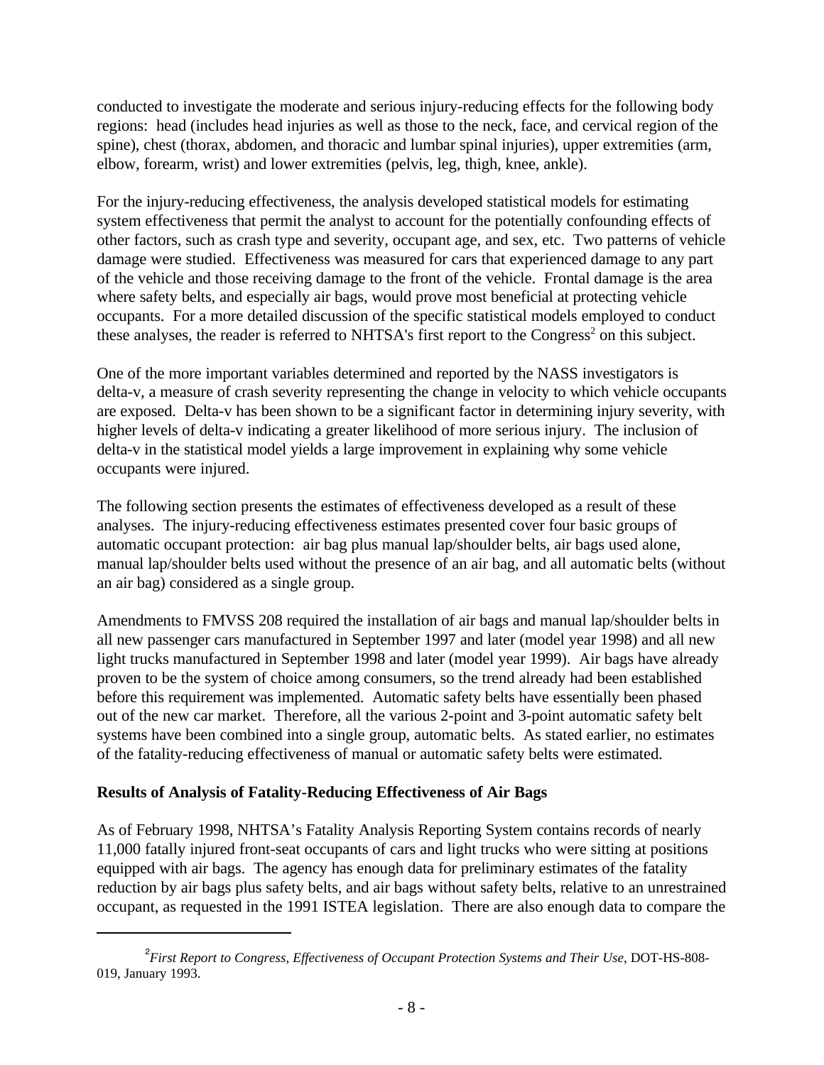conducted to investigate the moderate and serious injury-reducing effects for the following body regions: head (includes head injuries as well as those to the neck, face, and cervical region of the spine), chest (thorax, abdomen, and thoracic and lumbar spinal injuries), upper extremities (arm, elbow, forearm, wrist) and lower extremities (pelvis, leg, thigh, knee, ankle).

For the injury-reducing effectiveness, the analysis developed statistical models for estimating system effectiveness that permit the analyst to account for the potentially confounding effects of other factors, such as crash type and severity, occupant age, and sex, etc. Two patterns of vehicle damage were studied. Effectiveness was measured for cars that experienced damage to any part of the vehicle and those receiving damage to the front of the vehicle. Frontal damage is the area where safety belts, and especially air bags, would prove most beneficial at protecting vehicle occupants. For a more detailed discussion of the specific statistical models employed to conduct these analyses, the reader is referred to NHTSA's first report to the Congress[2] on this subject.

One of the more important variables determined and reported by the NASS investigators is delta-v, a measure of crash severity representing the change in velocity to which vehicle occupants are exposed. Delta-v has been shown to be a significant factor in determining injury severity, with higher levels of delta-v indicating a greater likelihood of more serious injury. The inclusion of delta-v in the statistical model yields a large improvement in explaining why some vehicle occupants were injured.

The following section presents the estimates of effectiveness developed as a result of these analyses. The injury-reducing effectiveness estimates presented cover four basic groups of automatic occupant protection: air bag plus manual lap/shoulder belts, air bags used alone, manual lap/shoulder belts used without the presence of an air bag, and all automatic belts (without an air bag) considered as a single group.

Amendments to FMVSS 208 required the installation of air bags and manual lap/shoulder belts in all new passenger cars manufactured in September 1997 and later (model year 1998) and all new light trucks manufactured in September 1998 and later (model year 1999). Air bags have already proven to be the system of choice among consumers, so the trend already had been established before this requirement was implemented. Automatic safety belts have essentially been phased out of the new car market. Therefore, all the various 2-point and 3-point automatic safety belt systems have been combined into a single group, automatic belts. As stated earlier, no estimates of the fatality-reducing effectiveness of manual or automatic safety belts were estimated.

**Results of Analysis of Fatality-Reducing Effectiveness of Air Bags**

As of February 1998, NHTSA's Fatality Analysis Reporting System contains records of nearly 11,000 fatally injured front-seat occupants of cars and light trucks who were sitting at positions equipped with air bags. The agency has enough data for preliminary estimates of the fatality reduction by air bags plus safety belts, and air bags without safety belts, relative to an unrestrained occupant, as requested in the 1991 ISTEA legislation. There are also enough data to compare the

[2] *First Report to Congress, Effectiveness of Occupant Protection Systems and Their Use*, DOT-HS-808-019, January 1993.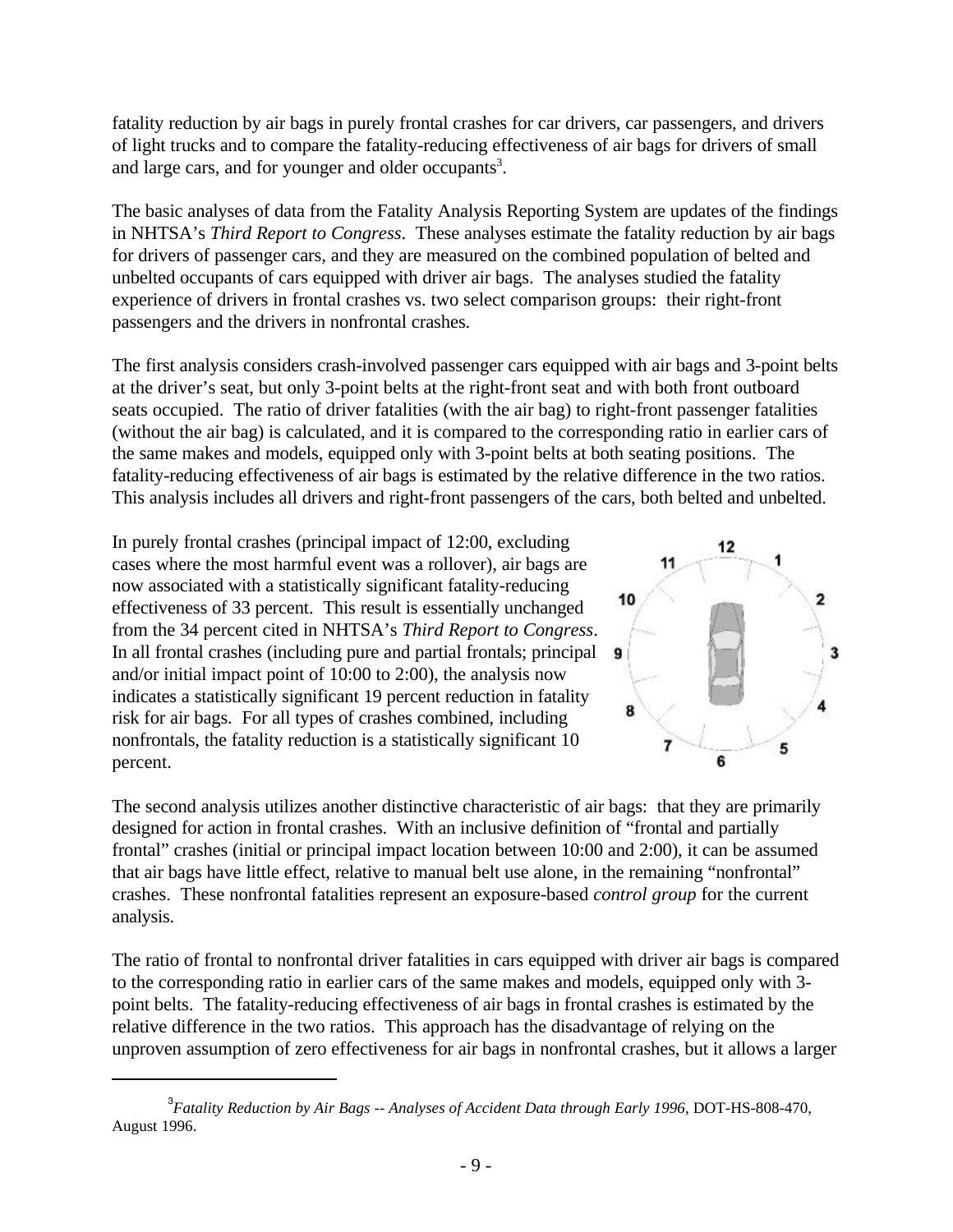fatality reduction by air bags in purely frontal crashes for car drivers, car passengers, and drivers of light trucks and to compare the fatality-reducing effectiveness of air bags for drivers of small and large cars, and for younger and older occupants[3].

The basic analyses of data from the Fatality Analysis Reporting System are updates of the findings in NHTSA's *Third Report to Congress*. These analyses estimate the fatality reduction by air bags for drivers of passenger cars, and they are measured on the combined population of belted and unbelted occupants of cars equipped with driver air bags. The analyses studied the fatality experience of drivers in frontal crashes vs. two select comparison groups: their right-front passengers and the drivers in nonfrontal crashes.

The first analysis considers crash-involved passenger cars equipped with air bags and 3-point belts at the driver's seat, but only 3-point belts at the right-front seat and with both front outboard seats occupied. The ratio of driver fatalities (with the air bag) to right-front passenger fatalities (without the air bag) is calculated, and it is compared to the corresponding ratio in earlier cars of the same makes and models, equipped only with 3-point belts at both seating positions. The fatality-reducing effectiveness of air bags is estimated by the relative difference in the two ratios. This analysis includes all drivers and right-front passengers of the cars, both belted and unbelted.

In purely frontal crashes (principal impact of 12:00, excluding cases where the most harmful event was a rollover), air bags are now associated with a statistically significant fatality-reducing effectiveness of 33 percent. This result is essentially unchanged from the 34 percent cited in NHTSA's *Third Report to Congress*. In all frontal crashes (including pure and partial frontals; principal and/or initial impact point of 10:00 to 2:00), the analysis now indicates a statistically significant 19 percent reduction in fatality risk for air bags. For all types of crashes combined, including nonfrontals, the fatality reduction is a statistically significant 10 percent.

The second analysis utilizes another distinctive characteristic of air bags: that they are primarily designed for action in frontal crashes. With an inclusive definition of "frontal and partially frontal" crashes (initial or principal impact location between 10:00 and 2:00), it can be assumed that air bags have little effect, relative to manual belt use alone, in the remaining "nonfrontal" crashes. These nonfrontal fatalities represent an exposure-based *control group* for the current analysis.

The ratio of frontal to nonfrontal driver fatalities in cars equipped with driver air bags is compared to the corresponding ratio in earlier cars of the same makes and models, equipped only with 3-point belts. The fatality-reducing effectiveness of air bags in frontal crashes is estimated by the relative difference in the two ratios. This approach has the disadvantage of relying on the unproven assumption of zero effectiveness for air bags in nonfrontal crashes, but it allows a larger

[3] *Fatality Reduction by Air Bags -- Analyses of Accident Data through Early 1996*, DOT-HS-808-470, August 1996.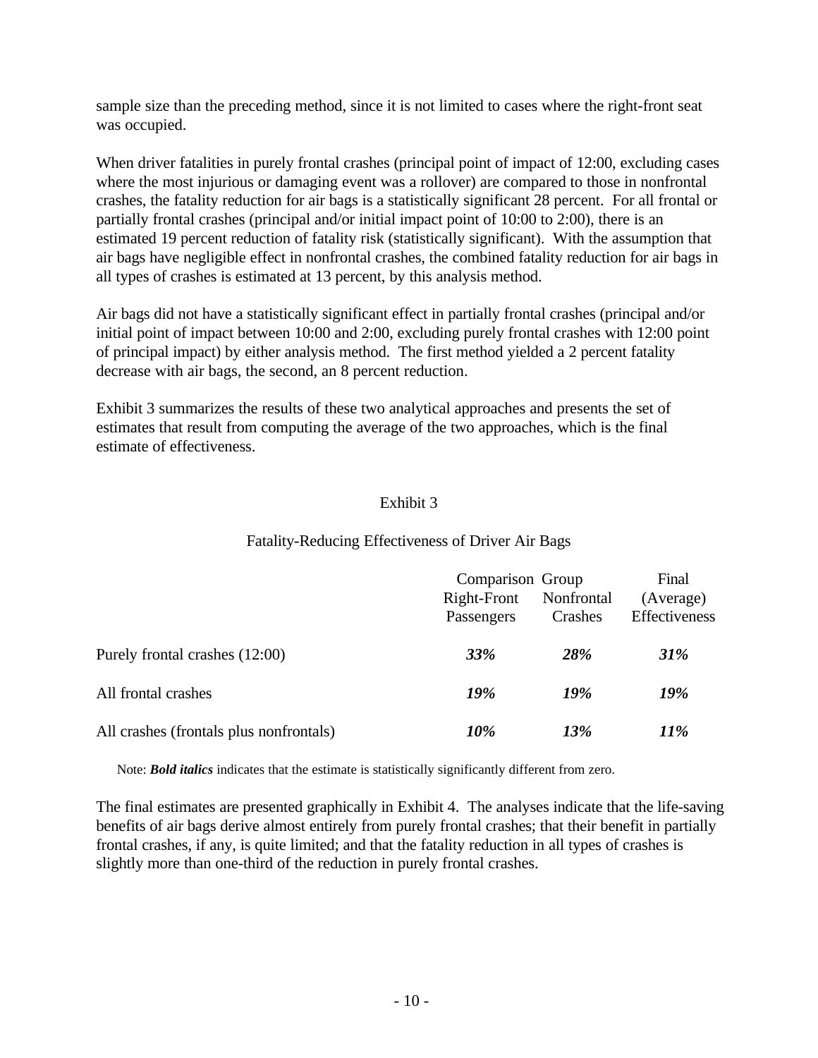sample size than the preceding method, since it is not limited to cases where the right-front seat was occupied.

When driver fatalities in purely frontal crashes (principal point of impact of 12:00, excluding cases where the most injurious or damaging event was a rollover) are compared to those in nonfrontal crashes, the fatality reduction for air bags is a statistically significant 28 percent. For all frontal or partially frontal crashes (principal and/or initial impact point of 10:00 to 2:00), there is an estimated 19 percent reduction of fatality risk (statistically significant). With the assumption that air bags have negligible effect in nonfrontal crashes, the combined fatality reduction for air bags in all types of crashes is estimated at 13 percent, by this analysis method.

Air bags did not have a statistically significant effect in partially frontal crashes (principal and/or initial point of impact between 10:00 and 2:00, excluding purely frontal crashes with 12:00 point of principal impact) by either analysis method. The first method yielded a 2 percent fatality decrease with air bags, the second, an 8 percent reduction.

Exhibit 3 summarizes the results of these two analytical approaches and presents the set of estimates that result from computing the average of the two approaches, which is the final estimate of effectiveness.

Exhibit 3

Fatality-Reducing Effectiveness of Driver Air Bags

| | Comparison Group | | Final |
|---|---|---|---|
| | Right-Front Passengers | Nonfrontal Crashes | (Average) Effectiveness |
| Purely frontal crashes (12:00) | ***33%*** | ***28%*** | ***31%*** |
| All frontal crashes | ***19%*** | ***19%*** | ***19%*** |
| All crashes (frontals plus nonfrontals) | ***10%*** | ***13%*** | ***11%*** |

Note: ***Bold italics*** indicates that the estimate is statistically significantly different from zero.

The final estimates are presented graphically in Exhibit 4. The analyses indicate that the life-saving benefits of air bags derive almost entirely from purely frontal crashes; that their benefit in partially frontal crashes, if any, is quite limited; and that the fatality reduction in all types of crashes is slightly more than one-third of the reduction in purely frontal crashes.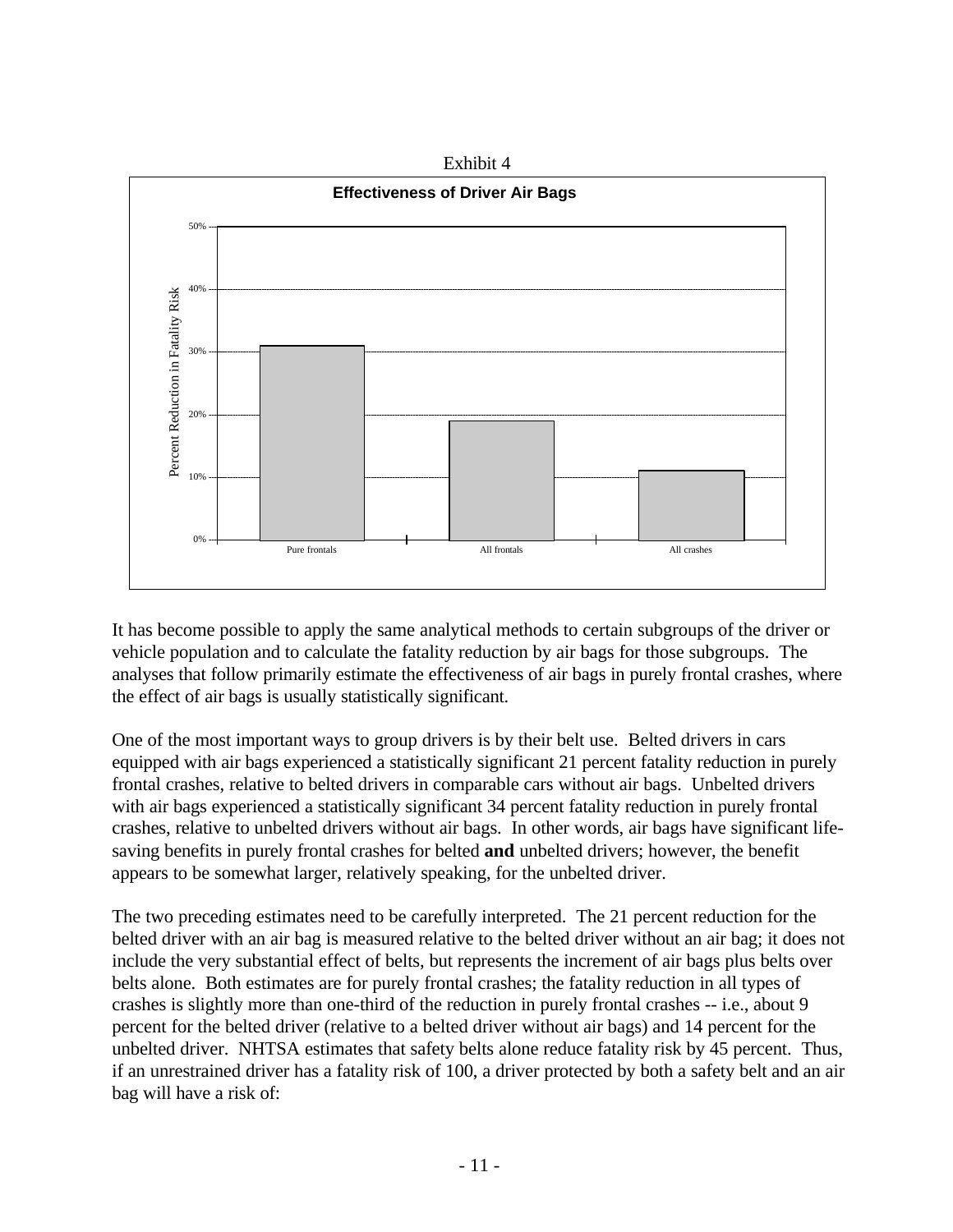Exhibit 4

**Effectiveness of Driver Air Bags**

It has become possible to apply the same analytical methods to certain subgroups of the driver or vehicle population and to calculate the fatality reduction by air bags for those subgroups. The analyses that follow primarily estimate the effectiveness of air bags in purely frontal crashes, where the effect of air bags is usually statistically significant.

One of the most important ways to group drivers is by their belt use. Belted drivers in cars equipped with air bags experienced a statistically significant 21 percent fatality reduction in purely frontal crashes, relative to belted drivers in comparable cars without air bags. Unbelted drivers with air bags experienced a statistically significant 34 percent fatality reduction in purely frontal crashes, relative to unbelted drivers without air bags. In other words, air bags have significant life-saving benefits in purely frontal crashes for belted **and** unbelted drivers; however, the benefit appears to be somewhat larger, relatively speaking, for the unbelted driver.

The two preceding estimates need to be carefully interpreted. The 21 percent reduction for the belted driver with an air bag is measured relative to the belted driver without an air bag; it does not include the very substantial effect of belts, but represents the increment of air bags plus belts over belts alone. Both estimates are for purely frontal crashes; the fatality reduction in all types of crashes is slightly more than one-third of the reduction in purely frontal crashes -- i.e., about 9 percent for the belted driver (relative to a belted driver without air bags) and 14 percent for the unbelted driver. NHTSA estimates that safety belts alone reduce fatality risk by 45 percent. Thus, if an unrestrained driver has a fatality risk of 100, a driver protected by both a safety belt and an air bag will have a risk of: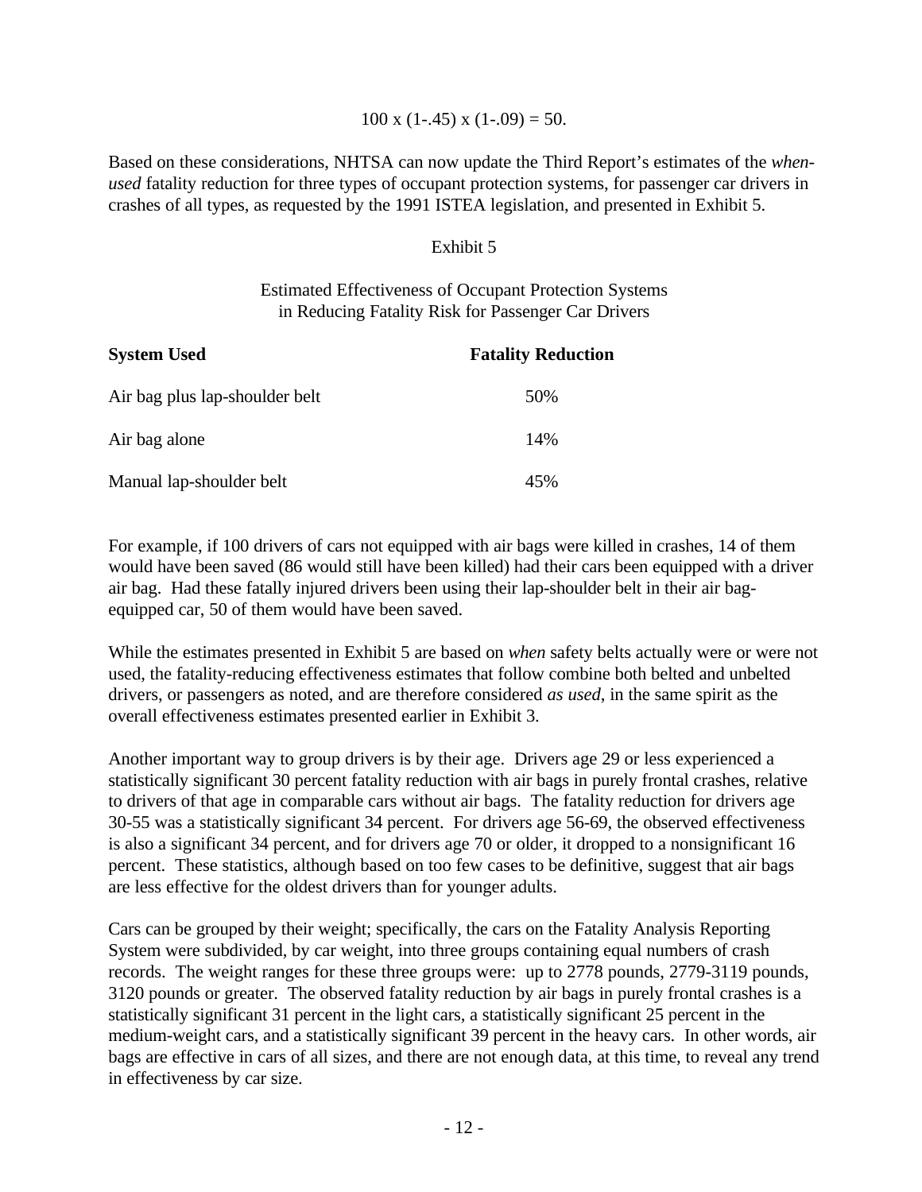$$100 \times (1-.45) \times (1-.09) = 50.$$

Based on these considerations, NHTSA can now update the Third Report's estimates of the *when-used* fatality reduction for three types of occupant protection systems, for passenger car drivers in crashes of all types, as requested by the 1991 ISTEA legislation, and presented in Exhibit 5.

Exhibit 5

Estimated Effectiveness of Occupant Protection Systems in Reducing Fatality Risk for Passenger Car Drivers

| **System Used** | **Fatality Reduction** |
| --- | --- |
| Air bag plus lap-shoulder belt | 50% |
| Air bag alone | 14% |
| Manual lap-shoulder belt | 45% |

For example, if 100 drivers of cars not equipped with air bags were killed in crashes, 14 of them would have been saved (86 would still have been killed) had their cars been equipped with a driver air bag. Had these fatally injured drivers been using their lap-shoulder belt in their air bag-equipped car, 50 of them would have been saved.

While the estimates presented in Exhibit 5 are based on *when* safety belts actually were or were not used, the fatality-reducing effectiveness estimates that follow combine both belted and unbelted drivers, or passengers as noted, and are therefore considered *as used*, in the same spirit as the overall effectiveness estimates presented earlier in Exhibit 3.

Another important way to group drivers is by their age. Drivers age 29 or less experienced a statistically significant 30 percent fatality reduction with air bags in purely frontal crashes, relative to drivers of that age in comparable cars without air bags. The fatality reduction for drivers age 30-55 was a statistically significant 34 percent. For drivers age 56-69, the observed effectiveness is also a significant 34 percent, and for drivers age 70 or older, it dropped to a nonsignificant 16 percent. These statistics, although based on too few cases to be definitive, suggest that air bags are less effective for the oldest drivers than for younger adults.

Cars can be grouped by their weight; specifically, the cars on the Fatality Analysis Reporting System were subdivided, by car weight, into three groups containing equal numbers of crash records. The weight ranges for these three groups were: up to 2778 pounds, 2779-3119 pounds, 3120 pounds or greater. The observed fatality reduction by air bags in purely frontal crashes is a statistically significant 31 percent in the light cars, a statistically significant 25 percent in the medium-weight cars, and a statistically significant 39 percent in the heavy cars. In other words, air bags are effective in cars of all sizes, and there are not enough data, at this time, to reveal any trend in effectiveness by car size.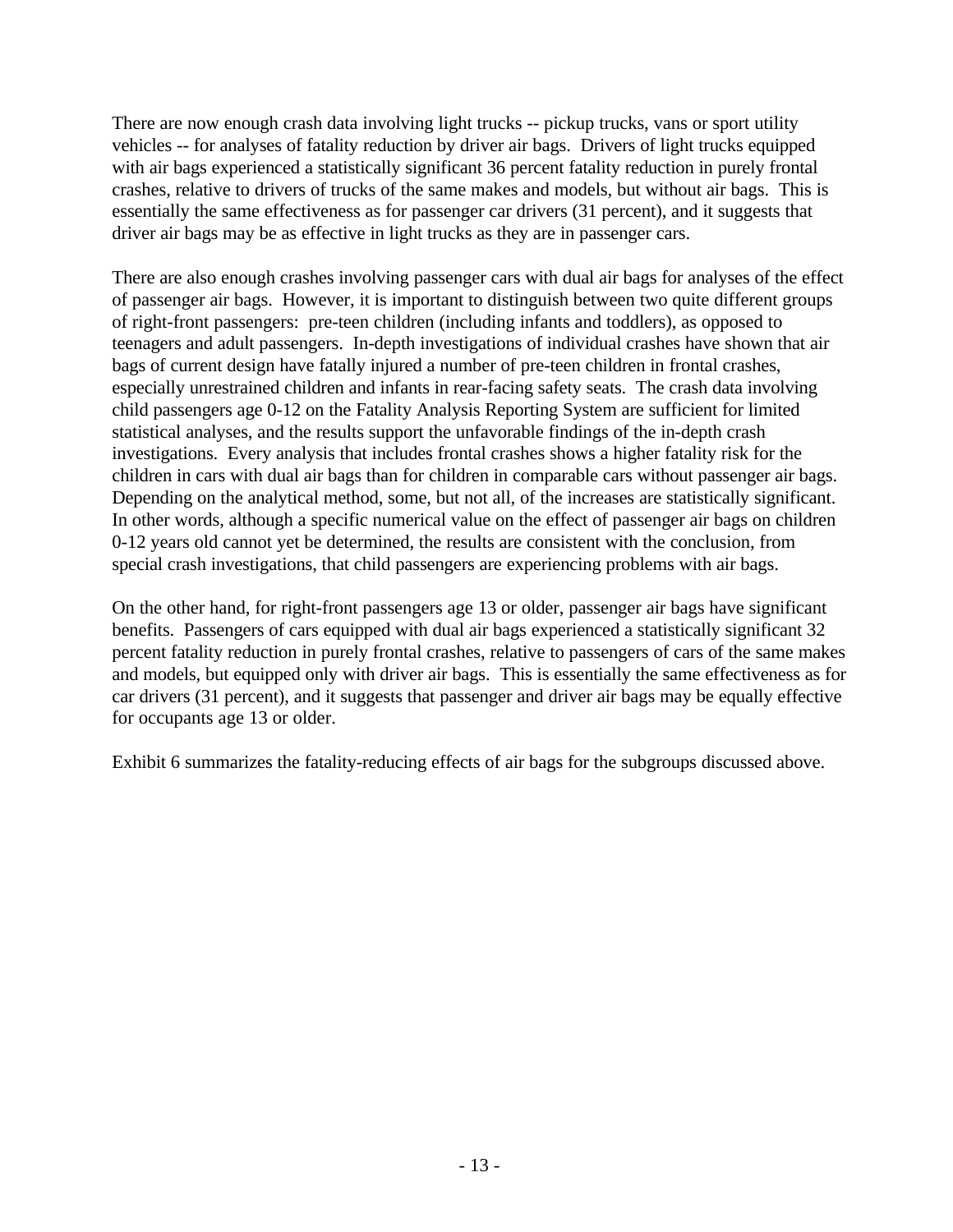There are now enough crash data involving light trucks -- pickup trucks, vans or sport utility vehicles -- for analyses of fatality reduction by driver air bags. Drivers of light trucks equipped with air bags experienced a statistically significant 36 percent fatality reduction in purely frontal crashes, relative to drivers of trucks of the same makes and models, but without air bags. This is essentially the same effectiveness as for passenger car drivers (31 percent), and it suggests that driver air bags may be as effective in light trucks as they are in passenger cars.

There are also enough crashes involving passenger cars with dual air bags for analyses of the effect of passenger air bags. However, it is important to distinguish between two quite different groups of right-front passengers: pre-teen children (including infants and toddlers), as opposed to teenagers and adult passengers. In-depth investigations of individual crashes have shown that air bags of current design have fatally injured a number of pre-teen children in frontal crashes, especially unrestrained children and infants in rear-facing safety seats. The crash data involving child passengers age 0-12 on the Fatality Analysis Reporting System are sufficient for limited statistical analyses, and the results support the unfavorable findings of the in-depth crash investigations. Every analysis that includes frontal crashes shows a higher fatality risk for the children in cars with dual air bags than for children in comparable cars without passenger air bags. Depending on the analytical method, some, but not all, of the increases are statistically significant. In other words, although a specific numerical value on the effect of passenger air bags on children 0-12 years old cannot yet be determined, the results are consistent with the conclusion, from special crash investigations, that child passengers are experiencing problems with air bags.

On the other hand, for right-front passengers age 13 or older, passenger air bags have significant benefits. Passengers of cars equipped with dual air bags experienced a statistically significant 32 percent fatality reduction in purely frontal crashes, relative to passengers of cars of the same makes and models, but equipped only with driver air bags. This is essentially the same effectiveness as for car drivers (31 percent), and it suggests that passenger and driver air bags may be equally effective for occupants age 13 or older.

Exhibit 6 summarizes the fatality-reducing effects of air bags for the subgroups discussed above.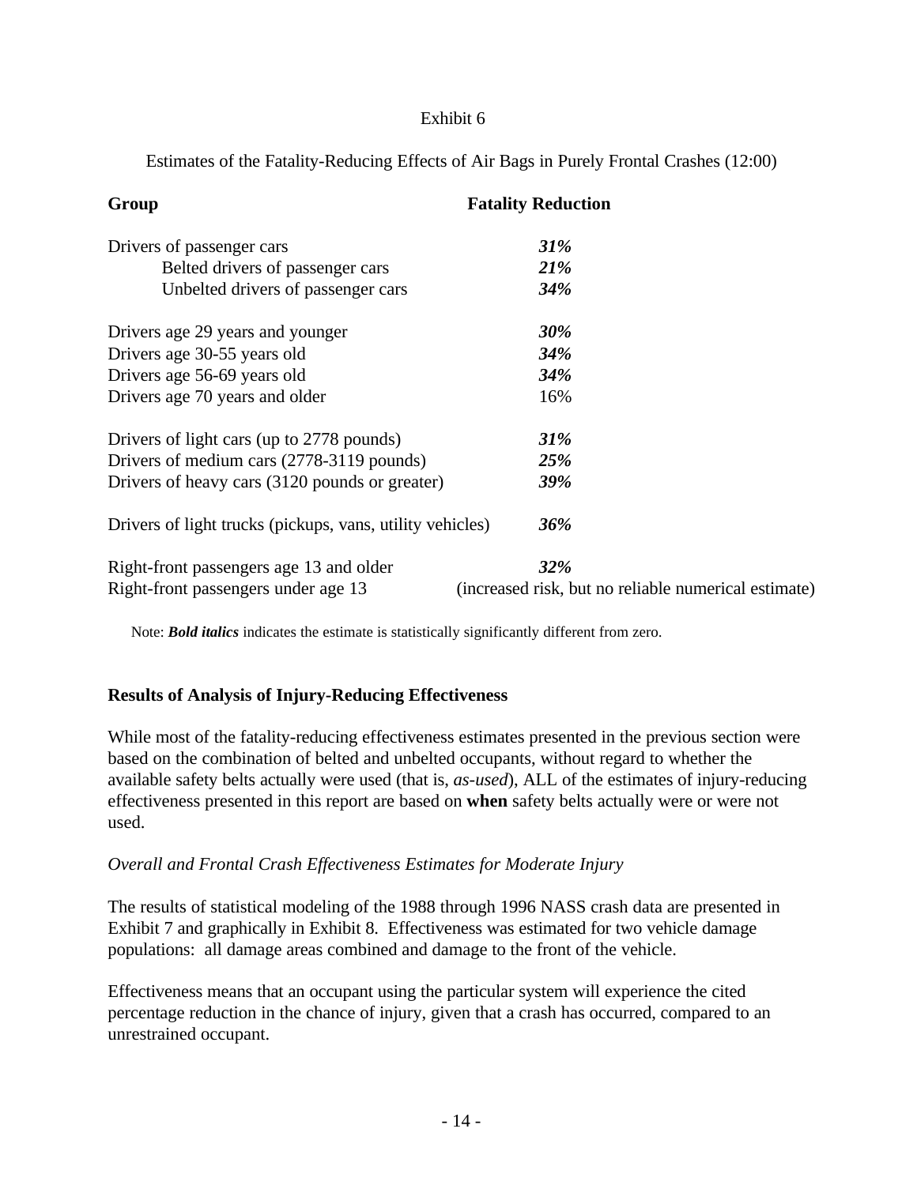Exhibit 6

Estimates of the Fatality-Reducing Effects of Air Bags in Purely Frontal Crashes (12:00)

| Group | Fatality Reduction |
|---|---|
| Drivers of passenger cars | ***31%*** |
| Belted drivers of passenger cars | ***21%*** |
| Unbelted drivers of passenger cars | ***34%*** |
| Drivers age 29 years and younger | ***30%*** |
| Drivers age 30-55 years old | ***34%*** |
| Drivers age 56-69 years old | ***34%*** |
| Drivers age 70 years and older | 16% |
| Drivers of light cars (up to 2778 pounds) | ***31%*** |
| Drivers of medium cars (2778-3119 pounds) | ***25%*** |
| Drivers of heavy cars (3120 pounds or greater) | ***39%*** |
| Drivers of light trucks (pickups, vans, utility vehicles) | ***36%*** |
| Right-front passengers age 13 and older | ***32%*** |
| Right-front passengers under age 13 | (increased risk, but no reliable numerical estimate) |

Note: ***Bold italics*** indicates the estimate is statistically significantly different from zero.

**Results of Analysis of Injury-Reducing Effectiveness**

While most of the fatality-reducing effectiveness estimates presented in the previous section were based on the combination of belted and unbelted occupants, without regard to whether the available safety belts actually were used (that is, *as-used*), ALL of the estimates of injury-reducing effectiveness presented in this report are based on **when** safety belts actually were or were not used.

*Overall and Frontal Crash Effectiveness Estimates for Moderate Injury*

The results of statistical modeling of the 1988 through 1996 NASS crash data are presented in Exhibit 7 and graphically in Exhibit 8. Effectiveness was estimated for two vehicle damage populations: all damage areas combined and damage to the front of the vehicle.

Effectiveness means that an occupant using the particular system will experience the cited percentage reduction in the chance of injury, given that a crash has occurred, compared to an unrestrained occupant.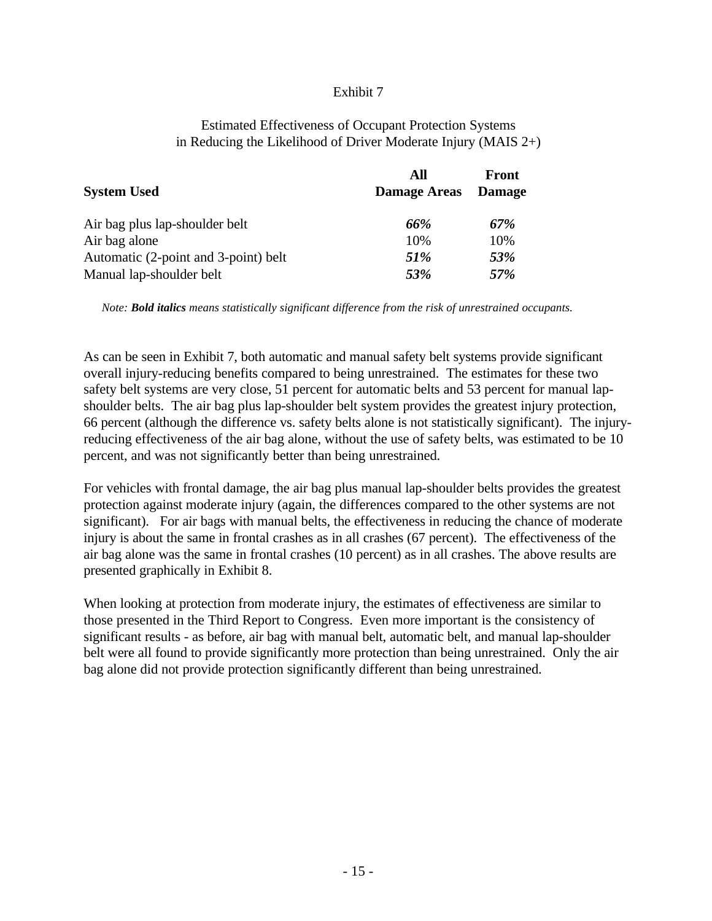Exhibit 7

Estimated Effectiveness of Occupant Protection Systems
in Reducing the Likelihood of Driver Moderate Injury (MAIS 2+)

| System Used | All Damage Areas | Front Damage |
|---|---|---|
| Air bag plus lap-shoulder belt | ***66%*** | ***67%*** |
| Air bag alone | 10% | 10% |
| Automatic (2-point and 3-point) belt | ***51%*** | ***53%*** |
| Manual lap-shoulder belt | ***53%*** | ***57%*** |

*Note: **Bold italics** means statistically significant difference from the risk of unrestrained occupants.*

As can be seen in Exhibit 7, both automatic and manual safety belt systems provide significant overall injury-reducing benefits compared to being unrestrained. The estimates for these two safety belt systems are very close, 51 percent for automatic belts and 53 percent for manual lap-shoulder belts. The air bag plus lap-shoulder belt system provides the greatest injury protection, 66 percent (although the difference vs. safety belts alone is not statistically significant). The injury-reducing effectiveness of the air bag alone, without the use of safety belts, was estimated to be 10 percent, and was not significantly better than being unrestrained.

For vehicles with frontal damage, the air bag plus manual lap-shoulder belts provides the greatest protection against moderate injury (again, the differences compared to the other systems are not significant). For air bags with manual belts, the effectiveness in reducing the chance of moderate injury is about the same in frontal crashes as in all crashes (67 percent). The effectiveness of the air bag alone was the same in frontal crashes (10 percent) as in all crashes. The above results are presented graphically in Exhibit 8.

When looking at protection from moderate injury, the estimates of effectiveness are similar to those presented in the Third Report to Congress. Even more important is the consistency of significant results - as before, air bag with manual belt, automatic belt, and manual lap-shoulder belt were all found to provide significantly more protection than being unrestrained. Only the air bag alone did not provide protection significantly different than being unrestrained.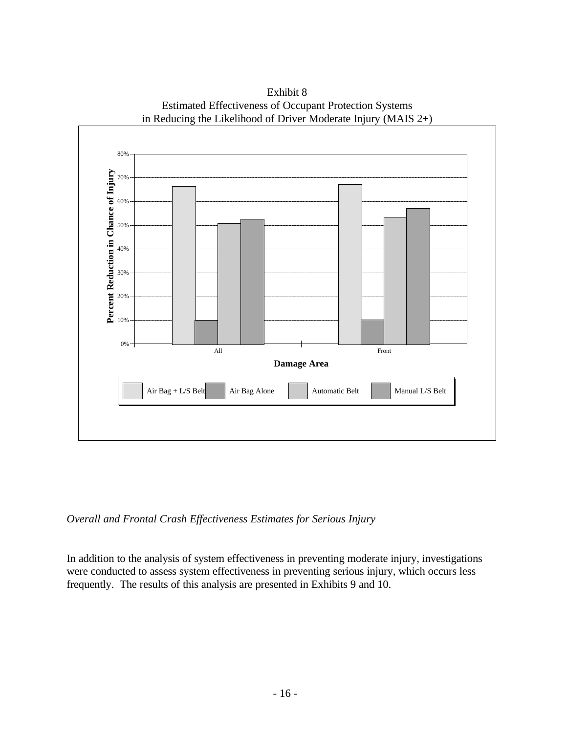Exhibit 8
Estimated Effectiveness of Occupant Protection Systems
in Reducing the Likelihood of Driver Moderate Injury (MAIS 2+)

*Overall and Frontal Crash Effectiveness Estimates for Serious Injury*

In addition to the analysis of system effectiveness in preventing moderate injury, investigations were conducted to assess system effectiveness in preventing serious injury, which occurs less frequently. The results of this analysis are presented in Exhibits 9 and 10.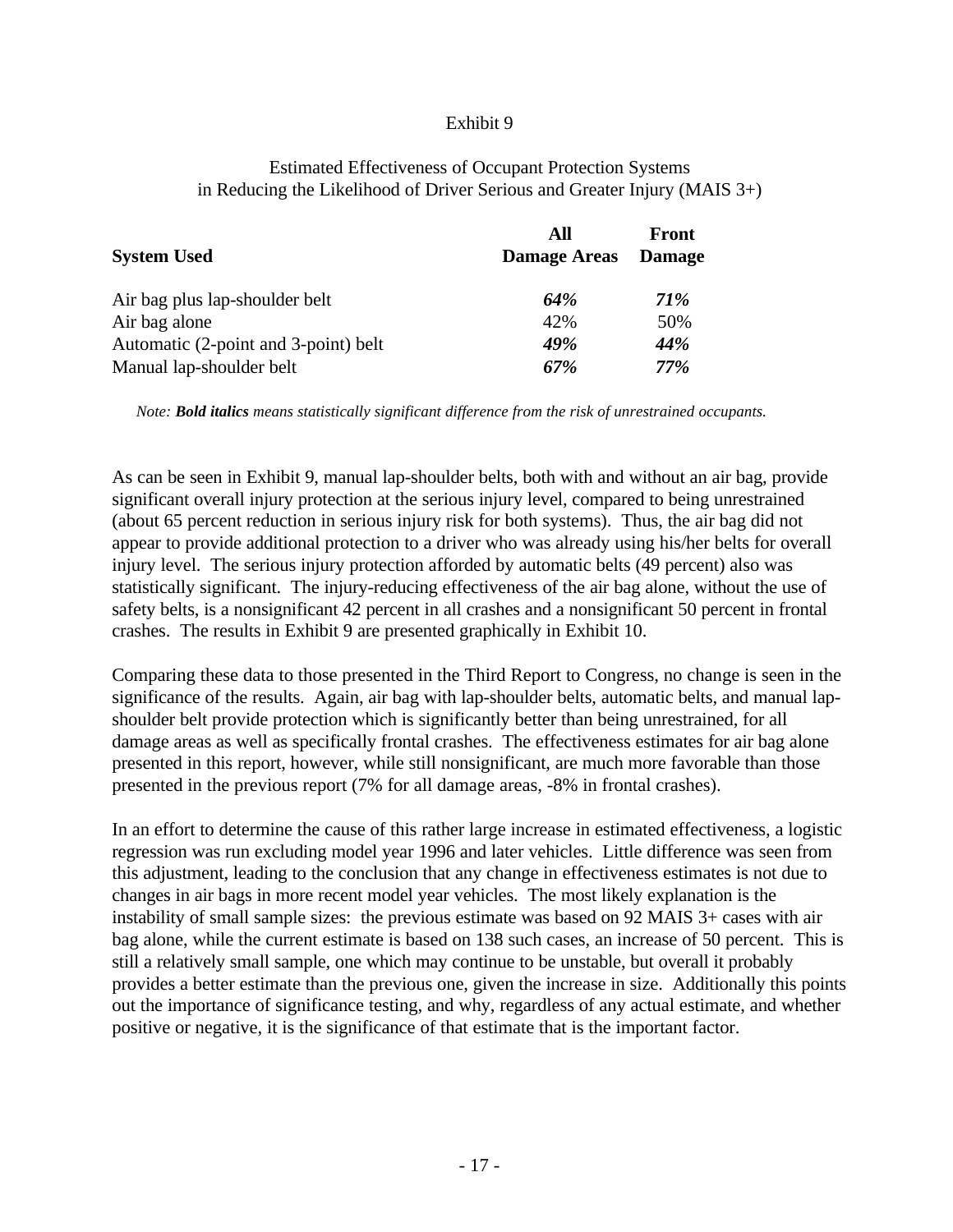Exhibit 9

Estimated Effectiveness of Occupant Protection Systems
in Reducing the Likelihood of Driver Serious and Greater Injury (MAIS 3+)

| **System Used** | **All Damage Areas** | **Front Damage** |
|---|---|---|
| Air bag plus lap-shoulder belt | ***64%*** | ***71%*** |
| Air bag alone | 42% | 50% |
| Automatic (2-point and 3-point) belt | ***49%*** | ***44%*** |
| Manual lap-shoulder belt | ***67%*** | ***77%*** |

*Note: **Bold italics** means statistically significant difference from the risk of unrestrained occupants.*

As can be seen in Exhibit 9, manual lap-shoulder belts, both with and without an air bag, provide significant overall injury protection at the serious injury level, compared to being unrestrained (about 65 percent reduction in serious injury risk for both systems). Thus, the air bag did not appear to provide additional protection to a driver who was already using his/her belts for overall injury level. The serious injury protection afforded by automatic belts (49 percent) also was statistically significant. The injury-reducing effectiveness of the air bag alone, without the use of safety belts, is a nonsignificant 42 percent in all crashes and a nonsignificant 50 percent in frontal crashes. The results in Exhibit 9 are presented graphically in Exhibit 10.

Comparing these data to those presented in the Third Report to Congress, no change is seen in the significance of the results. Again, air bag with lap-shoulder belts, automatic belts, and manual lap-shoulder belt provide protection which is significantly better than being unrestrained, for all damage areas as well as specifically frontal crashes. The effectiveness estimates for air bag alone presented in this report, however, while still nonsignificant, are much more favorable than those presented in the previous report (7% for all damage areas, -8% in frontal crashes).

In an effort to determine the cause of this rather large increase in estimated effectiveness, a logistic regression was run excluding model year 1996 and later vehicles. Little difference was seen from this adjustment, leading to the conclusion that any change in effectiveness estimates is not due to changes in air bags in more recent model year vehicles. The most likely explanation is the instability of small sample sizes: the previous estimate was based on 92 MAIS 3+ cases with air bag alone, while the current estimate is based on 138 such cases, an increase of 50 percent. This is still a relatively small sample, one which may continue to be unstable, but overall it probably provides a better estimate than the previous one, given the increase in size. Additionally this points out the importance of significance testing, and why, regardless of any actual estimate, and whether positive or negative, it is the significance of that estimate that is the important factor.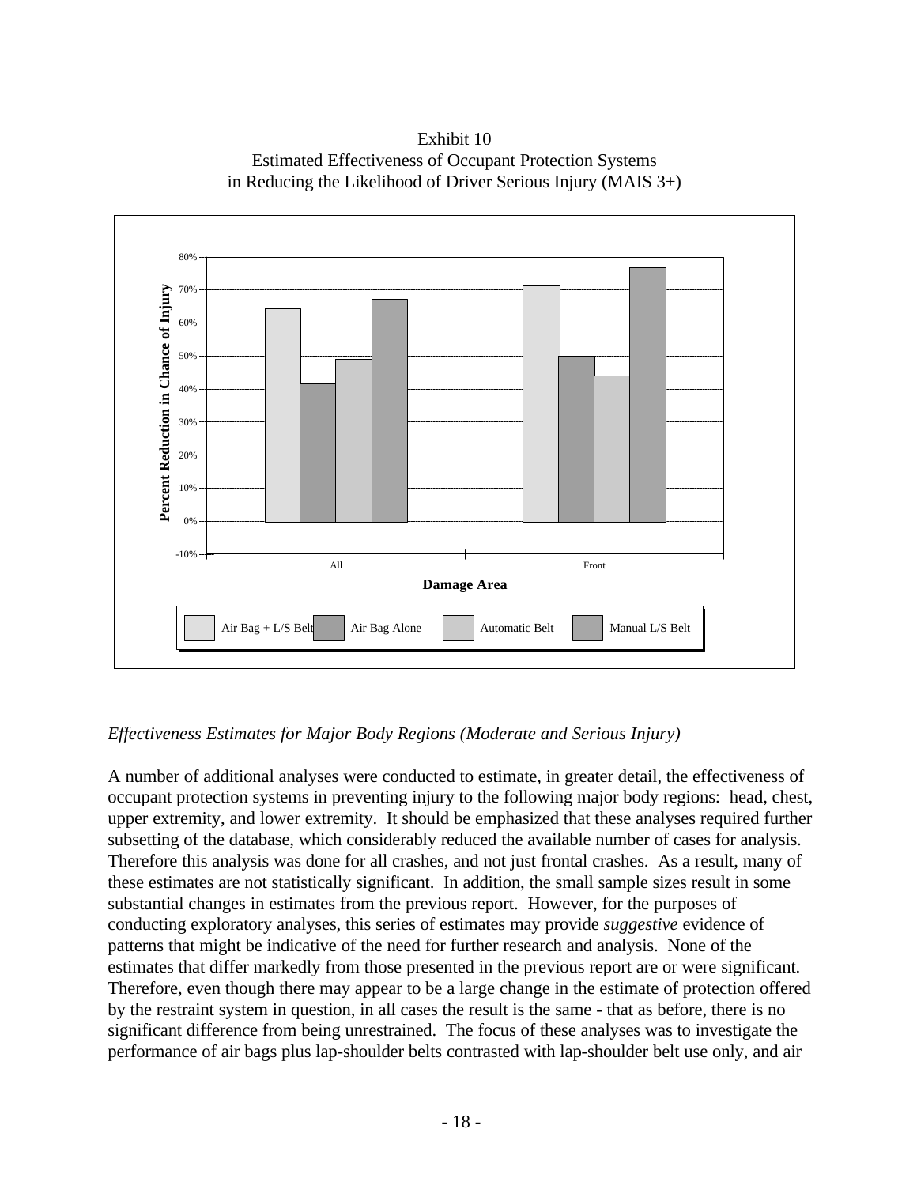Exhibit 10
Estimated Effectiveness of Occupant Protection Systems
in Reducing the Likelihood of Driver Serious Injury (MAIS 3+)

*Effectiveness Estimates for Major Body Regions (Moderate and Serious Injury)*

A number of additional analyses were conducted to estimate, in greater detail, the effectiveness of occupant protection systems in preventing injury to the following major body regions: head, chest, upper extremity, and lower extremity. It should be emphasized that these analyses required further subsetting of the database, which considerably reduced the available number of cases for analysis. Therefore this analysis was done for all crashes, and not just frontal crashes. As a result, many of these estimates are not statistically significant. In addition, the small sample sizes result in some substantial changes in estimates from the previous report. However, for the purposes of conducting exploratory analyses, this series of estimates may provide *suggestive* evidence of patterns that might be indicative of the need for further research and analysis. None of the estimates that differ markedly from those presented in the previous report are or were significant. Therefore, even though there may appear to be a large change in the estimate of protection offered by the restraint system in question, in all cases the result is the same - that as before, there is no significant difference from being unrestrained. The focus of these analyses was to investigate the performance of air bags plus lap-shoulder belts contrasted with lap-shoulder belt use only, and air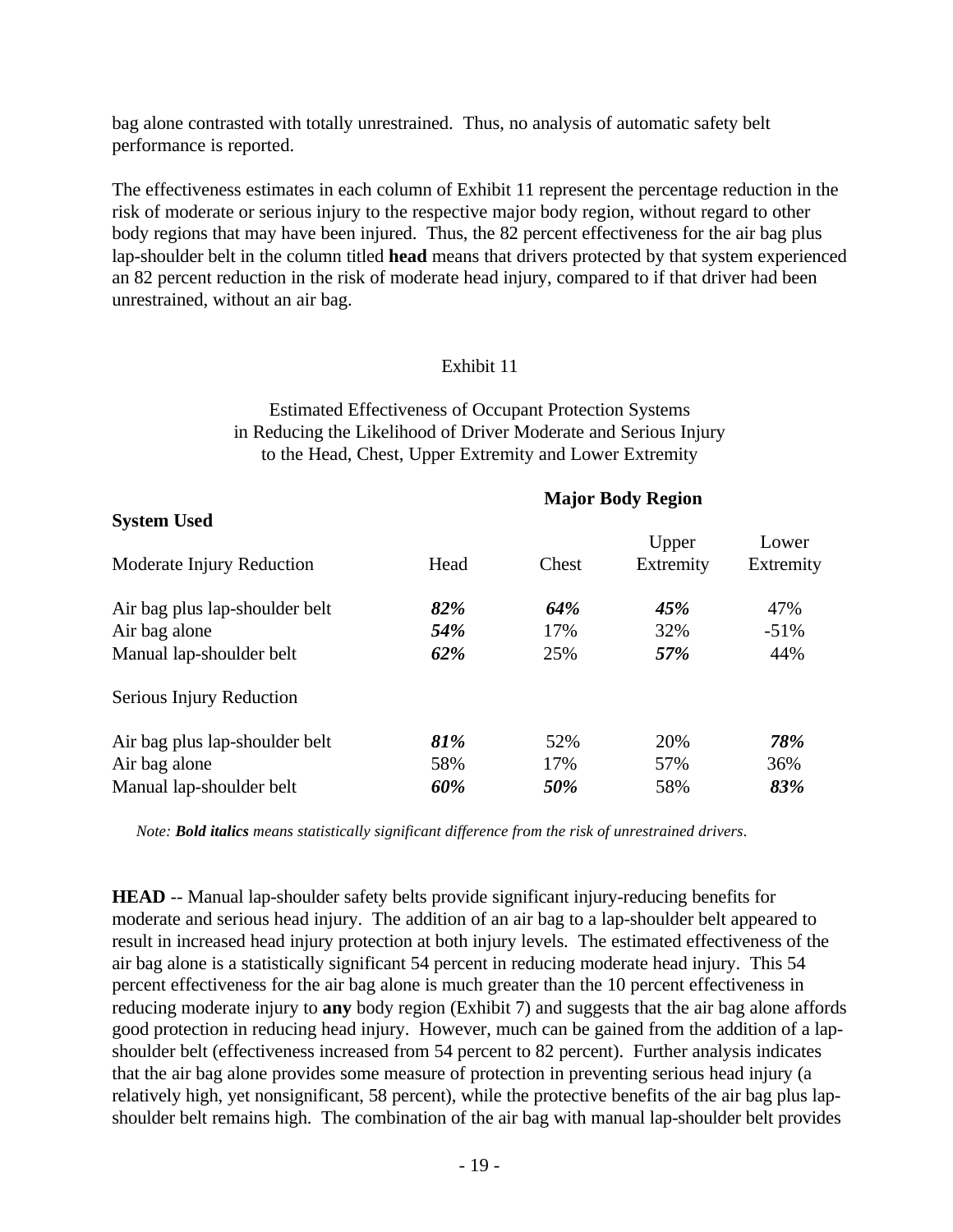bag alone contrasted with totally unrestrained. Thus, no analysis of automatic safety belt performance is reported.

The effectiveness estimates in each column of Exhibit 11 represent the percentage reduction in the risk of moderate or serious injury to the respective major body region, without regard to other body regions that may have been injured. Thus, the 82 percent effectiveness for the air bag plus lap-shoulder belt in the column titled **head** means that drivers protected by that system experienced an 82 percent reduction in the risk of moderate head injury, compared to if that driver had been unrestrained, without an air bag.

Exhibit 11

Estimated Effectiveness of Occupant Protection Systems in Reducing the Likelihood of Driver Moderate and Serious Injury to the Head, Chest, Upper Extremity and Lower Extremity

| **System Used** | **Major Body Region** | | | |
|---|---|---|---|---|
| Moderate Injury Reduction | Head | Chest | Upper Extremity | Lower Extremity |
| Air bag plus lap-shoulder belt | ***82%*** | ***64%*** | ***45%*** | 47% |
| Air bag alone | ***54%*** | 17% | 32% | -51% |
| Manual lap-shoulder belt | ***62%*** | 25% | ***57%*** | 44% |
| Serious Injury Reduction | | | | |
| Air bag plus lap-shoulder belt | ***81%*** | 52% | 20% | ***78%*** |
| Air bag alone | 58% | 17% | 57% | 36% |
| Manual lap-shoulder belt | ***60%*** | ***50%*** | 58% | ***83%*** |

*Note: **Bold italics** means statistically significant difference from the risk of unrestrained drivers.*

**HEAD** -- Manual lap-shoulder safety belts provide significant injury-reducing benefits for moderate and serious head injury. The addition of an air bag to a lap-shoulder belt appeared to result in increased head injury protection at both injury levels. The estimated effectiveness of the air bag alone is a statistically significant 54 percent in reducing moderate head injury. This 54 percent effectiveness for the air bag alone is much greater than the 10 percent effectiveness in reducing moderate injury to **any** body region (Exhibit 7) and suggests that the air bag alone affords good protection in reducing head injury. However, much can be gained from the addition of a lap-shoulder belt (effectiveness increased from 54 percent to 82 percent). Further analysis indicates that the air bag alone provides some measure of protection in preventing serious head injury (a relatively high, yet nonsignificant, 58 percent), while the protective benefits of the air bag plus lap-shoulder belt remains high. The combination of the air bag with manual lap-shoulder belt provides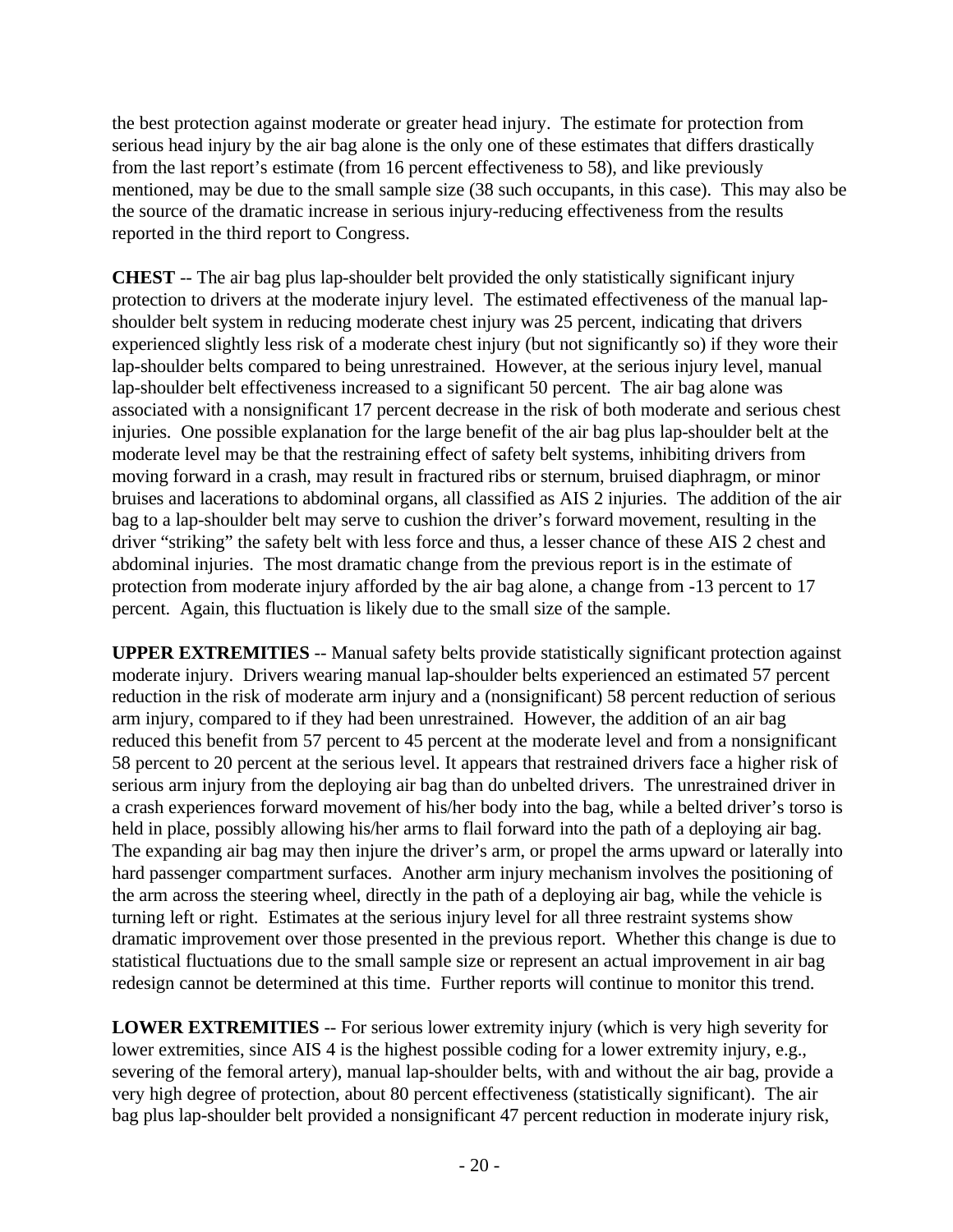the best protection against moderate or greater head injury. The estimate for protection from serious head injury by the air bag alone is the only one of these estimates that differs drastically from the last report's estimate (from 16 percent effectiveness to 58), and like previously mentioned, may be due to the small sample size (38 such occupants, in this case). This may also be the source of the dramatic increase in serious injury-reducing effectiveness from the results reported in the third report to Congress.

**CHEST** -- The air bag plus lap-shoulder belt provided the only statistically significant injury protection to drivers at the moderate injury level. The estimated effectiveness of the manual lap-shoulder belt system in reducing moderate chest injury was 25 percent, indicating that drivers experienced slightly less risk of a moderate chest injury (but not significantly so) if they wore their lap-shoulder belts compared to being unrestrained. However, at the serious injury level, manual lap-shoulder belt effectiveness increased to a significant 50 percent. The air bag alone was associated with a nonsignificant 17 percent decrease in the risk of both moderate and serious chest injuries. One possible explanation for the large benefit of the air bag plus lap-shoulder belt at the moderate level may be that the restraining effect of safety belt systems, inhibiting drivers from moving forward in a crash, may result in fractured ribs or sternum, bruised diaphragm, or minor bruises and lacerations to abdominal organs, all classified as AIS 2 injuries. The addition of the air bag to a lap-shoulder belt may serve to cushion the driver's forward movement, resulting in the driver "striking" the safety belt with less force and thus, a lesser chance of these AIS 2 chest and abdominal injuries. The most dramatic change from the previous report is in the estimate of protection from moderate injury afforded by the air bag alone, a change from -13 percent to 17 percent. Again, this fluctuation is likely due to the small size of the sample.

**UPPER EXTREMITIES** -- Manual safety belts provide statistically significant protection against moderate injury. Drivers wearing manual lap-shoulder belts experienced an estimated 57 percent reduction in the risk of moderate arm injury and a (nonsignificant) 58 percent reduction of serious arm injury, compared to if they had been unrestrained. However, the addition of an air bag reduced this benefit from 57 percent to 45 percent at the moderate level and from a nonsignificant 58 percent to 20 percent at the serious level. It appears that restrained drivers face a higher risk of serious arm injury from the deploying air bag than do unbelted drivers. The unrestrained driver in a crash experiences forward movement of his/her body into the bag, while a belted driver's torso is held in place, possibly allowing his/her arms to flail forward into the path of a deploying air bag. The expanding air bag may then injure the driver's arm, or propel the arms upward or laterally into hard passenger compartment surfaces. Another arm injury mechanism involves the positioning of the arm across the steering wheel, directly in the path of a deploying air bag, while the vehicle is turning left or right. Estimates at the serious injury level for all three restraint systems show dramatic improvement over those presented in the previous report. Whether this change is due to statistical fluctuations due to the small sample size or represent an actual improvement in air bag redesign cannot be determined at this time. Further reports will continue to monitor this trend.

**LOWER EXTREMITIES** -- For serious lower extremity injury (which is very high severity for lower extremities, since AIS 4 is the highest possible coding for a lower extremity injury, e.g., severing of the femoral artery), manual lap-shoulder belts, with and without the air bag, provide a very high degree of protection, about 80 percent effectiveness (statistically significant). The air bag plus lap-shoulder belt provided a nonsignificant 47 percent reduction in moderate injury risk,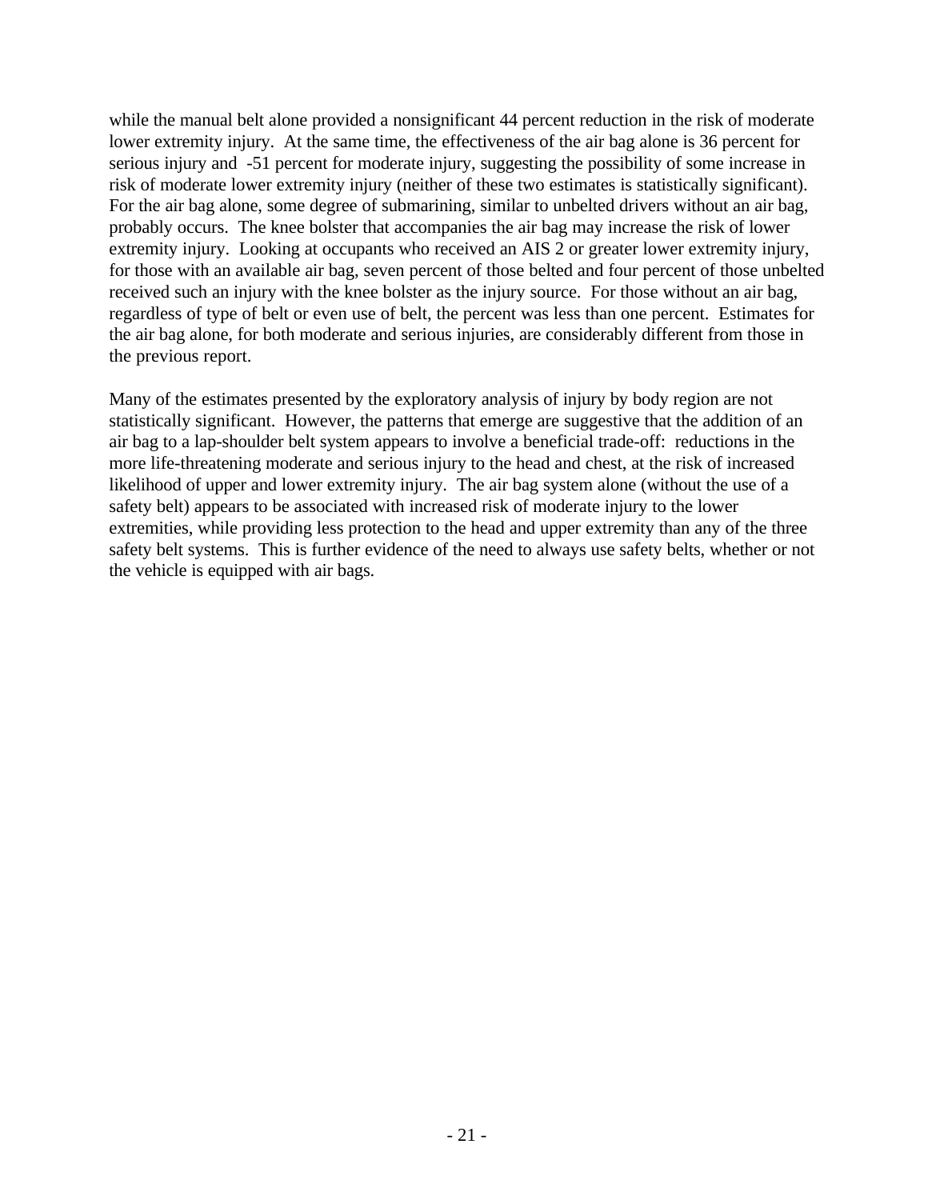while the manual belt alone provided a nonsignificant 44 percent reduction in the risk of moderate lower extremity injury. At the same time, the effectiveness of the air bag alone is 36 percent for serious injury and -51 percent for moderate injury, suggesting the possibility of some increase in risk of moderate lower extremity injury (neither of these two estimates is statistically significant). For the air bag alone, some degree of submarining, similar to unbelted drivers without an air bag, probably occurs. The knee bolster that accompanies the air bag may increase the risk of lower extremity injury. Looking at occupants who received an AIS 2 or greater lower extremity injury, for those with an available air bag, seven percent of those belted and four percent of those unbelted received such an injury with the knee bolster as the injury source. For those without an air bag, regardless of type of belt or even use of belt, the percent was less than one percent. Estimates for the air bag alone, for both moderate and serious injuries, are considerably different from those in the previous report.

Many of the estimates presented by the exploratory analysis of injury by body region are not statistically significant. However, the patterns that emerge are suggestive that the addition of an air bag to a lap-shoulder belt system appears to involve a beneficial trade-off: reductions in the more life-threatening moderate and serious injury to the head and chest, at the risk of increased likelihood of upper and lower extremity injury. The air bag system alone (without the use of a safety belt) appears to be associated with increased risk of moderate injury to the lower extremities, while providing less protection to the head and upper extremity than any of the three safety belt systems. This is further evidence of the need to always use safety belts, whether or not the vehicle is equipped with air bags.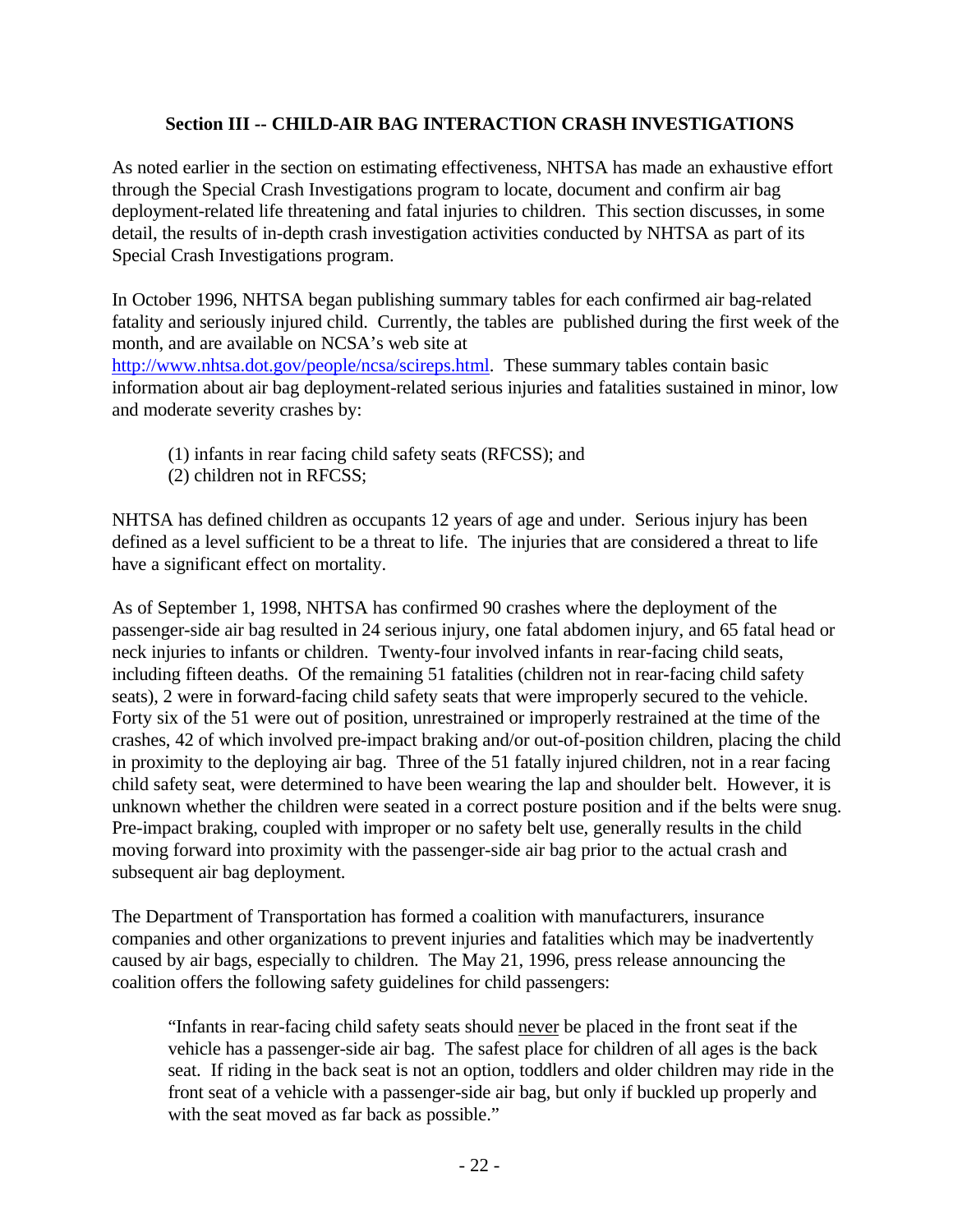## Section III -- CHILD-AIR BAG INTERACTION CRASH INVESTIGATIONS

As noted earlier in the section on estimating effectiveness, NHTSA has made an exhaustive effort through the Special Crash Investigations program to locate, document and confirm air bag deployment-related life threatening and fatal injuries to children. This section discusses, in some detail, the results of in-depth crash investigation activities conducted by NHTSA as part of its Special Crash Investigations program.

In October 1996, NHTSA began publishing summary tables for each confirmed air bag-related fatality and seriously injured child. Currently, the tables are published during the first week of the month, and are available on NCSA's web site at [http://www.nhtsa.dot.gov/people/ncsa/scireps.html](http://www.nhtsa.dot.gov/people/ncsa/scireps.html). These summary tables contain basic information about air bag deployment-related serious injuries and fatalities sustained in minor, low and moderate severity crashes by:

(1) infants in rear facing child safety seats (RFCSS); and
(2) children not in RFCSS;

NHTSA has defined children as occupants 12 years of age and under. Serious injury has been defined as a level sufficient to be a threat to life. The injuries that are considered a threat to life have a significant effect on mortality.

As of September 1, 1998, NHTSA has confirmed 90 crashes where the deployment of the passenger-side air bag resulted in 24 serious injury, one fatal abdomen injury, and 65 fatal head or neck injuries to infants or children. Twenty-four involved infants in rear-facing child seats, including fifteen deaths. Of the remaining 51 fatalities (children not in rear-facing child safety seats), 2 were in forward-facing child safety seats that were improperly secured to the vehicle. Forty six of the 51 were out of position, unrestrained or improperly restrained at the time of the crashes, 42 of which involved pre-impact braking and/or out-of-position children, placing the child in proximity to the deploying air bag. Three of the 51 fatally injured children, not in a rear facing child safety seat, were determined to have been wearing the lap and shoulder belt. However, it is unknown whether the children were seated in a correct posture position and if the belts were snug. Pre-impact braking, coupled with improper or no safety belt use, generally results in the child moving forward into proximity with the passenger-side air bag prior to the actual crash and subsequent air bag deployment.

The Department of Transportation has formed a coalition with manufacturers, insurance companies and other organizations to prevent injuries and fatalities which may be inadvertently caused by air bags, especially to children. The May 21, 1996, press release announcing the coalition offers the following safety guidelines for child passengers:

> "Infants in rear-facing child safety seats should <u>never</u> be placed in the front seat if the vehicle has a passenger-side air bag. The safest place for children of all ages is the back seat. If riding in the back seat is not an option, toddlers and older children may ride in the front seat of a vehicle with a passenger-side air bag, but only if buckled up properly and with the seat moved as far back as possible."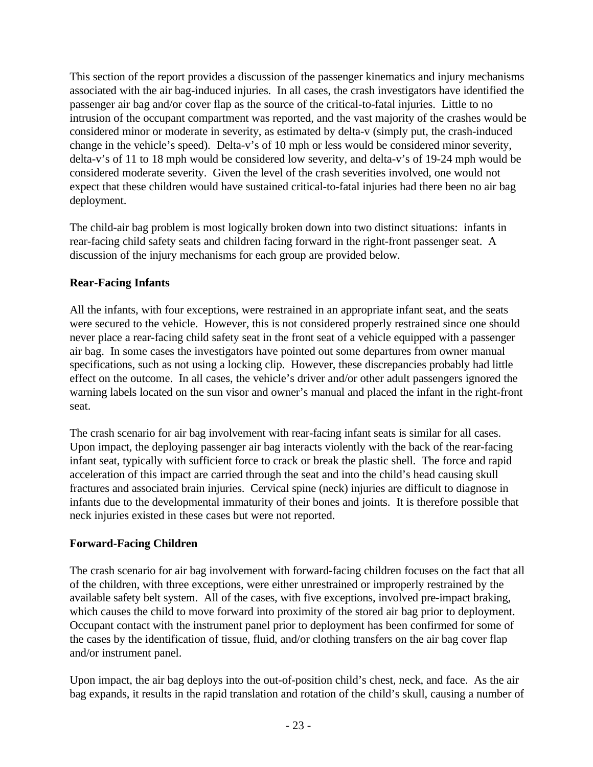This section of the report provides a discussion of the passenger kinematics and injury mechanisms associated with the air bag-induced injuries. In all cases, the crash investigators have identified the passenger air bag and/or cover flap as the source of the critical-to-fatal injuries. Little to no intrusion of the occupant compartment was reported, and the vast majority of the crashes would be considered minor or moderate in severity, as estimated by delta-v (simply put, the crash-induced change in the vehicle's speed). Delta-v's of 10 mph or less would be considered minor severity, delta-v's of 11 to 18 mph would be considered low severity, and delta-v's of 19-24 mph would be considered moderate severity. Given the level of the crash severities involved, one would not expect that these children would have sustained critical-to-fatal injuries had there been no air bag deployment.

The child-air bag problem is most logically broken down into two distinct situations: infants in rear-facing child safety seats and children facing forward in the right-front passenger seat. A discussion of the injury mechanisms for each group are provided below.

### Rear-Facing Infants

All the infants, with four exceptions, were restrained in an appropriate infant seat, and the seats were secured to the vehicle. However, this is not considered properly restrained since one should never place a rear-facing child safety seat in the front seat of a vehicle equipped with a passenger air bag. In some cases the investigators have pointed out some departures from owner manual specifications, such as not using a locking clip. However, these discrepancies probably had little effect on the outcome. In all cases, the vehicle's driver and/or other adult passengers ignored the warning labels located on the sun visor and owner's manual and placed the infant in the right-front seat.

The crash scenario for air bag involvement with rear-facing infant seats is similar for all cases. Upon impact, the deploying passenger air bag interacts violently with the back of the rear-facing infant seat, typically with sufficient force to crack or break the plastic shell. The force and rapid acceleration of this impact are carried through the seat and into the child's head causing skull fractures and associated brain injuries. Cervical spine (neck) injuries are difficult to diagnose in infants due to the developmental immaturity of their bones and joints. It is therefore possible that neck injuries existed in these cases but were not reported.

### Forward-Facing Children

The crash scenario for air bag involvement with forward-facing children focuses on the fact that all of the children, with three exceptions, were either unrestrained or improperly restrained by the available safety belt system. All of the cases, with five exceptions, involved pre-impact braking, which causes the child to move forward into proximity of the stored air bag prior to deployment. Occupant contact with the instrument panel prior to deployment has been confirmed for some of the cases by the identification of tissue, fluid, and/or clothing transfers on the air bag cover flap and/or instrument panel.

Upon impact, the air bag deploys into the out-of-position child's chest, neck, and face. As the air bag expands, it results in the rapid translation and rotation of the child's skull, causing a number of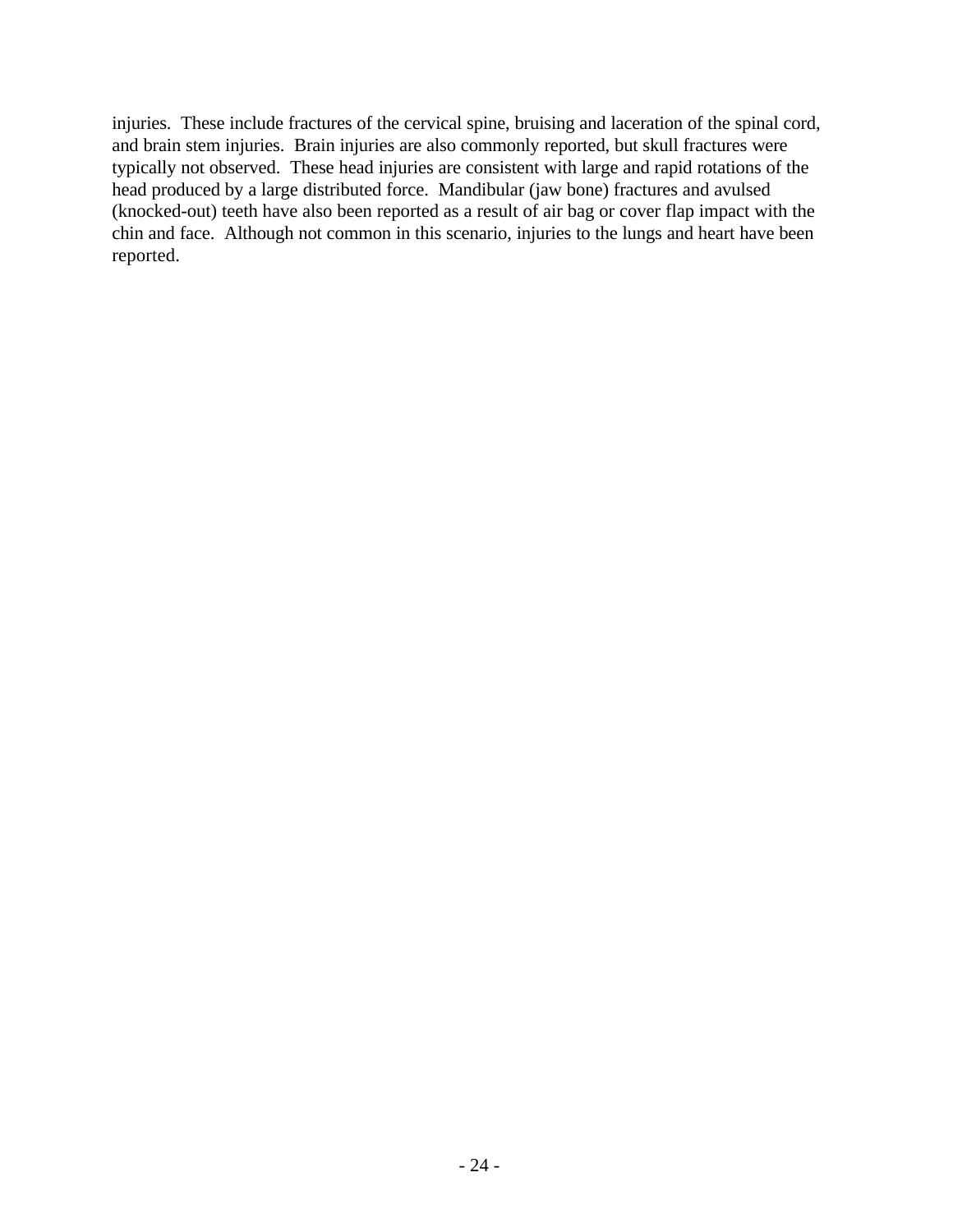injuries. These include fractures of the cervical spine, bruising and laceration of the spinal cord, and brain stem injuries. Brain injuries are also commonly reported, but skull fractures were typically not observed. These head injuries are consistent with large and rapid rotations of the head produced by a large distributed force. Mandibular (jaw bone) fractures and avulsed (knocked-out) teeth have also been reported as a result of air bag or cover flap impact with the chin and face. Although not common in this scenario, injuries to the lungs and heart have been reported.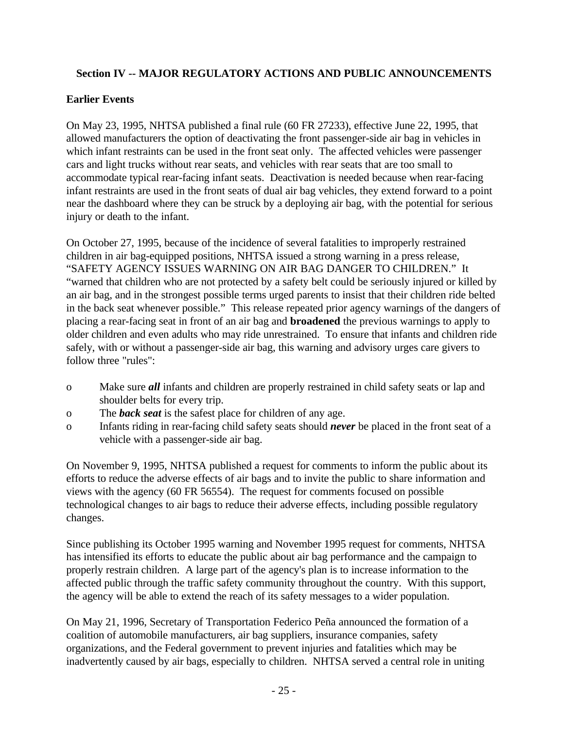## Section IV -- MAJOR REGULATORY ACTIONS AND PUBLIC ANNOUNCEMENTS

### Earlier Events

On May 23, 1995, NHTSA published a final rule (60 FR 27233), effective June 22, 1995, that allowed manufacturers the option of deactivating the front passenger-side air bag in vehicles in which infant restraints can be used in the front seat only. The affected vehicles were passenger cars and light trucks without rear seats, and vehicles with rear seats that are too small to accommodate typical rear-facing infant seats. Deactivation is needed because when rear-facing infant restraints are used in the front seats of dual air bag vehicles, they extend forward to a point near the dashboard where they can be struck by a deploying air bag, with the potential for serious injury or death to the infant.

On October 27, 1995, because of the incidence of several fatalities to improperly restrained children in air bag-equipped positions, NHTSA issued a strong warning in a press release, "SAFETY AGENCY ISSUES WARNING ON AIR BAG DANGER TO CHILDREN." It "warned that children who are not protected by a safety belt could be seriously injured or killed by an air bag, and in the strongest possible terms urged parents to insist that their children ride belted in the back seat whenever possible." This release repeated prior agency warnings of the dangers of placing a rear-facing seat in front of an air bag and **broadened** the previous warnings to apply to older children and even adults who may ride unrestrained. To ensure that infants and children ride safely, with or without a passenger-side air bag, this warning and advisory urges care givers to follow three "rules":

- Make sure ***all*** infants and children are properly restrained in child safety seats or lap and shoulder belts for every trip.
- The ***back seat*** is the safest place for children of any age.
- Infants riding in rear-facing child safety seats should ***never*** be placed in the front seat of a vehicle with a passenger-side air bag.

On November 9, 1995, NHTSA published a request for comments to inform the public about its efforts to reduce the adverse effects of air bags and to invite the public to share information and views with the agency (60 FR 56554). The request for comments focused on possible technological changes to air bags to reduce their adverse effects, including possible regulatory changes.

Since publishing its October 1995 warning and November 1995 request for comments, NHTSA has intensified its efforts to educate the public about air bag performance and the campaign to properly restrain children. A large part of the agency's plan is to increase information to the affected public through the traffic safety community throughout the country. With this support, the agency will be able to extend the reach of its safety messages to a wider population.

On May 21, 1996, Secretary of Transportation Federico Peña announced the formation of a coalition of automobile manufacturers, air bag suppliers, insurance companies, safety organizations, and the Federal government to prevent injuries and fatalities which may be inadvertently caused by air bags, especially to children. NHTSA served a central role in uniting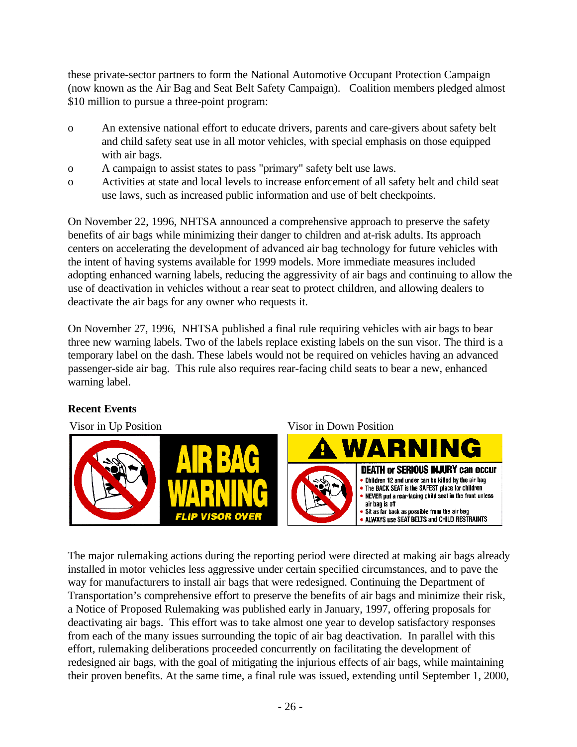these private-sector partners to form the National Automotive Occupant Protection Campaign (now known as the Air Bag and Seat Belt Safety Campaign). Coalition members pledged almost $10 million to pursue a three-point program:

- An extensive national effort to educate drivers, parents and care-givers about safety belt and child safety seat use in all motor vehicles, with special emphasis on those equipped with air bags.
- A campaign to assist states to pass "primary" safety belt use laws.
- Activities at state and local levels to increase enforcement of all safety belt and child seat use laws, such as increased public information and use of belt checkpoints.

On November 22, 1996, NHTSA announced a comprehensive approach to preserve the safety benefits of air bags while minimizing their danger to children and at-risk adults. Its approach centers on accelerating the development of advanced air bag technology for future vehicles with the intent of having systems available for 1999 models. More immediate measures included adopting enhanced warning labels, reducing the aggressivity of air bags and continuing to allow the use of deactivation in vehicles without a rear seat to protect children, and allowing dealers to deactivate the air bags for any owner who requests it.

On November 27, 1996, NHTSA published a final rule requiring vehicles with air bags to bear three new warning labels. Two of the labels replace existing labels on the sun visor. The third is a temporary label on the dash. These labels would not be required on vehicles having an advanced passenger-side air bag. This rule also requires rear-facing child seats to bear a new, enhanced warning label.

**Recent Events**

Visor in Up Position

AIR BAG WARNING
FLIP VISOR OVER

Visor in Down Position

WARNING

DEATH or SERIOUS INJURY can occur
- Children 12 and under can be killed by the air bag
- The BACK SEAT is the SAFEST place for children
- NEVER put a rear-facing child seat in the front unless air bag is off
- Sit as far back as possible from the air bag
- ALWAYS use SEAT BELTS and CHILD RESTRAINTS

The major rulemaking actions during the reporting period were directed at making air bags already installed in motor vehicles less aggressive under certain specified circumstances, and to pave the way for manufacturers to install air bags that were redesigned. Continuing the Department of Transportation's comprehensive effort to preserve the benefits of air bags and minimize their risk, a Notice of Proposed Rulemaking was published early in January, 1997, offering proposals for deactivating air bags. This effort was to take almost one year to develop satisfactory responses from each of the many issues surrounding the topic of air bag deactivation. In parallel with this effort, rulemaking deliberations proceeded concurrently on facilitating the development of redesigned air bags, with the goal of mitigating the injurious effects of air bags, while maintaining their proven benefits. At the same time, a final rule was issued, extending until September 1, 2000,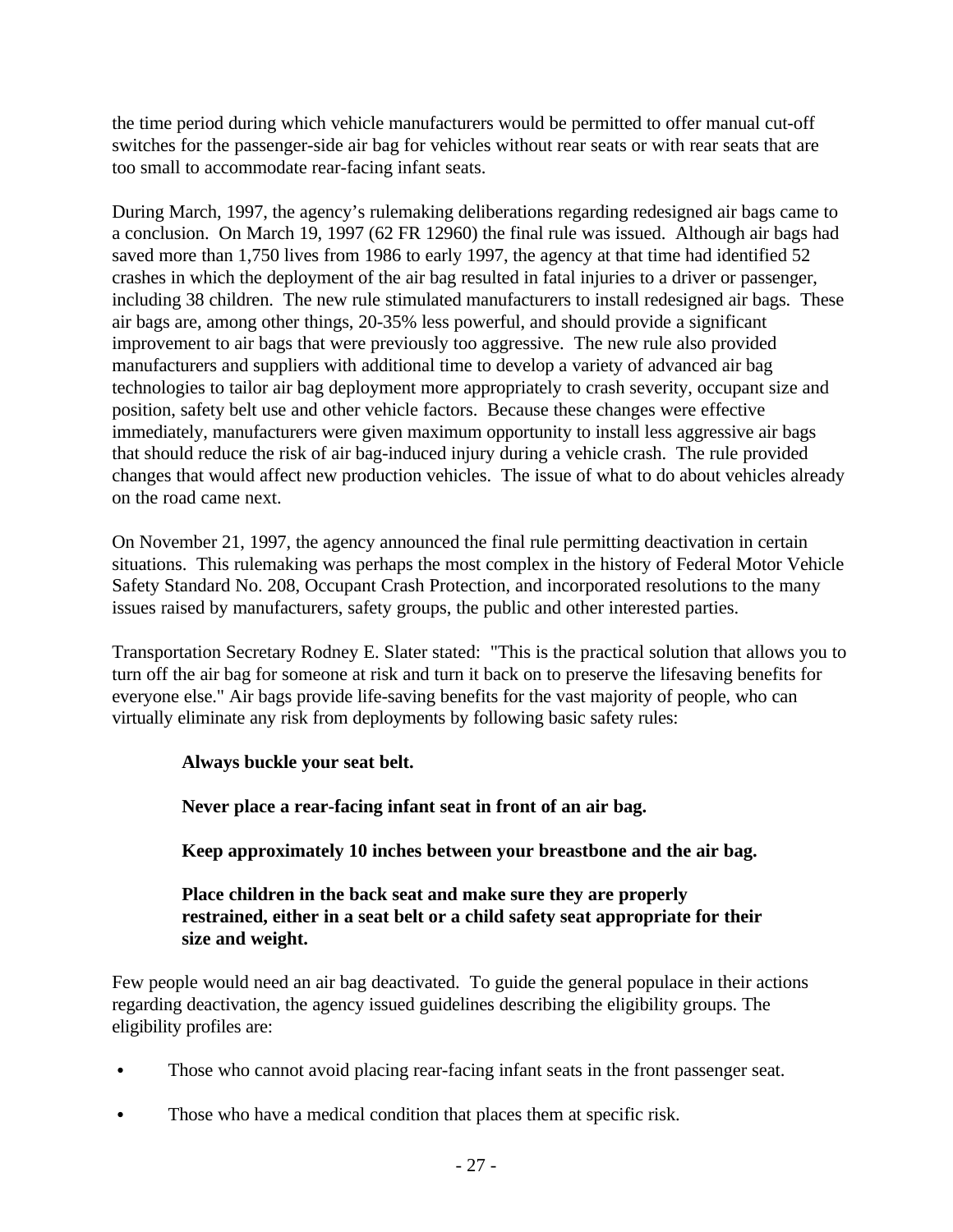the time period during which vehicle manufacturers would be permitted to offer manual cut-off switches for the passenger-side air bag for vehicles without rear seats or with rear seats that are too small to accommodate rear-facing infant seats.

During March, 1997, the agency's rulemaking deliberations regarding redesigned air bags came to a conclusion. On March 19, 1997 (62 FR 12960) the final rule was issued. Although air bags had saved more than 1,750 lives from 1986 to early 1997, the agency at that time had identified 52 crashes in which the deployment of the air bag resulted in fatal injuries to a driver or passenger, including 38 children. The new rule stimulated manufacturers to install redesigned air bags. These air bags are, among other things, 20-35% less powerful, and should provide a significant improvement to air bags that were previously too aggressive. The new rule also provided manufacturers and suppliers with additional time to develop a variety of advanced air bag technologies to tailor air bag deployment more appropriately to crash severity, occupant size and position, safety belt use and other vehicle factors. Because these changes were effective immediately, manufacturers were given maximum opportunity to install less aggressive air bags that should reduce the risk of air bag-induced injury during a vehicle crash. The rule provided changes that would affect new production vehicles. The issue of what to do about vehicles already on the road came next.

On November 21, 1997, the agency announced the final rule permitting deactivation in certain situations. This rulemaking was perhaps the most complex in the history of Federal Motor Vehicle Safety Standard No. 208, Occupant Crash Protection, and incorporated resolutions to the many issues raised by manufacturers, safety groups, the public and other interested parties.

Transportation Secretary Rodney E. Slater stated: "This is the practical solution that allows you to turn off the air bag for someone at risk and turn it back on to preserve the lifesaving benefits for everyone else." Air bags provide life-saving benefits for the vast majority of people, who can virtually eliminate any risk from deployments by following basic safety rules:

> **Always buckle your seat belt.**
>
> **Never place a rear-facing infant seat in front of an air bag.**
>
> **Keep approximately 10 inches between your breastbone and the air bag.**
>
> **Place children in the back seat and make sure they are properly restrained, either in a seat belt or a child safety seat appropriate for their size and weight.**

Few people would need an air bag deactivated. To guide the general populace in their actions regarding deactivation, the agency issued guidelines describing the eligibility groups. The eligibility profiles are:

- Those who cannot avoid placing rear-facing infant seats in the front passenger seat.
- Those who have a medical condition that places them at specific risk.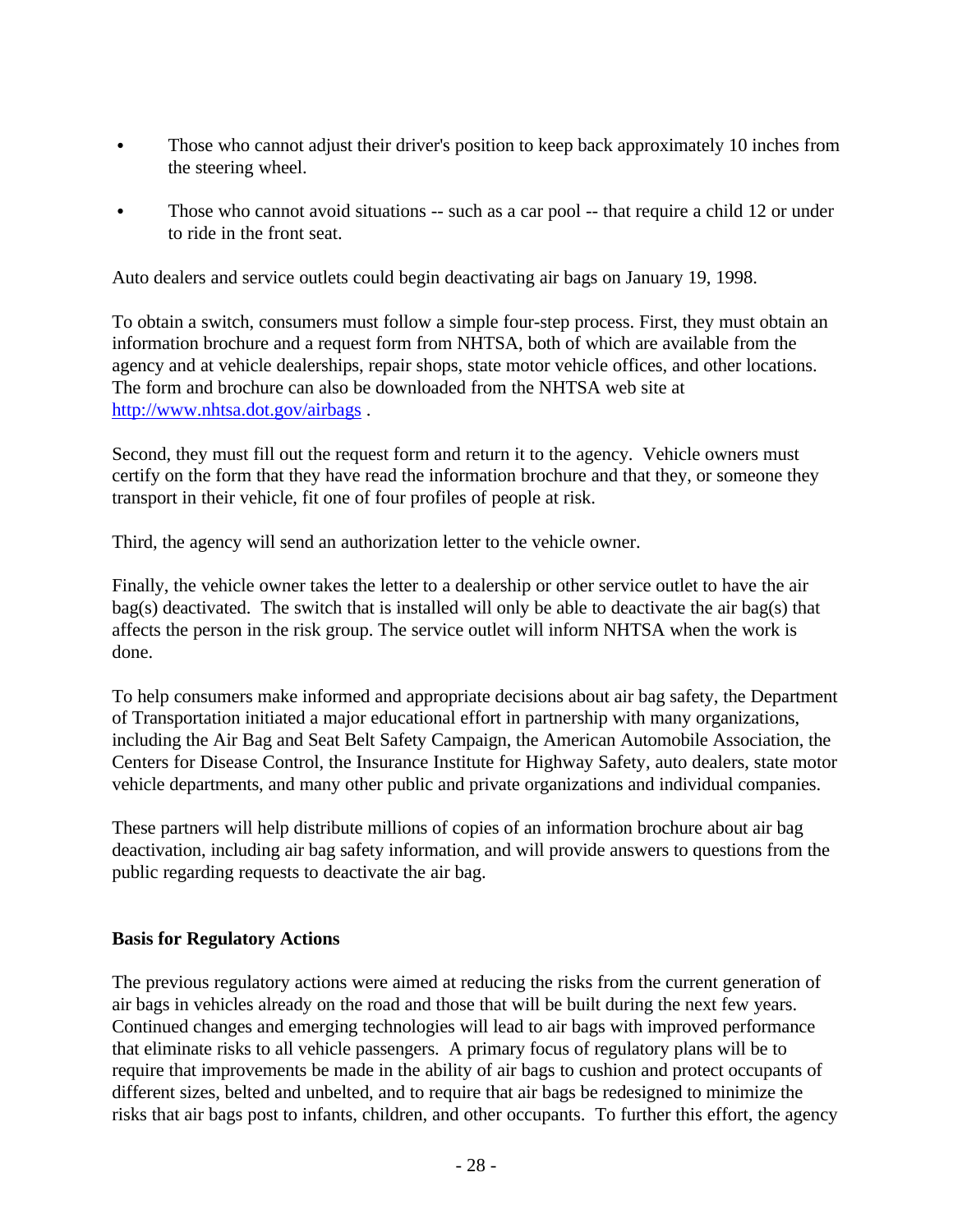- Those who cannot adjust their driver's position to keep back approximately 10 inches from the steering wheel.

- Those who cannot avoid situations -- such as a car pool -- that require a child 12 or under to ride in the front seat.

Auto dealers and service outlets could begin deactivating air bags on January 19, 1998.

To obtain a switch, consumers must follow a simple four-step process. First, they must obtain an information brochure and a request form from NHTSA, both of which are available from the agency and at vehicle dealerships, repair shops, state motor vehicle offices, and other locations. The form and brochure can also be downloaded from the NHTSA web site at [http://www.nhtsa.dot.gov/airbags](http://www.nhtsa.dot.gov/airbags) .

Second, they must fill out the request form and return it to the agency. Vehicle owners must certify on the form that they have read the information brochure and that they, or someone they transport in their vehicle, fit one of four profiles of people at risk.

Third, the agency will send an authorization letter to the vehicle owner.

Finally, the vehicle owner takes the letter to a dealership or other service outlet to have the air bag(s) deactivated. The switch that is installed will only be able to deactivate the air bag(s) that affects the person in the risk group. The service outlet will inform NHTSA when the work is done.

To help consumers make informed and appropriate decisions about air bag safety, the Department of Transportation initiated a major educational effort in partnership with many organizations, including the Air Bag and Seat Belt Safety Campaign, the American Automobile Association, the Centers for Disease Control, the Insurance Institute for Highway Safety, auto dealers, state motor vehicle departments, and many other public and private organizations and individual companies.

These partners will help distribute millions of copies of an information brochure about air bag deactivation, including air bag safety information, and will provide answers to questions from the public regarding requests to deactivate the air bag.

**Basis for Regulatory Actions**

The previous regulatory actions were aimed at reducing the risks from the current generation of air bags in vehicles already on the road and those that will be built during the next few years. Continued changes and emerging technologies will lead to air bags with improved performance that eliminate risks to all vehicle passengers. A primary focus of regulatory plans will be to require that improvements be made in the ability of air bags to cushion and protect occupants of different sizes, belted and unbelted, and to require that air bags be redesigned to minimize the risks that air bags post to infants, children, and other occupants. To further this effort, the agency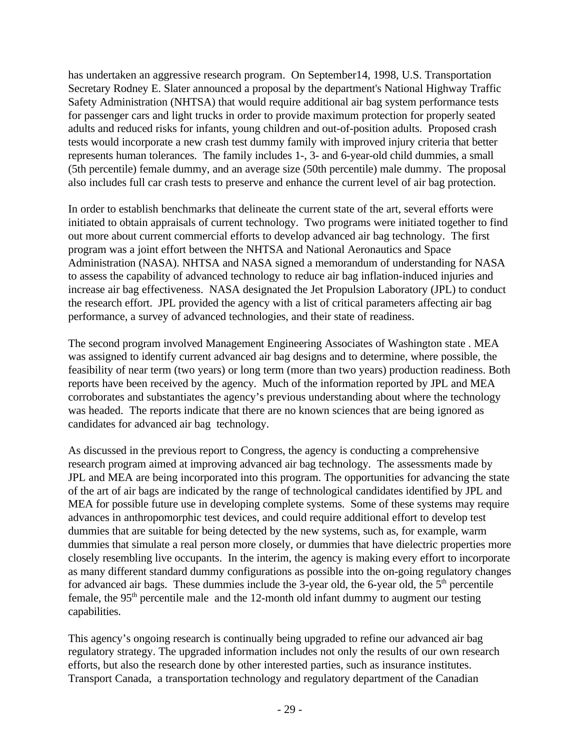has undertaken an aggressive research program. On September14, 1998, U.S. Transportation Secretary Rodney E. Slater announced a proposal by the department's National Highway Traffic Safety Administration (NHTSA) that would require additional air bag system performance tests for passenger cars and light trucks in order to provide maximum protection for properly seated adults and reduced risks for infants, young children and out-of-position adults. Proposed crash tests would incorporate a new crash test dummy family with improved injury criteria that better represents human tolerances. The family includes 1-, 3- and 6-year-old child dummies, a small (5th percentile) female dummy, and an average size (50th percentile) male dummy. The proposal also includes full car crash tests to preserve and enhance the current level of air bag protection.

In order to establish benchmarks that delineate the current state of the art, several efforts were initiated to obtain appraisals of current technology. Two programs were initiated together to find out more about current commercial efforts to develop advanced air bag technology. The first program was a joint effort between the NHTSA and National Aeronautics and Space Administration (NASA). NHTSA and NASA signed a memorandum of understanding for NASA to assess the capability of advanced technology to reduce air bag inflation-induced injuries and increase air bag effectiveness. NASA designated the Jet Propulsion Laboratory (JPL) to conduct the research effort. JPL provided the agency with a list of critical parameters affecting air bag performance, a survey of advanced technologies, and their state of readiness.

The second program involved Management Engineering Associates of Washington state . MEA was assigned to identify current advanced air bag designs and to determine, where possible, the feasibility of near term (two years) or long term (more than two years) production readiness. Both reports have been received by the agency. Much of the information reported by JPL and MEA corroborates and substantiates the agency's previous understanding about where the technology was headed. The reports indicate that there are no known sciences that are being ignored as candidates for advanced air bag technology.

As discussed in the previous report to Congress, the agency is conducting a comprehensive research program aimed at improving advanced air bag technology. The assessments made by JPL and MEA are being incorporated into this program. The opportunities for advancing the state of the art of air bags are indicated by the range of technological candidates identified by JPL and MEA for possible future use in developing complete systems. Some of these systems may require advances in anthropomorphic test devices, and could require additional effort to develop test dummies that are suitable for being detected by the new systems, such as, for example, warm dummies that simulate a real person more closely, or dummies that have dielectric properties more closely resembling live occupants. In the interim, the agency is making every effort to incorporate as many different standard dummy configurations as possible into the on-going regulatory changes for advanced air bags. These dummies include the 3-year old, the 6-year old, the 5th percentile female, the 95th percentile male and the 12-month old infant dummy to augment our testing capabilities.

This agency's ongoing research is continually being upgraded to refine our advanced air bag regulatory strategy. The upgraded information includes not only the results of our own research efforts, but also the research done by other interested parties, such as insurance institutes. Transport Canada, a transportation technology and regulatory department of the Canadian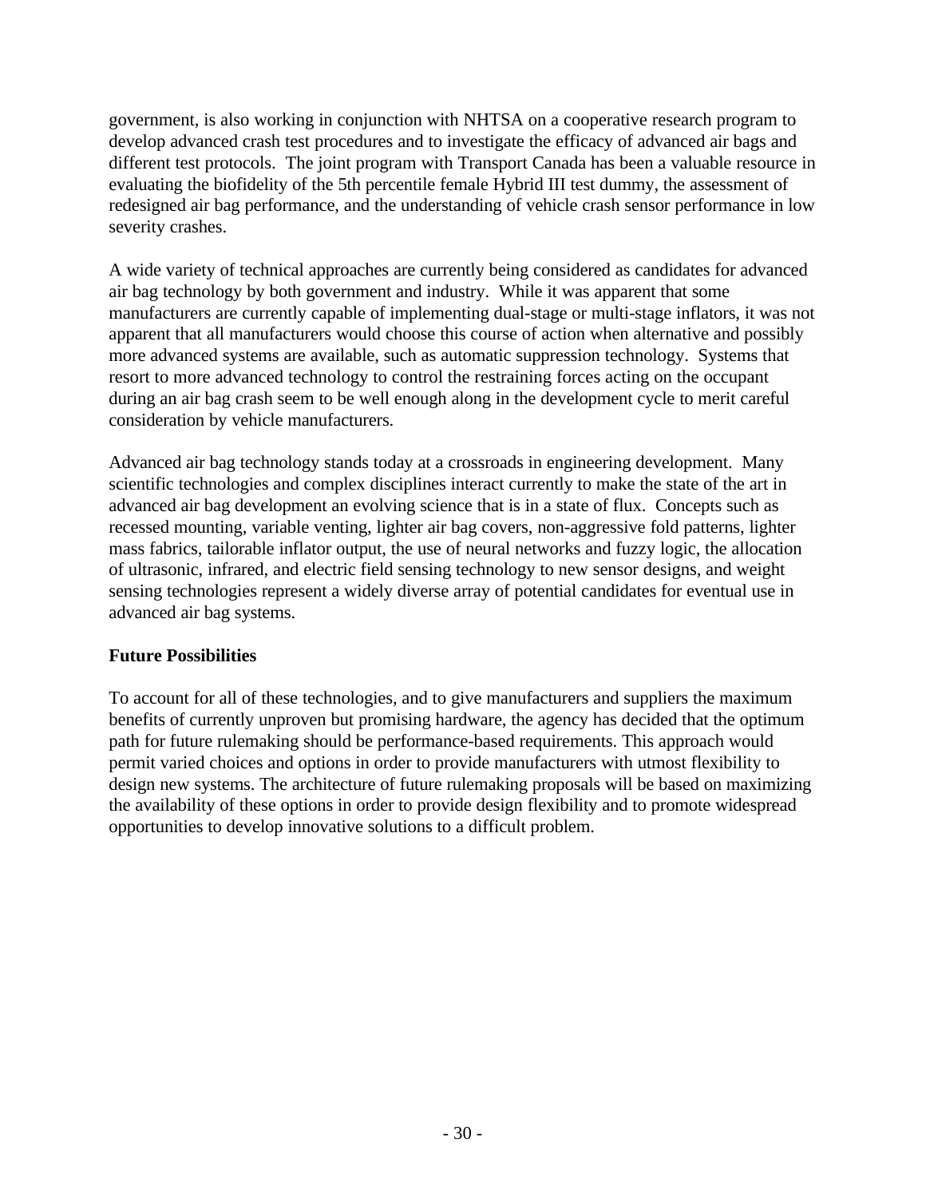government, is also working in conjunction with NHTSA on a cooperative research program to develop advanced crash test procedures and to investigate the efficacy of advanced air bags and different test protocols. The joint program with Transport Canada has been a valuable resource in evaluating the biofidelity of the 5th percentile female Hybrid III test dummy, the assessment of redesigned air bag performance, and the understanding of vehicle crash sensor performance in low severity crashes.

A wide variety of technical approaches are currently being considered as candidates for advanced air bag technology by both government and industry. While it was apparent that some manufacturers are currently capable of implementing dual-stage or multi-stage inflators, it was not apparent that all manufacturers would choose this course of action when alternative and possibly more advanced systems are available, such as automatic suppression technology. Systems that resort to more advanced technology to control the restraining forces acting on the occupant during an air bag crash seem to be well enough along in the development cycle to merit careful consideration by vehicle manufacturers.

Advanced air bag technology stands today at a crossroads in engineering development. Many scientific technologies and complex disciplines interact currently to make the state of the art in advanced air bag development an evolving science that is in a state of flux. Concepts such as recessed mounting, variable venting, lighter air bag covers, non-aggressive fold patterns, lighter mass fabrics, tailorable inflator output, the use of neural networks and fuzzy logic, the allocation of ultrasonic, infrared, and electric field sensing technology to new sensor designs, and weight sensing technologies represent a widely diverse array of potential candidates for eventual use in advanced air bag systems.

**Future Possibilities**

To account for all of these technologies, and to give manufacturers and suppliers the maximum benefits of currently unproven but promising hardware, the agency has decided that the optimum path for future rulemaking should be performance-based requirements. This approach would permit varied choices and options in order to provide manufacturers with utmost flexibility to design new systems. The architecture of future rulemaking proposals will be based on maximizing the availability of these options in order to provide design flexibility and to promote widespread opportunities to develop innovative solutions to a difficult problem.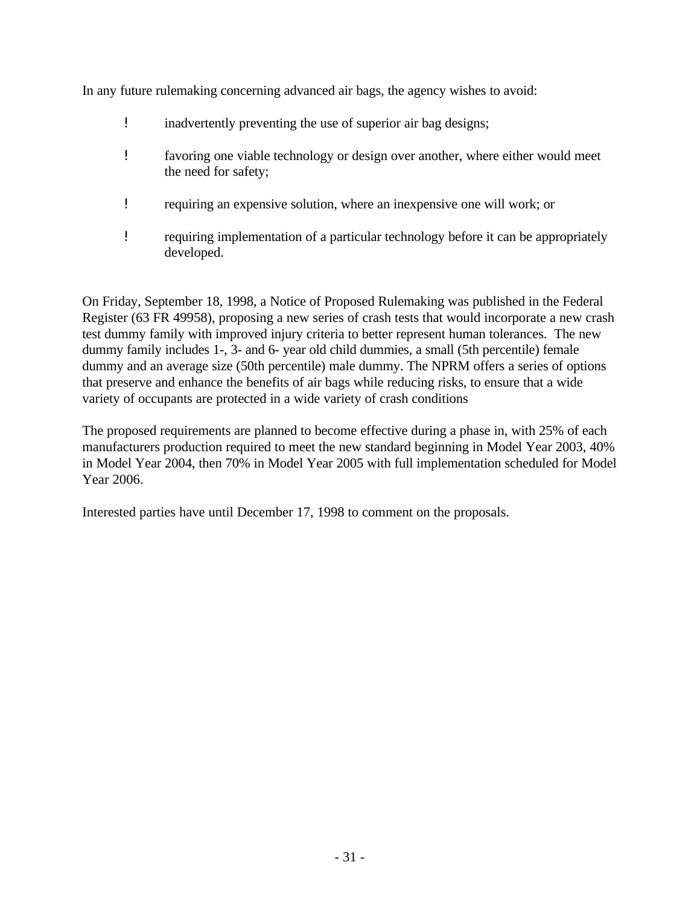In any future rulemaking concerning advanced air bags, the agency wishes to avoid:

- inadvertently preventing the use of superior air bag designs;
- favoring one viable technology or design over another, where either would meet the need for safety;
- requiring an expensive solution, where an inexpensive one will work; or
- requiring implementation of a particular technology before it can be appropriately developed.

On Friday, September 18, 1998, a Notice of Proposed Rulemaking was published in the Federal Register (63 FR 49958), proposing a new series of crash tests that would incorporate a new crash test dummy family with improved injury criteria to better represent human tolerances. The new dummy family includes 1-, 3- and 6- year old child dummies, a small (5th percentile) female dummy and an average size (50th percentile) male dummy. The NPRM offers a series of options that preserve and enhance the benefits of air bags while reducing risks, to ensure that a wide variety of occupants are protected in a wide variety of crash conditions

The proposed requirements are planned to become effective during a phase in, with 25% of each manufacturers production required to meet the new standard beginning in Model Year 2003, 40% in Model Year 2004, then 70% in Model Year 2005 with full implementation scheduled for Model Year 2006.

Interested parties have until December 17, 1998 to comment on the proposals.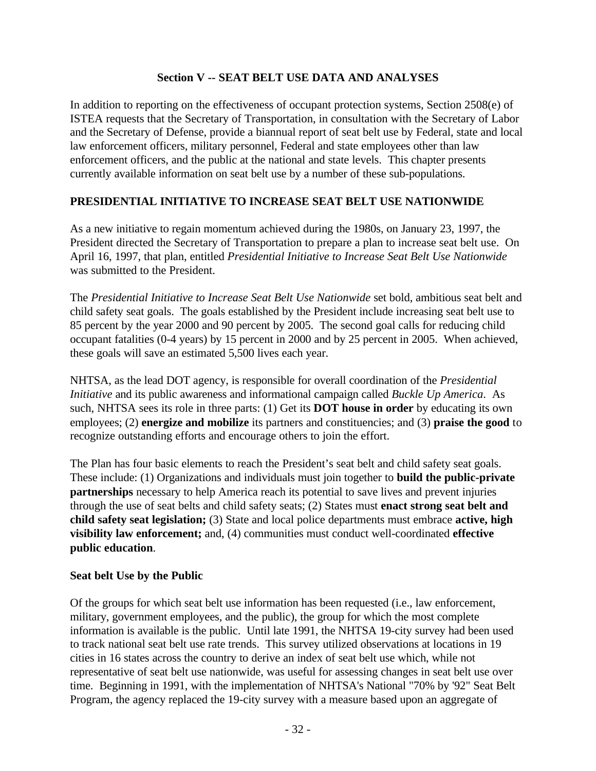## Section V -- SEAT BELT USE DATA AND ANALYSES

In addition to reporting on the effectiveness of occupant protection systems, Section 2508(e) of ISTEA requests that the Secretary of Transportation, in consultation with the Secretary of Labor and the Secretary of Defense, provide a biannual report of seat belt use by Federal, state and local law enforcement officers, military personnel, Federal and state employees other than law enforcement officers, and the public at the national and state levels. This chapter presents currently available information on seat belt use by a number of these sub-populations.

## PRESIDENTIAL INITIATIVE TO INCREASE SEAT BELT USE NATIONWIDE

As a new initiative to regain momentum achieved during the 1980s, on January 23, 1997, the President directed the Secretary of Transportation to prepare a plan to increase seat belt use. On April 16, 1997, that plan, entitled *Presidential Initiative to Increase Seat Belt Use Nationwide* was submitted to the President.

The *Presidential Initiative to Increase Seat Belt Use Nationwide* set bold, ambitious seat belt and child safety seat goals. The goals established by the President include increasing seat belt use to 85 percent by the year 2000 and 90 percent by 2005. The second goal calls for reducing child occupant fatalities (0-4 years) by 15 percent in 2000 and by 25 percent in 2005. When achieved, these goals will save an estimated 5,500 lives each year.

NHTSA, as the lead DOT agency, is responsible for overall coordination of the *Presidential Initiative* and its public awareness and informational campaign called *Buckle Up America*. As such, NHTSA sees its role in three parts: (1) Get its **DOT house in order** by educating its own employees; (2) **energize and mobilize** its partners and constituencies; and (3) **praise the good** to recognize outstanding efforts and encourage others to join the effort.

The Plan has four basic elements to reach the President's seat belt and child safety seat goals. These include: (1) Organizations and individuals must join together to **build the public-private partnerships** necessary to help America reach its potential to save lives and prevent injuries through the use of seat belts and child safety seats; (2) States must **enact strong seat belt and child safety seat legislation;** (3) State and local police departments must embrace **active, high visibility law enforcement;** and, (4) communities must conduct well-coordinated **effective public education**.

### Seat belt Use by the Public

Of the groups for which seat belt use information has been requested (i.e., law enforcement, military, government employees, and the public), the group for which the most complete information is available is the public. Until late 1991, the NHTSA 19-city survey had been used to track national seat belt use rate trends. This survey utilized observations at locations in 19 cities in 16 states across the country to derive an index of seat belt use which, while not representative of seat belt use nationwide, was useful for assessing changes in seat belt use over time. Beginning in 1991, with the implementation of NHTSA's National "70% by '92" Seat Belt Program, the agency replaced the 19-city survey with a measure based upon an aggregate of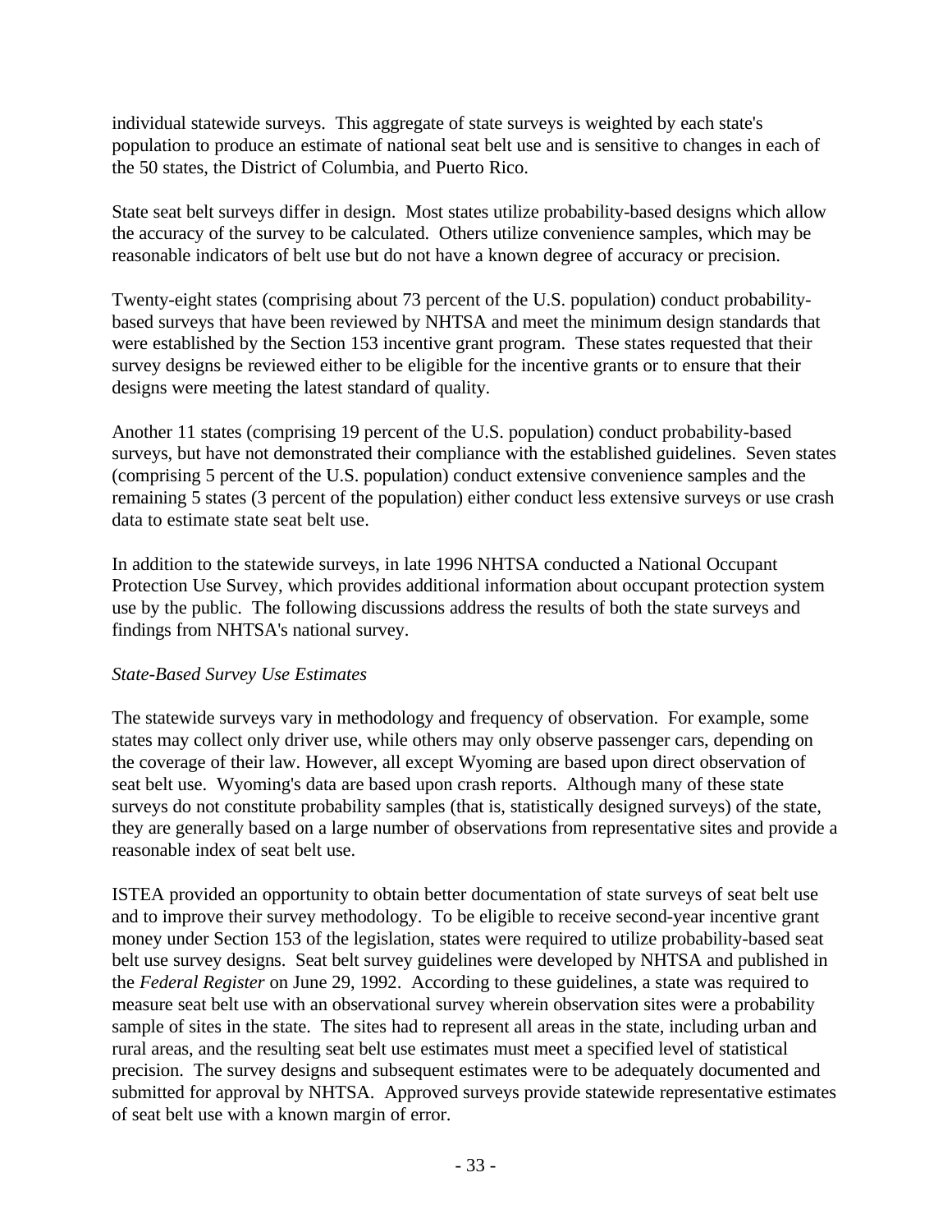individual statewide surveys. This aggregate of state surveys is weighted by each state's population to produce an estimate of national seat belt use and is sensitive to changes in each of the 50 states, the District of Columbia, and Puerto Rico.

State seat belt surveys differ in design. Most states utilize probability-based designs which allow the accuracy of the survey to be calculated. Others utilize convenience samples, which may be reasonable indicators of belt use but do not have a known degree of accuracy or precision.

Twenty-eight states (comprising about 73 percent of the U.S. population) conduct probability-based surveys that have been reviewed by NHTSA and meet the minimum design standards that were established by the Section 153 incentive grant program. These states requested that their survey designs be reviewed either to be eligible for the incentive grants or to ensure that their designs were meeting the latest standard of quality.

Another 11 states (comprising 19 percent of the U.S. population) conduct probability-based surveys, but have not demonstrated their compliance with the established guidelines. Seven states (comprising 5 percent of the U.S. population) conduct extensive convenience samples and the remaining 5 states (3 percent of the population) either conduct less extensive surveys or use crash data to estimate state seat belt use.

In addition to the statewide surveys, in late 1996 NHTSA conducted a National Occupant Protection Use Survey, which provides additional information about occupant protection system use by the public. The following discussions address the results of both the state surveys and findings from NHTSA's national survey.

*State-Based Survey Use Estimates*

The statewide surveys vary in methodology and frequency of observation. For example, some states may collect only driver use, while others may only observe passenger cars, depending on the coverage of their law. However, all except Wyoming are based upon direct observation of seat belt use. Wyoming's data are based upon crash reports. Although many of these state surveys do not constitute probability samples (that is, statistically designed surveys) of the state, they are generally based on a large number of observations from representative sites and provide a reasonable index of seat belt use.

ISTEA provided an opportunity to obtain better documentation of state surveys of seat belt use and to improve their survey methodology. To be eligible to receive second-year incentive grant money under Section 153 of the legislation, states were required to utilize probability-based seat belt use survey designs. Seat belt survey guidelines were developed by NHTSA and published in the *Federal Register* on June 29, 1992. According to these guidelines, a state was required to measure seat belt use with an observational survey wherein observation sites were a probability sample of sites in the state. The sites had to represent all areas in the state, including urban and rural areas, and the resulting seat belt use estimates must meet a specified level of statistical precision. The survey designs and subsequent estimates were to be adequately documented and submitted for approval by NHTSA. Approved surveys provide statewide representative estimates of seat belt use with a known margin of error.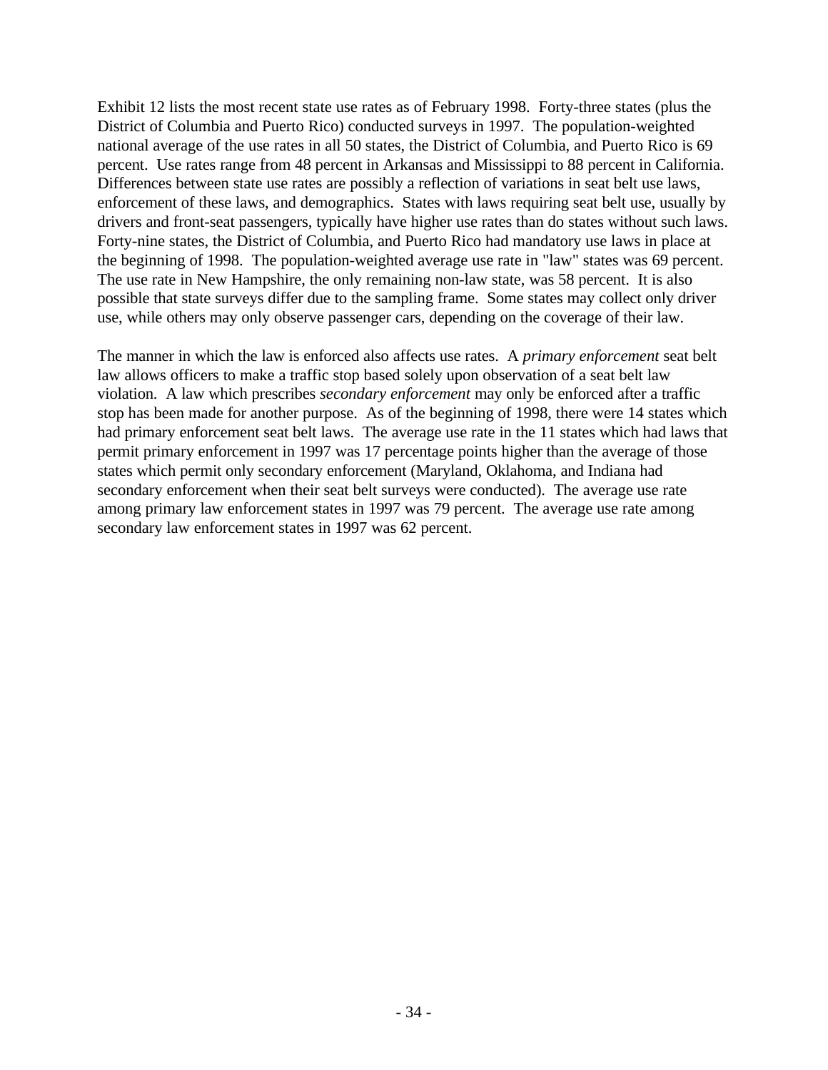Exhibit 12 lists the most recent state use rates as of February 1998. Forty-three states (plus the District of Columbia and Puerto Rico) conducted surveys in 1997. The population-weighted national average of the use rates in all 50 states, the District of Columbia, and Puerto Rico is 69 percent. Use rates range from 48 percent in Arkansas and Mississippi to 88 percent in California. Differences between state use rates are possibly a reflection of variations in seat belt use laws, enforcement of these laws, and demographics. States with laws requiring seat belt use, usually by drivers and front-seat passengers, typically have higher use rates than do states without such laws. Forty-nine states, the District of Columbia, and Puerto Rico had mandatory use laws in place at the beginning of 1998. The population-weighted average use rate in "law" states was 69 percent. The use rate in New Hampshire, the only remaining non-law state, was 58 percent. It is also possible that state surveys differ due to the sampling frame. Some states may collect only driver use, while others may only observe passenger cars, depending on the coverage of their law.

The manner in which the law is enforced also affects use rates. A *primary enforcement* seat belt law allows officers to make a traffic stop based solely upon observation of a seat belt law violation. A law which prescribes *secondary enforcement* may only be enforced after a traffic stop has been made for another purpose. As of the beginning of 1998, there were 14 states which had primary enforcement seat belt laws. The average use rate in the 11 states which had laws that permit primary enforcement in 1997 was 17 percentage points higher than the average of those states which permit only secondary enforcement (Maryland, Oklahoma, and Indiana had secondary enforcement when their seat belt surveys were conducted). The average use rate among primary law enforcement states in 1997 was 79 percent. The average use rate among secondary law enforcement states in 1997 was 62 percent.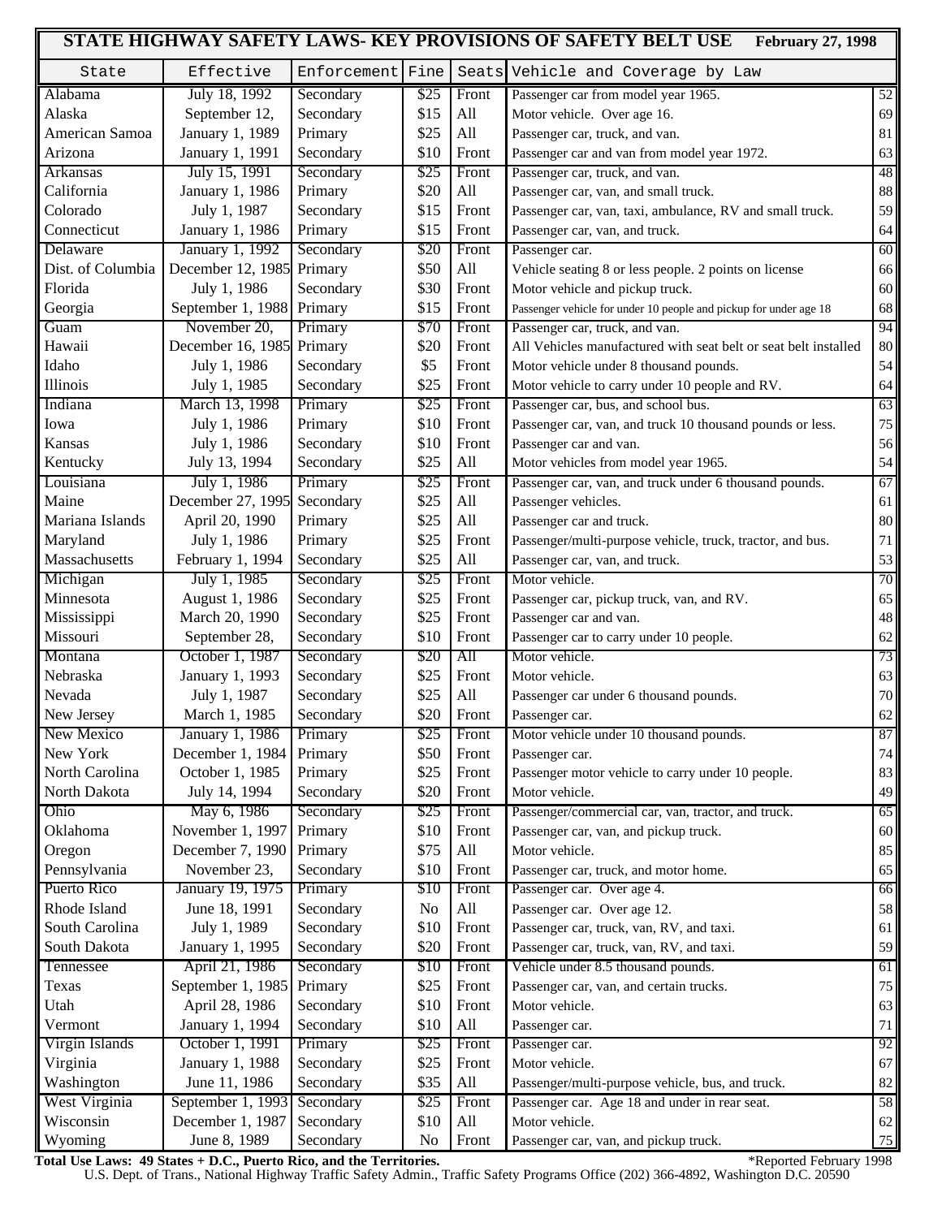# STATE HIGHWAY SAFETY LAWS- KEY PROVISIONS OF SAFETY BELT USE

February 27, 1998

| State | Effective | Enforcement | Fine | Seats | Vehicle and Coverage by Law | |
|---|---|---|---|---|---|---|
| Alabama | July 18, 1992 | Secondary | $25 | Front | Passenger car from model year 1965. | 52 |
| Alaska | September 12, | Secondary | $15 | All | Motor vehicle. Over age 16. | 69 |
| American Samoa | January 1, 1989 | Primary | $25 | All | Passenger car, truck, and van. | 81 |
| Arizona | January 1, 1991 | Secondary | $10 | Front | Passenger car and van from model year 1972. | 63 |
| Arkansas | July 15, 1991 | Secondary | $25 | Front | Passenger car, truck, and van. | 48 |
| California | January 1, 1986 | Primary | $20 | All | Passenger car, van, and small truck. | 88 |
| Colorado | July 1, 1987 | Secondary | $15 | Front | Passenger car, van, taxi, ambulance, RV and small truck. | 59 |
| Connecticut | January 1, 1986 | Primary | $15 | Front | Passenger car, van, and truck. | 64 |
| Delaware | January 1, 1992 | Secondary | $20 | Front | Passenger car. | 60 |
| Dist. of Columbia | December 12, 1985 | Primary | $50 | All | Vehicle seating 8 or less people. 2 points on license | 66 |
| Florida | July 1, 1986 | Secondary | $30 | Front | Motor vehicle and pickup truck. | 60 |
| Georgia | September 1, 1988 | Primary | $15 | Front | Passenger vehicle for under 10 people and pickup for under age 18 | 68 |
| Guam | November 20, | Primary | $70 | Front | Passenger car, truck, and van. | 94 |
| Hawaii | December 16, 1985 | Primary | $20 | Front | All Vehicles manufactured with seat belt or seat belt installed | 80 |
| Idaho | July 1, 1986 | Secondary | $5 | Front | Motor vehicle under 8 thousand pounds. | 54 |
| Illinois | July 1, 1985 | Secondary | $25 | Front | Motor vehicle to carry under 10 people and RV. | 64 |
| Indiana | March 13, 1998 | Primary | $25 | Front | Passenger car, bus, and school bus. | 63 |
| Iowa | July 1, 1986 | Primary | $10 | Front | Passenger car, van, and truck 10 thousand pounds or less. | 75 |
| Kansas | July 1, 1986 | Secondary | $10 | Front | Passenger car and van. | 56 |
| Kentucky | July 13, 1994 | Secondary | $25 | All | Motor vehicles from model year 1965. | 54 |
| Louisiana | July 1, 1986 | Primary | $25 | Front | Passenger car, van, and truck under 6 thousand pounds. | 67 |
| Maine | December 27, 1995 | Secondary | $25 | All | Passenger vehicles. | 61 |
| Mariana Islands | April 20, 1990 | Primary | $25 | All | Passenger car and truck. | 80 |
| Maryland | July 1, 1986 | Primary | $25 | Front | Passenger/multi-purpose vehicle, truck, tractor, and bus. | 71 |
| Massachusetts | February 1, 1994 | Secondary | $25 | All | Passenger car, van, and truck. | 53 |
| Michigan | July 1, 1985 | Secondary | $25 | Front | Motor vehicle. | 70 |
| Minnesota | August 1, 1986 | Secondary | $25 | Front | Passenger car, pickup truck, van, and RV. | 65 |
| Mississippi | March 20, 1990 | Secondary | $25 | Front | Passenger car and van. | 48 |
| Missouri | September 28, | Secondary | $10 | Front | Passenger car to carry under 10 people. | 62 |
| Montana | October 1, 1987 | Secondary | $20 | All | Motor vehicle. | 73 |
| Nebraska | January 1, 1993 | Secondary | $25 | Front | Motor vehicle. | 63 |
| Nevada | July 1, 1987 | Secondary | $25 | All | Passenger car under 6 thousand pounds. | 70 |
| New Jersey | March 1, 1985 | Secondary | $20 | Front | Passenger car. | 62 |
| New Mexico | January 1, 1986 | Primary | $25 | Front | Motor vehicle under 10 thousand pounds. | 87 |
| New York | December 1, 1984 | Primary | $50 | Front | Passenger car. | 74 |
| North Carolina | October 1, 1985 | Primary | $25 | Front | Passenger motor vehicle to carry under 10 people. | 83 |
| North Dakota | July 14, 1994 | Secondary | $20 | Front | Motor vehicle. | 49 |
| Ohio | May 6, 1986 | Secondary | $25 | Front | Passenger/commercial car, van, tractor, and truck. | 65 |
| Oklahoma | November 1, 1997 | Primary | $10 | Front | Passenger car, van, and pickup truck. | 60 |
| Oregon | December 7, 1990 | Primary | $75 | All | Motor vehicle. | 85 |
| Pennsylvania | November 23, | Secondary | $10 | Front | Passenger car, truck, and motor home. | 65 |
| Puerto Rico | January 19, 1975 | Primary | $10 | Front | Passenger car. Over age 4. | 66 |
| Rhode Island | June 18, 1991 | Secondary | No | All | Passenger car. Over age 12. | 58 |
| South Carolina | July 1, 1989 | Secondary | $10 | Front | Passenger car, truck, van, RV, and taxi. | 61 |
| South Dakota | January 1, 1995 | Secondary | $20 | Front | Passenger car, truck, van, RV, and taxi. | 59 |
| Tennessee | April 21, 1986 | Secondary | $10 | Front | Vehicle under 8.5 thousand pounds. | 61 |
| Texas | September 1, 1985 | Primary | $25 | Front | Passenger car, van, and certain trucks. | 75 |
| Utah | April 28, 1986 | Secondary | $10 | Front | Motor vehicle. | 63 |
| Vermont | January 1, 1994 | Secondary | $10 | All | Passenger car. | 71 |
| Virgin Islands | October 1, 1991 | Primary | $25 | Front | Passenger car. | 92 |
| Virginia | January 1, 1988 | Secondary | $25 | Front | Motor vehicle. | 67 |
| Washington | June 11, 1986 | Secondary | $35 | All | Passenger/multi-purpose vehicle, bus, and truck. | 82 |
| West Virginia | September 1, 1993 | Secondary | $25 | Front | Passenger car. Age 18 and under in rear seat. | 58 |
| Wisconsin | December 1, 1987 | Secondary | $10 | All | Motor vehicle. | 62 |
| Wyoming | June 8, 1989 | Secondary | No | Front | Passenger car, van, and pickup truck. | 75 |

**Total Use Laws: 49 States + D.C., Puerto Rico, and the Territories.** *Reported February 1998

U.S. Dept. of Trans., National Highway Traffic Safety Admin., Traffic Safety Programs Office (202) 366-4892, Washington D.C. 20590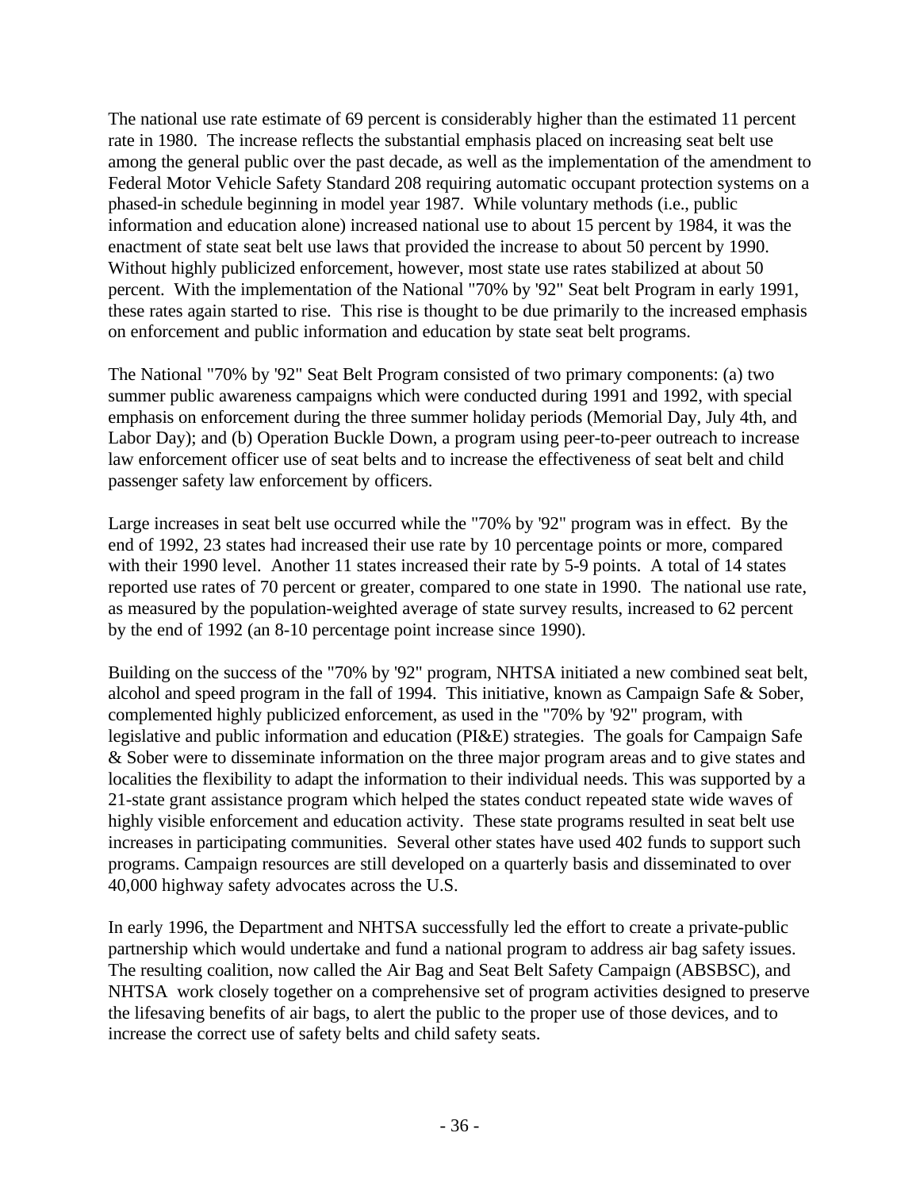The national use rate estimate of 69 percent is considerably higher than the estimated 11 percent rate in 1980. The increase reflects the substantial emphasis placed on increasing seat belt use among the general public over the past decade, as well as the implementation of the amendment to Federal Motor Vehicle Safety Standard 208 requiring automatic occupant protection systems on a phased-in schedule beginning in model year 1987. While voluntary methods (i.e., public information and education alone) increased national use to about 15 percent by 1984, it was the enactment of state seat belt use laws that provided the increase to about 50 percent by 1990. Without highly publicized enforcement, however, most state use rates stabilized at about 50 percent. With the implementation of the National "70% by '92" Seat belt Program in early 1991, these rates again started to rise. This rise is thought to be due primarily to the increased emphasis on enforcement and public information and education by state seat belt programs.

The National "70% by '92" Seat Belt Program consisted of two primary components: (a) two summer public awareness campaigns which were conducted during 1991 and 1992, with special emphasis on enforcement during the three summer holiday periods (Memorial Day, July 4th, and Labor Day); and (b) Operation Buckle Down, a program using peer-to-peer outreach to increase law enforcement officer use of seat belts and to increase the effectiveness of seat belt and child passenger safety law enforcement by officers.

Large increases in seat belt use occurred while the "70% by '92" program was in effect. By the end of 1992, 23 states had increased their use rate by 10 percentage points or more, compared with their 1990 level. Another 11 states increased their rate by 5-9 points. A total of 14 states reported use rates of 70 percent or greater, compared to one state in 1990. The national use rate, as measured by the population-weighted average of state survey results, increased to 62 percent by the end of 1992 (an 8-10 percentage point increase since 1990).

Building on the success of the "70% by '92" program, NHTSA initiated a new combined seat belt, alcohol and speed program in the fall of 1994. This initiative, known as Campaign Safe & Sober, complemented highly publicized enforcement, as used in the "70% by '92" program, with legislative and public information and education (PI&E) strategies. The goals for Campaign Safe & Sober were to disseminate information on the three major program areas and to give states and localities the flexibility to adapt the information to their individual needs. This was supported by a 21-state grant assistance program which helped the states conduct repeated state wide waves of highly visible enforcement and education activity. These state programs resulted in seat belt use increases in participating communities. Several other states have used 402 funds to support such programs. Campaign resources are still developed on a quarterly basis and disseminated to over 40,000 highway safety advocates across the U.S.

In early 1996, the Department and NHTSA successfully led the effort to create a private-public partnership which would undertake and fund a national program to address air bag safety issues. The resulting coalition, now called the Air Bag and Seat Belt Safety Campaign (ABSBSC), and NHTSA work closely together on a comprehensive set of program activities designed to preserve the lifesaving benefits of air bags, to alert the public to the proper use of those devices, and to increase the correct use of safety belts and child safety seats.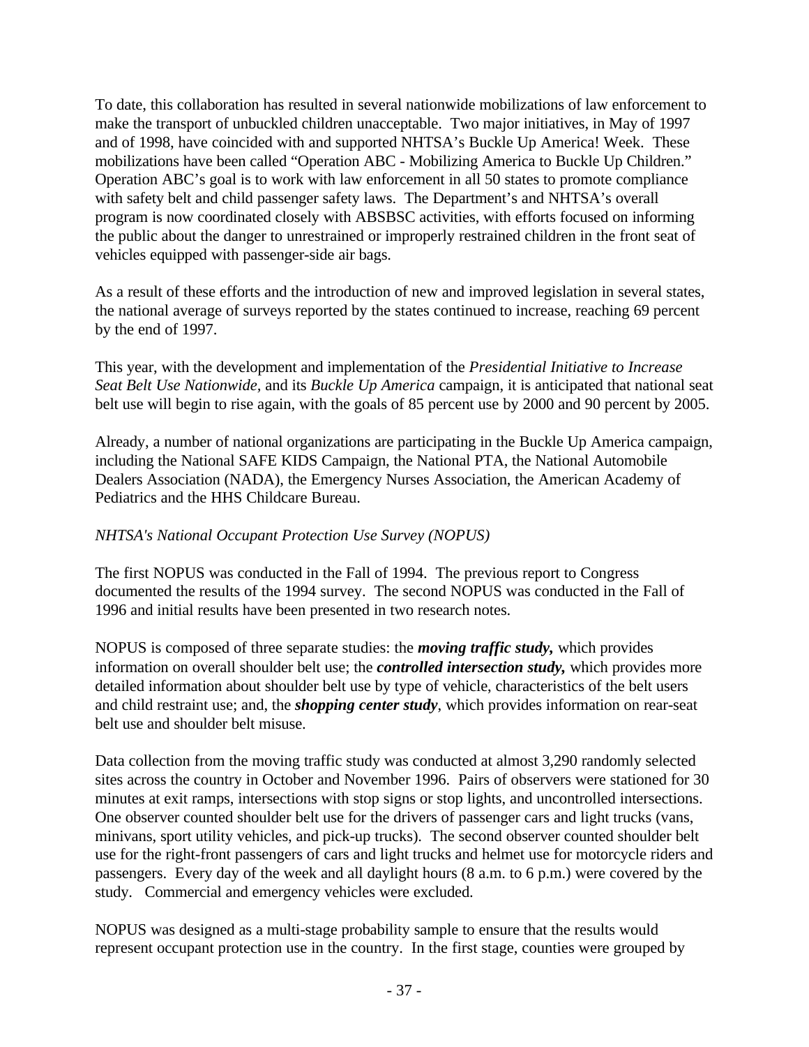To date, this collaboration has resulted in several nationwide mobilizations of law enforcement to make the transport of unbuckled children unacceptable. Two major initiatives, in May of 1997 and of 1998, have coincided with and supported NHTSA's Buckle Up America! Week. These mobilizations have been called "Operation ABC - Mobilizing America to Buckle Up Children." Operation ABC's goal is to work with law enforcement in all 50 states to promote compliance with safety belt and child passenger safety laws. The Department's and NHTSA's overall program is now coordinated closely with ABSBSC activities, with efforts focused on informing the public about the danger to unrestrained or improperly restrained children in the front seat of vehicles equipped with passenger-side air bags.

As a result of these efforts and the introduction of new and improved legislation in several states, the national average of surveys reported by the states continued to increase, reaching 69 percent by the end of 1997.

This year, with the development and implementation of the *Presidential Initiative to Increase Seat Belt Use Nationwide,* and its *Buckle Up America* campaign, it is anticipated that national seat belt use will begin to rise again, with the goals of 85 percent use by 2000 and 90 percent by 2005.

Already, a number of national organizations are participating in the Buckle Up America campaign, including the National SAFE KIDS Campaign, the National PTA, the National Automobile Dealers Association (NADA), the Emergency Nurses Association, the American Academy of Pediatrics and the HHS Childcare Bureau.

*NHTSA's National Occupant Protection Use Survey (NOPUS)*

The first NOPUS was conducted in the Fall of 1994. The previous report to Congress documented the results of the 1994 survey. The second NOPUS was conducted in the Fall of 1996 and initial results have been presented in two research notes.

NOPUS is composed of three separate studies: the ***moving traffic study,*** which provides information on overall shoulder belt use; the ***controlled intersection study,*** which provides more detailed information about shoulder belt use by type of vehicle, characteristics of the belt users and child restraint use; and, the ***shopping center study***, which provides information on rear-seat belt use and shoulder belt misuse.

Data collection from the moving traffic study was conducted at almost 3,290 randomly selected sites across the country in October and November 1996. Pairs of observers were stationed for 30 minutes at exit ramps, intersections with stop signs or stop lights, and uncontrolled intersections. One observer counted shoulder belt use for the drivers of passenger cars and light trucks (vans, minivans, sport utility vehicles, and pick-up trucks). The second observer counted shoulder belt use for the right-front passengers of cars and light trucks and helmet use for motorcycle riders and passengers. Every day of the week and all daylight hours (8 a.m. to 6 p.m.) were covered by the study. Commercial and emergency vehicles were excluded.

NOPUS was designed as a multi-stage probability sample to ensure that the results would represent occupant protection use in the country. In the first stage, counties were grouped by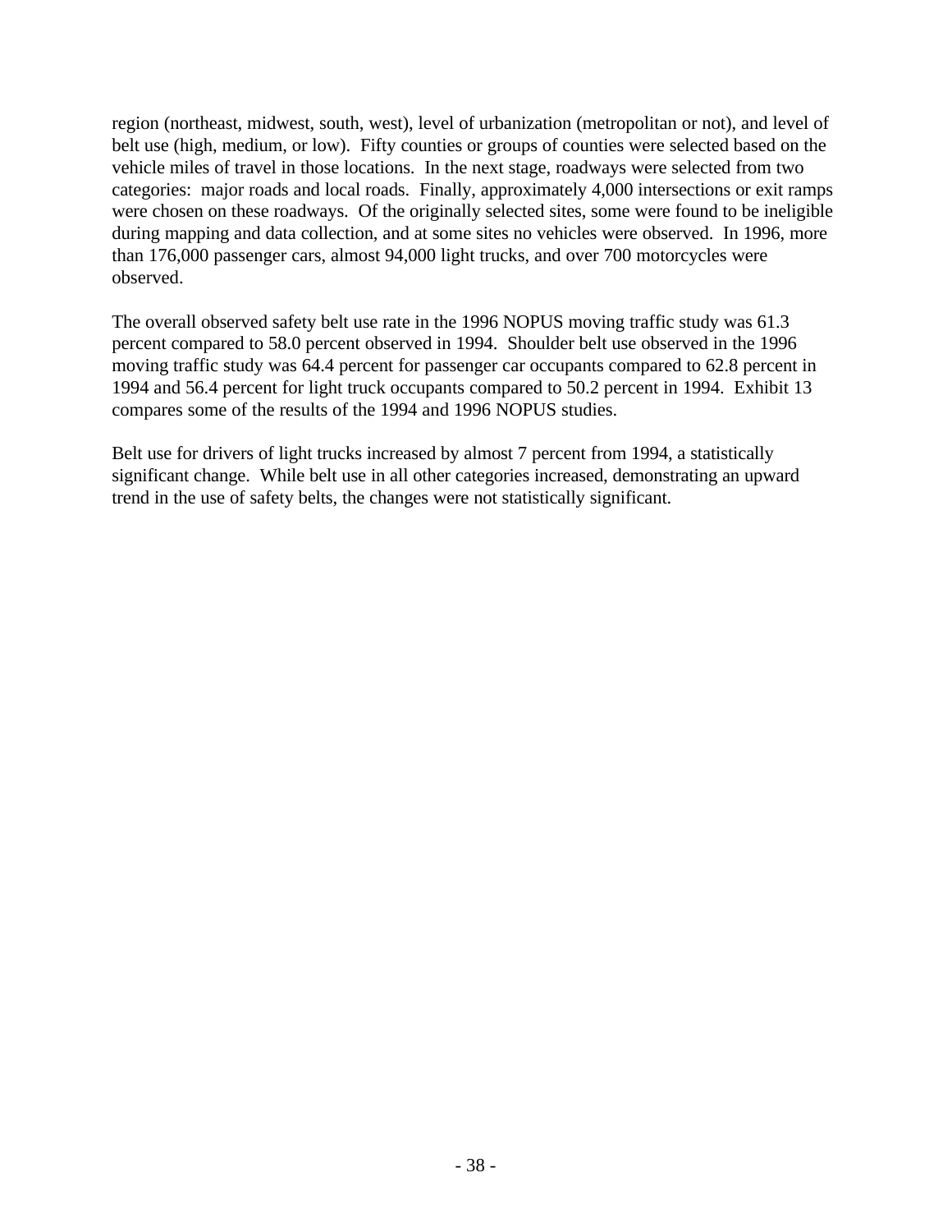region (northeast, midwest, south, west), level of urbanization (metropolitan or not), and level of belt use (high, medium, or low). Fifty counties or groups of counties were selected based on the vehicle miles of travel in those locations. In the next stage, roadways were selected from two categories: major roads and local roads. Finally, approximately 4,000 intersections or exit ramps were chosen on these roadways. Of the originally selected sites, some were found to be ineligible during mapping and data collection, and at some sites no vehicles were observed. In 1996, more than 176,000 passenger cars, almost 94,000 light trucks, and over 700 motorcycles were observed.

The overall observed safety belt use rate in the 1996 NOPUS moving traffic study was 61.3 percent compared to 58.0 percent observed in 1994. Shoulder belt use observed in the 1996 moving traffic study was 64.4 percent for passenger car occupants compared to 62.8 percent in 1994 and 56.4 percent for light truck occupants compared to 50.2 percent in 1994. Exhibit 13 compares some of the results of the 1994 and 1996 NOPUS studies.

Belt use for drivers of light trucks increased by almost 7 percent from 1994, a statistically significant change. While belt use in all other categories increased, demonstrating an upward trend in the use of safety belts, the changes were not statistically significant.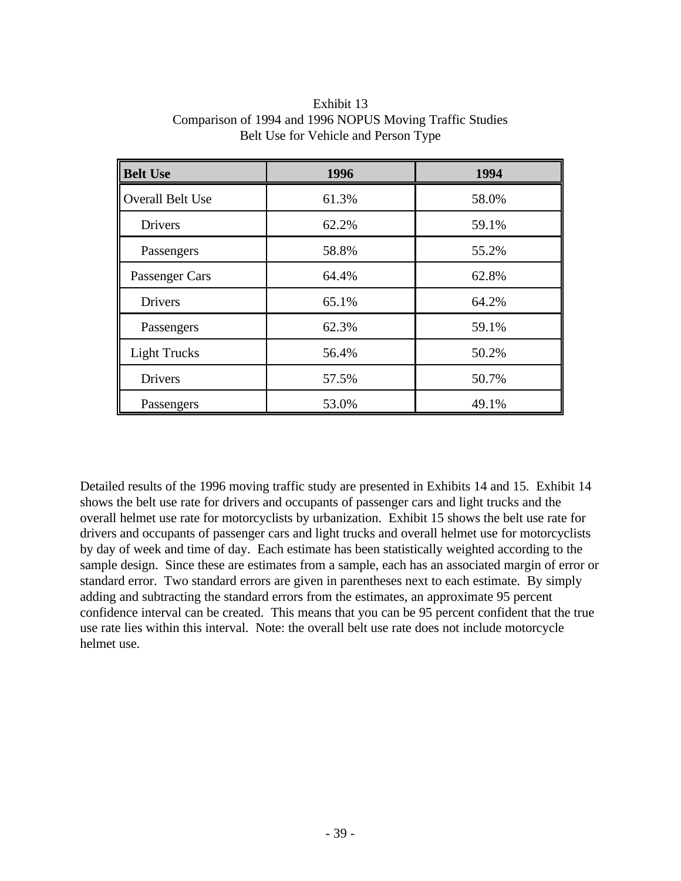Exhibit 13
Comparison of 1994 and 1996 NOPUS Moving Traffic Studies
Belt Use for Vehicle and Person Type

| **Belt Use** | **1996** | **1994** |
|---|---|---|
| Overall Belt Use | 61.3% | 58.0% |
| Drivers | 62.2% | 59.1% |
| Passengers | 58.8% | 55.2% |
| Passenger Cars | 64.4% | 62.8% |
| Drivers | 65.1% | 64.2% |
| Passengers | 62.3% | 59.1% |
| Light Trucks | 56.4% | 50.2% |
| Drivers | 57.5% | 50.7% |
| Passengers | 53.0% | 49.1% |

Detailed results of the 1996 moving traffic study are presented in Exhibits 14 and 15. Exhibit 14 shows the belt use rate for drivers and occupants of passenger cars and light trucks and the overall helmet use rate for motorcyclists by urbanization. Exhibit 15 shows the belt use rate for drivers and occupants of passenger cars and light trucks and overall helmet use for motorcyclists by day of week and time of day. Each estimate has been statistically weighted according to the sample design. Since these are estimates from a sample, each has an associated margin of error or standard error. Two standard errors are given in parentheses next to each estimate. By simply adding and subtracting the standard errors from the estimates, an approximate 95 percent confidence interval can be created. This means that you can be 95 percent confident that the true use rate lies within this interval. Note: the overall belt use rate does not include motorcycle helmet use.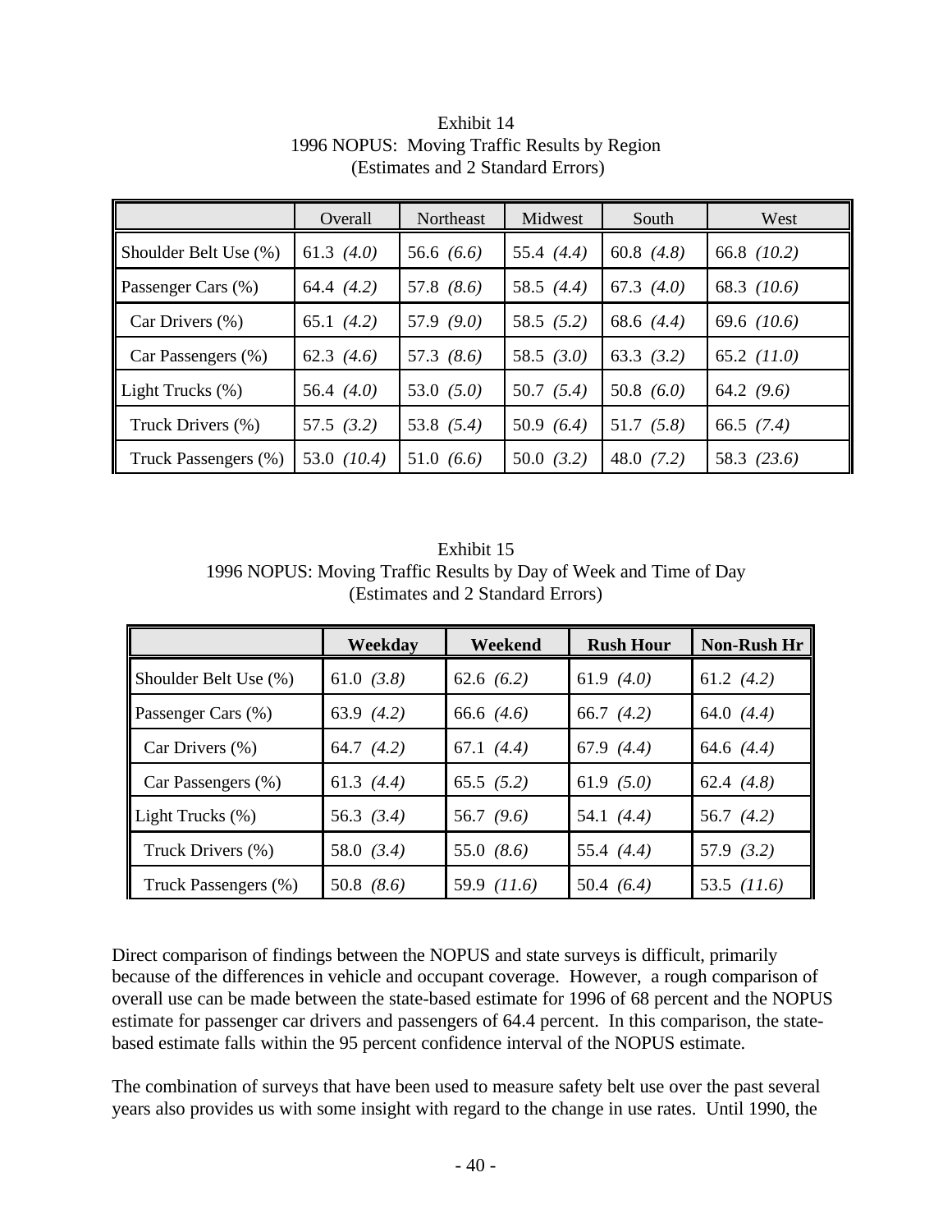Exhibit 14
1996 NOPUS: Moving Traffic Results by Region
(Estimates and 2 Standard Errors)

| | Overall | Northeast | Midwest | South | West |
|---|---|---|---|---|---|
| Shoulder Belt Use (%) | 61.3 *(4.0)* | 56.6 *(6.6)* | 55.4 *(4.4)* | 60.8 *(4.8)* | 66.8 *(10.2)* |
| Passenger Cars (%) | 64.4 *(4.2)* | 57.8 *(8.6)* | 58.5 *(4.4)* | 67.3 *(4.0)* | 68.3 *(10.6)* |
| Car Drivers (%) | 65.1 *(4.2)* | 57.9 *(9.0)* | 58.5 *(5.2)* | 68.6 *(4.4)* | 69.6 *(10.6)* |
| Car Passengers (%) | 62.3 *(4.6)* | 57.3 *(8.6)* | 58.5 *(3.0)* | 63.3 *(3.2)* | 65.2 *(11.0)* |
| Light Trucks (%) | 56.4 *(4.0)* | 53.0 *(5.0)* | 50.7 *(5.4)* | 50.8 *(6.0)* | 64.2 *(9.6)* |
| Truck Drivers (%) | 57.5 *(3.2)* | 53.8 *(5.4)* | 50.9 *(6.4)* | 51.7 *(5.8)* | 66.5 *(7.4)* |
| Truck Passengers (%) | 53.0 *(10.4)* | 51.0 *(6.6)* | 50.0 *(3.2)* | 48.0 *(7.2)* | 58.3 *(23.6)* |

Exhibit 15
1996 NOPUS: Moving Traffic Results by Day of Week and Time of Day
(Estimates and 2 Standard Errors)

| | **Weekday** | **Weekend** | **Rush Hour** | **Non-Rush Hr** |
|---|---|---|---|---|
| Shoulder Belt Use (%) | 61.0 *(3.8)* | 62.6 *(6.2)* | 61.9 *(4.0)* | 61.2 *(4.2)* |
| Passenger Cars (%) | 63.9 *(4.2)* | 66.6 *(4.6)* | 66.7 *(4.2)* | 64.0 *(4.4)* |
| Car Drivers (%) | 64.7 *(4.2)* | 67.1 *(4.4)* | 67.9 *(4.4)* | 64.6 *(4.4)* |
| Car Passengers (%) | 61.3 *(4.4)* | 65.5 *(5.2)* | 61.9 *(5.0)* | 62.4 *(4.8)* |
| Light Trucks (%) | 56.3 *(3.4)* | 56.7 *(9.6)* | 54.1 *(4.4)* | 56.7 *(4.2)* |
| Truck Drivers (%) | 58.0 *(3.4)* | 55.0 *(8.6)* | 55.4 *(4.4)* | 57.9 *(3.2)* |
| Truck Passengers (%) | 50.8 *(8.6)* | 59.9 *(11.6)* | 50.4 *(6.4)* | 53.5 *(11.6)* |

Direct comparison of findings between the NOPUS and state surveys is difficult, primarily because of the differences in vehicle and occupant coverage. However, a rough comparison of overall use can be made between the state-based estimate for 1996 of 68 percent and the NOPUS estimate for passenger car drivers and passengers of 64.4 percent. In this comparison, the state-based estimate falls within the 95 percent confidence interval of the NOPUS estimate.

The combination of surveys that have been used to measure safety belt use over the past several years also provides us with some insight with regard to the change in use rates. Until 1990, the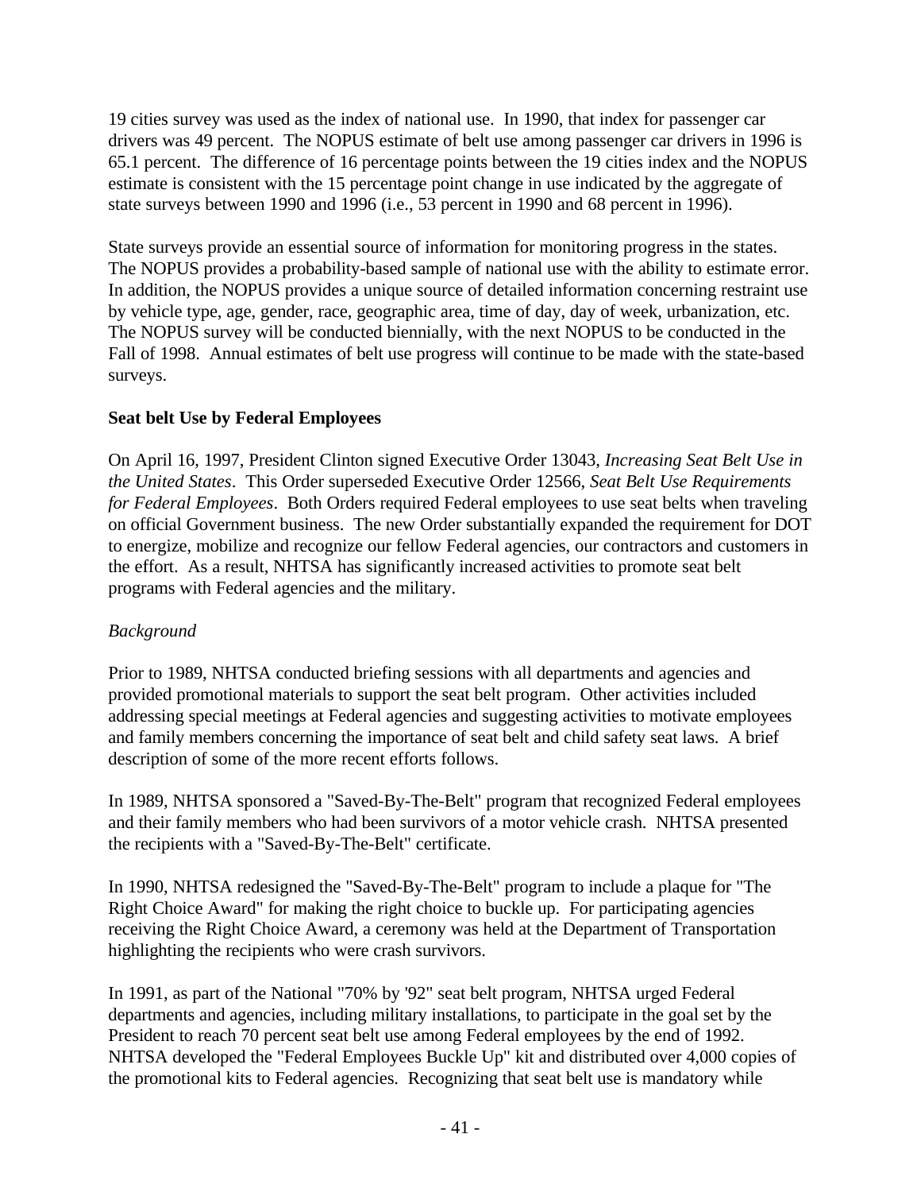19 cities survey was used as the index of national use. In 1990, that index for passenger car drivers was 49 percent. The NOPUS estimate of belt use among passenger car drivers in 1996 is 65.1 percent. The difference of 16 percentage points between the 19 cities index and the NOPUS estimate is consistent with the 15 percentage point change in use indicated by the aggregate of state surveys between 1990 and 1996 (i.e., 53 percent in 1990 and 68 percent in 1996).

State surveys provide an essential source of information for monitoring progress in the states. The NOPUS provides a probability-based sample of national use with the ability to estimate error. In addition, the NOPUS provides a unique source of detailed information concerning restraint use by vehicle type, age, gender, race, geographic area, time of day, day of week, urbanization, etc. The NOPUS survey will be conducted biennially, with the next NOPUS to be conducted in the Fall of 1998. Annual estimates of belt use progress will continue to be made with the state-based surveys.

**Seat belt Use by Federal Employees**

On April 16, 1997, President Clinton signed Executive Order 13043, *Increasing Seat Belt Use in the United States*. This Order superseded Executive Order 12566, *Seat Belt Use Requirements for Federal Employees*. Both Orders required Federal employees to use seat belts when traveling on official Government business. The new Order substantially expanded the requirement for DOT to energize, mobilize and recognize our fellow Federal agencies, our contractors and customers in the effort. As a result, NHTSA has significantly increased activities to promote seat belt programs with Federal agencies and the military.

*Background*

Prior to 1989, NHTSA conducted briefing sessions with all departments and agencies and provided promotional materials to support the seat belt program. Other activities included addressing special meetings at Federal agencies and suggesting activities to motivate employees and family members concerning the importance of seat belt and child safety seat laws. A brief description of some of the more recent efforts follows.

In 1989, NHTSA sponsored a "Saved-By-The-Belt" program that recognized Federal employees and their family members who had been survivors of a motor vehicle crash. NHTSA presented the recipients with a "Saved-By-The-Belt" certificate.

In 1990, NHTSA redesigned the "Saved-By-The-Belt" program to include a plaque for "The Right Choice Award" for making the right choice to buckle up. For participating agencies receiving the Right Choice Award, a ceremony was held at the Department of Transportation highlighting the recipients who were crash survivors.

In 1991, as part of the National "70% by '92" seat belt program, NHTSA urged Federal departments and agencies, including military installations, to participate in the goal set by the President to reach 70 percent seat belt use among Federal employees by the end of 1992. NHTSA developed the "Federal Employees Buckle Up" kit and distributed over 4,000 copies of the promotional kits to Federal agencies. Recognizing that seat belt use is mandatory while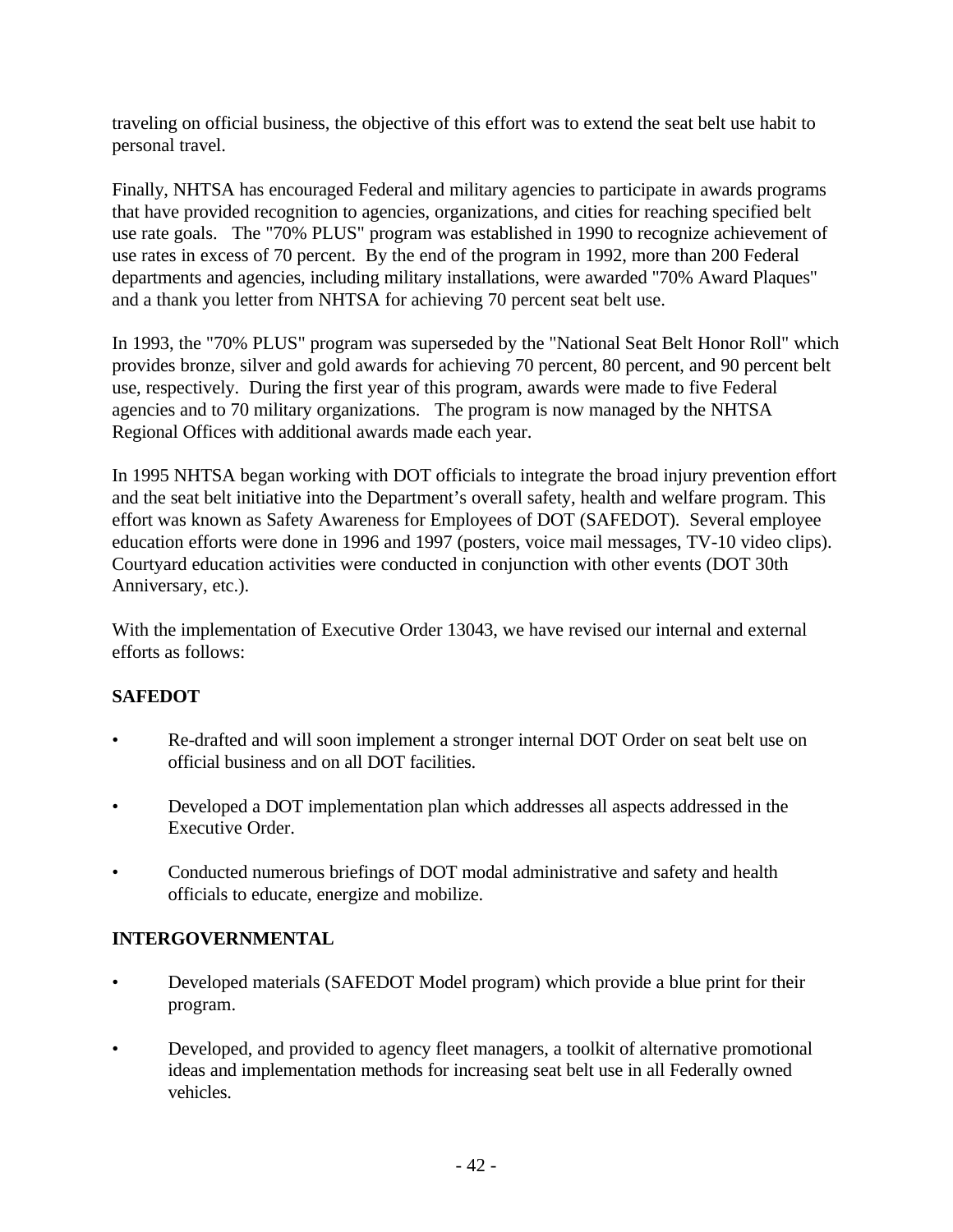traveling on official business, the objective of this effort was to extend the seat belt use habit to personal travel.

Finally, NHTSA has encouraged Federal and military agencies to participate in awards programs that have provided recognition to agencies, organizations, and cities for reaching specified belt use rate goals. The "70% PLUS" program was established in 1990 to recognize achievement of use rates in excess of 70 percent. By the end of the program in 1992, more than 200 Federal departments and agencies, including military installations, were awarded "70% Award Plaques" and a thank you letter from NHTSA for achieving 70 percent seat belt use.

In 1993, the "70% PLUS" program was superseded by the "National Seat Belt Honor Roll" which provides bronze, silver and gold awards for achieving 70 percent, 80 percent, and 90 percent belt use, respectively. During the first year of this program, awards were made to five Federal agencies and to 70 military organizations. The program is now managed by the NHTSA Regional Offices with additional awards made each year.

In 1995 NHTSA began working with DOT officials to integrate the broad injury prevention effort and the seat belt initiative into the Department's overall safety, health and welfare program. This effort was known as Safety Awareness for Employees of DOT (SAFEDOT). Several employee education efforts were done in 1996 and 1997 (posters, voice mail messages, TV-10 video clips). Courtyard education activities were conducted in conjunction with other events (DOT 30th Anniversary, etc.).

With the implementation of Executive Order 13043, we have revised our internal and external efforts as follows:

**SAFEDOT**

- Re-drafted and will soon implement a stronger internal DOT Order on seat belt use on official business and on all DOT facilities.
- Developed a DOT implementation plan which addresses all aspects addressed in the Executive Order.
- Conducted numerous briefings of DOT modal administrative and safety and health officials to educate, energize and mobilize.

**INTERGOVERNMENTAL**

- Developed materials (SAFEDOT Model program) which provide a blue print for their program.
- Developed, and provided to agency fleet managers, a toolkit of alternative promotional ideas and implementation methods for increasing seat belt use in all Federally owned vehicles.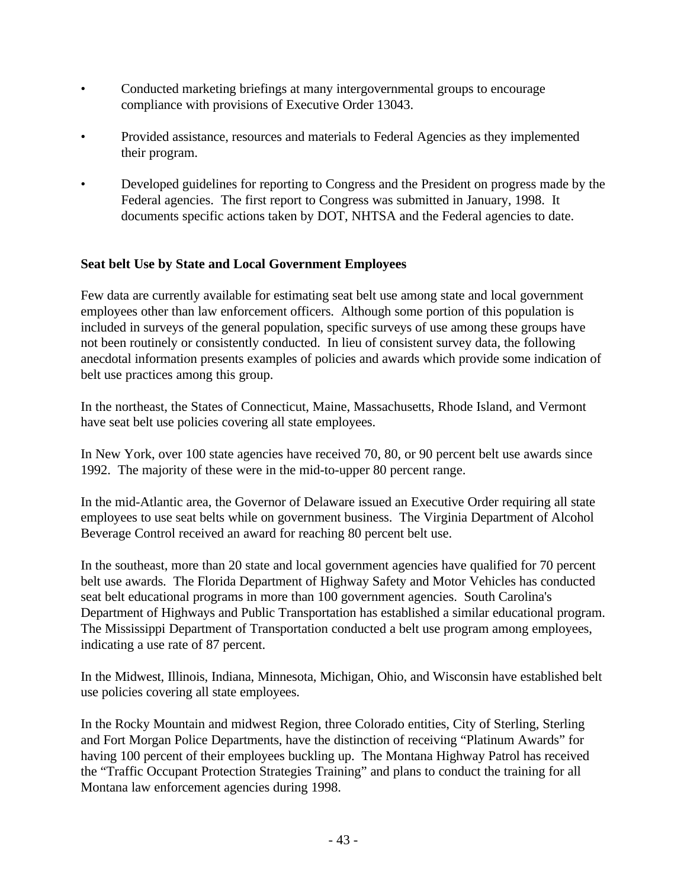- Conducted marketing briefings at many intergovernmental groups to encourage compliance with provisions of Executive Order 13043.
- Provided assistance, resources and materials to Federal Agencies as they implemented their program.
- Developed guidelines for reporting to Congress and the President on progress made by the Federal agencies. The first report to Congress was submitted in January, 1998. It documents specific actions taken by DOT, NHTSA and the Federal agencies to date.

**Seat belt Use by State and Local Government Employees**

Few data are currently available for estimating seat belt use among state and local government employees other than law enforcement officers. Although some portion of this population is included in surveys of the general population, specific surveys of use among these groups have not been routinely or consistently conducted. In lieu of consistent survey data, the following anecdotal information presents examples of policies and awards which provide some indication of belt use practices among this group.

In the northeast, the States of Connecticut, Maine, Massachusetts, Rhode Island, and Vermont have seat belt use policies covering all state employees.

In New York, over 100 state agencies have received 70, 80, or 90 percent belt use awards since 1992. The majority of these were in the mid-to-upper 80 percent range.

In the mid-Atlantic area, the Governor of Delaware issued an Executive Order requiring all state employees to use seat belts while on government business. The Virginia Department of Alcohol Beverage Control received an award for reaching 80 percent belt use.

In the southeast, more than 20 state and local government agencies have qualified for 70 percent belt use awards. The Florida Department of Highway Safety and Motor Vehicles has conducted seat belt educational programs in more than 100 government agencies. South Carolina's Department of Highways and Public Transportation has established a similar educational program. The Mississippi Department of Transportation conducted a belt use program among employees, indicating a use rate of 87 percent.

In the Midwest, Illinois, Indiana, Minnesota, Michigan, Ohio, and Wisconsin have established belt use policies covering all state employees.

In the Rocky Mountain and midwest Region, three Colorado entities, City of Sterling, Sterling and Fort Morgan Police Departments, have the distinction of receiving "Platinum Awards" for having 100 percent of their employees buckling up. The Montana Highway Patrol has received the "Traffic Occupant Protection Strategies Training" and plans to conduct the training for all Montana law enforcement agencies during 1998.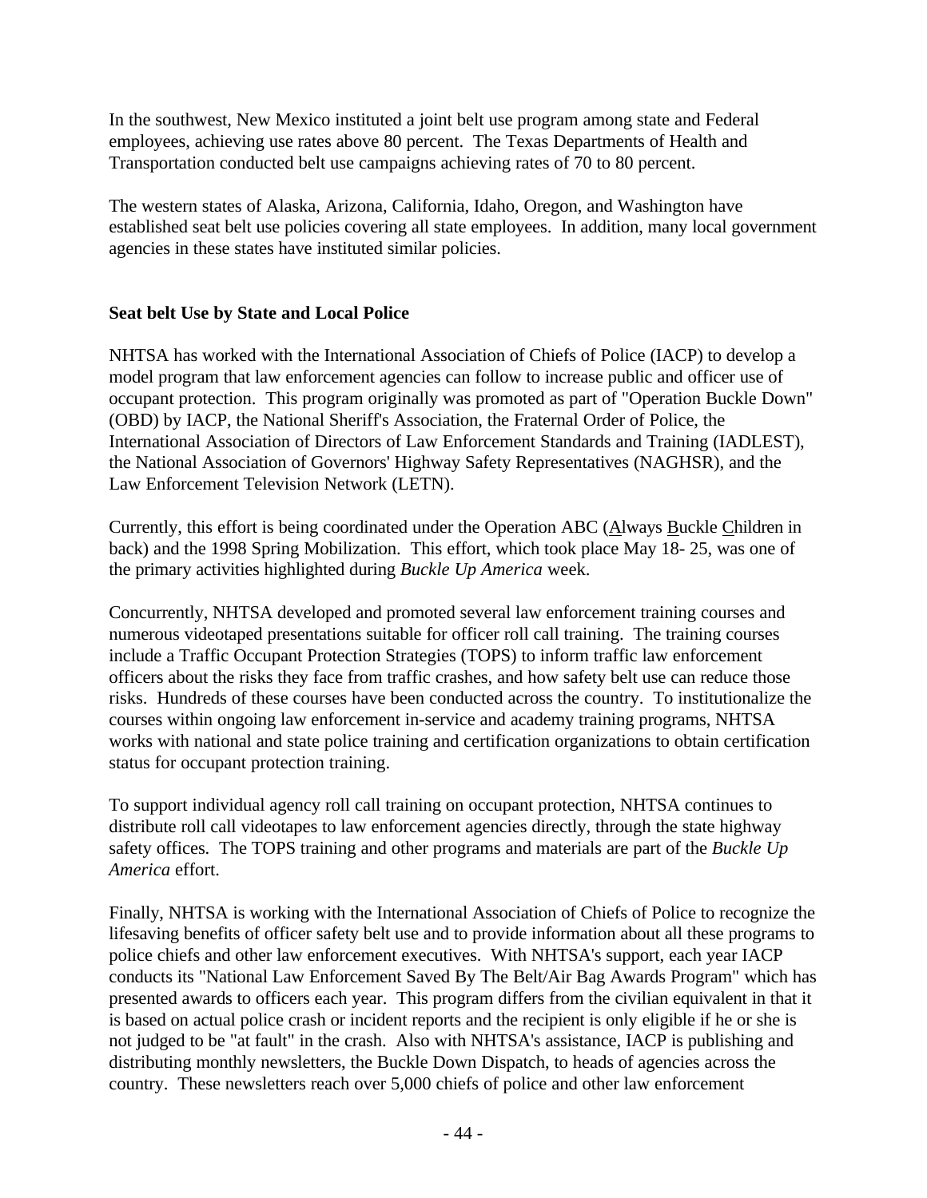In the southwest, New Mexico instituted a joint belt use program among state and Federal employees, achieving use rates above 80 percent. The Texas Departments of Health and Transportation conducted belt use campaigns achieving rates of 70 to 80 percent.

The western states of Alaska, Arizona, California, Idaho, Oregon, and Washington have established seat belt use policies covering all state employees. In addition, many local government agencies in these states have instituted similar policies.

**Seat belt Use by State and Local Police**

NHTSA has worked with the International Association of Chiefs of Police (IACP) to develop a model program that law enforcement agencies can follow to increase public and officer use of occupant protection. This program originally was promoted as part of "Operation Buckle Down" (OBD) by IACP, the National Sheriff's Association, the Fraternal Order of Police, the International Association of Directors of Law Enforcement Standards and Training (IADLEST), the National Association of Governors' Highway Safety Representatives (NAGHSR), and the Law Enforcement Television Network (LETN).

Currently, this effort is being coordinated under the Operation ABC (Always Buckle Children in back) and the 1998 Spring Mobilization. This effort, which took place May 18- 25, was one of the primary activities highlighted during *Buckle Up America* week.

Concurrently, NHTSA developed and promoted several law enforcement training courses and numerous videotaped presentations suitable for officer roll call training. The training courses include a Traffic Occupant Protection Strategies (TOPS) to inform traffic law enforcement officers about the risks they face from traffic crashes, and how safety belt use can reduce those risks. Hundreds of these courses have been conducted across the country. To institutionalize the courses within ongoing law enforcement in-service and academy training programs, NHTSA works with national and state police training and certification organizations to obtain certification status for occupant protection training.

To support individual agency roll call training on occupant protection, NHTSA continues to distribute roll call videotapes to law enforcement agencies directly, through the state highway safety offices. The TOPS training and other programs and materials are part of the *Buckle Up America* effort.

Finally, NHTSA is working with the International Association of Chiefs of Police to recognize the lifesaving benefits of officer safety belt use and to provide information about all these programs to police chiefs and other law enforcement executives. With NHTSA's support, each year IACP conducts its "National Law Enforcement Saved By The Belt/Air Bag Awards Program" which has presented awards to officers each year. This program differs from the civilian equivalent in that it is based on actual police crash or incident reports and the recipient is only eligible if he or she is not judged to be "at fault" in the crash. Also with NHTSA's assistance, IACP is publishing and distributing monthly newsletters, the Buckle Down Dispatch, to heads of agencies across the country. These newsletters reach over 5,000 chiefs of police and other law enforcement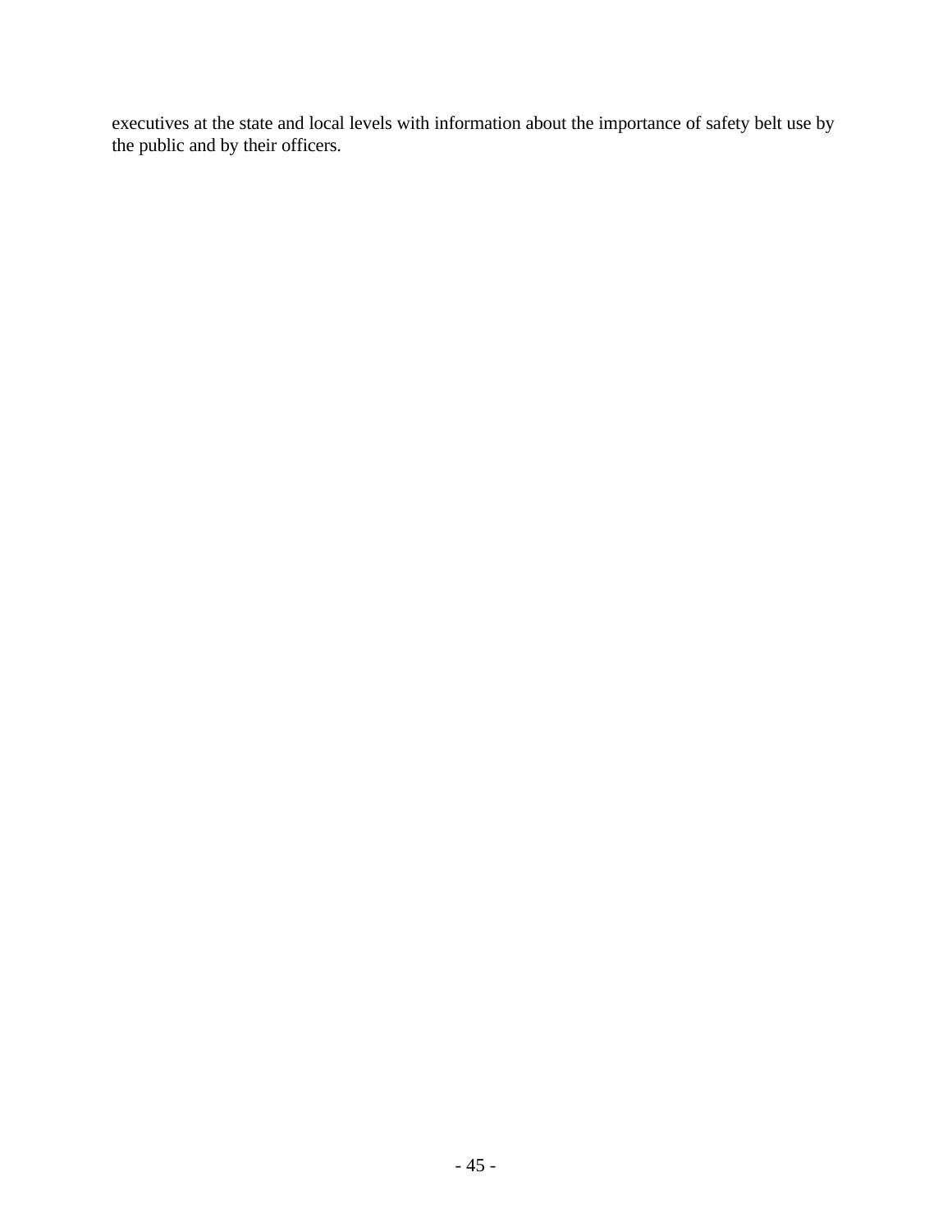executives at the state and local levels with information about the importance of safety belt use by the public and by their officers.